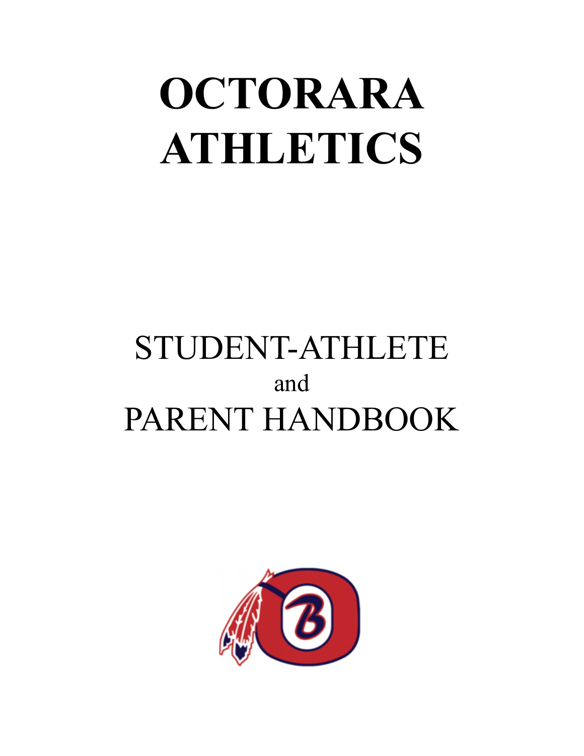# OCTORARA ATHLETICS

## STUDENT-ATHLETE
and
## PARENT HANDBOOK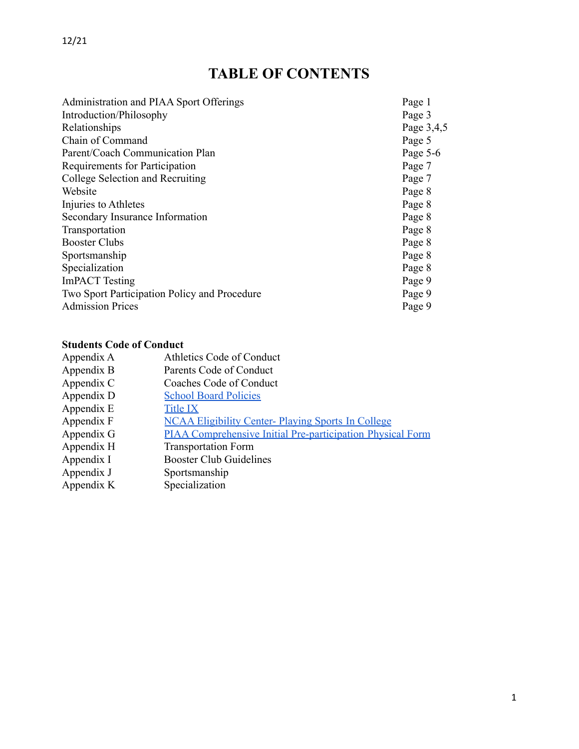12/21

# TABLE OF CONTENTS

| | |
|---|---|
| Administration and PIAA Sport Offerings | Page 1 |
| Introduction/Philosophy | Page 3 |
| Relationships | Page 3,4,5 |
| Chain of Command | Page 5 |
| Parent/Coach Communication Plan | Page 5-6 |
| Requirements for Participation | Page 7 |
| College Selection and Recruiting | Page 7 |
| Website | Page 8 |
| Injuries to Athletes | Page 8 |
| Secondary Insurance Information | Page 8 |
| Transportation | Page 8 |
| Booster Clubs | Page 8 |
| Sportsmanship | Page 8 |
| Specialization | Page 8 |
| ImPACT Testing | Page 9 |
| Two Sport Participation Policy and Procedure | Page 9 |
| Admission Prices | Page 9 |

**Students Code of Conduct**

| | |
|---|---|
| Appendix A | Athletics Code of Conduct |
| Appendix B | Parents Code of Conduct |
| Appendix C | Coaches Code of Conduct |
| Appendix D | School Board Policies |
| Appendix E | Title IX |
| Appendix F | NCAA Eligibility Center- Playing Sports In College |
| Appendix G | PIAA Comprehensive Initial Pre-participation Physical Form |
| Appendix H | Transportation Form |
| Appendix I | Booster Club Guidelines |
| Appendix J | Sportsmanship |
| Appendix K | Specialization |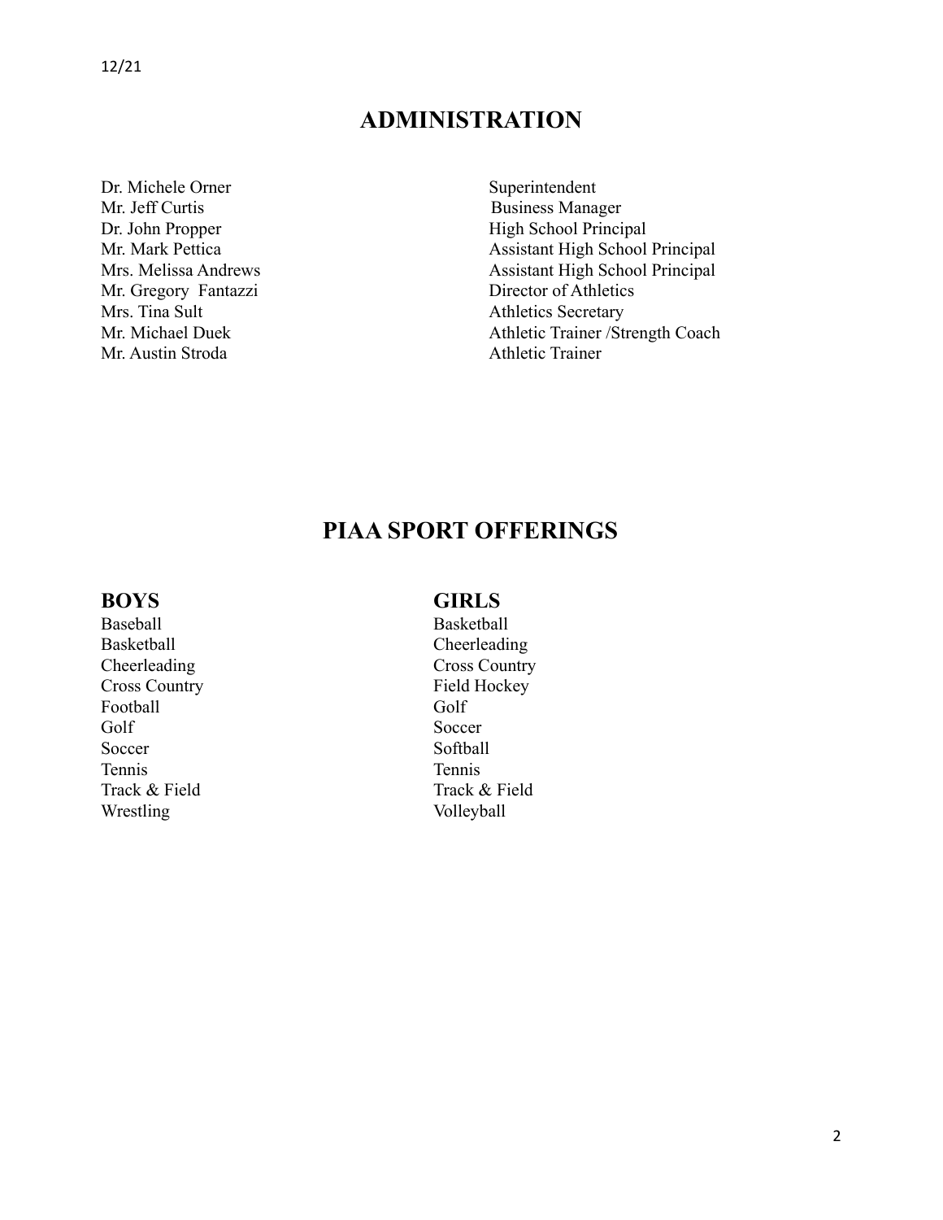## ADMINISTRATION

| | |
|---|---|
| Dr. Michele Orner | Superintendent |
| Mr. Jeff Curtis | Business Manager |
| Dr. John Propper | High School Principal |
| Mr. Mark Pettica | Assistant High School Principal |
| Mrs. Melissa Andrews | Assistant High School Principal |
| Mr. Gregory Fantazzi | Director of Athletics |
| Mrs. Tina Sult | Athletics Secretary |
| Mr. Michael Duek | Athletic Trainer /Strength Coach |
| Mr. Austin Stroda | Athletic Trainer |

## PIAA SPORT OFFERINGS

| BOYS | GIRLS |
|---|---|
| Baseball | Basketball |
| Basketball | Cheerleading |
| Cheerleading | Cross Country |
| Cross Country | Field Hockey |
| Football | Golf |
| Golf | Soccer |
| Soccer | Softball |
| Tennis | Tennis |
| Track & Field | Track & Field |
| Wrestling | Volleyball |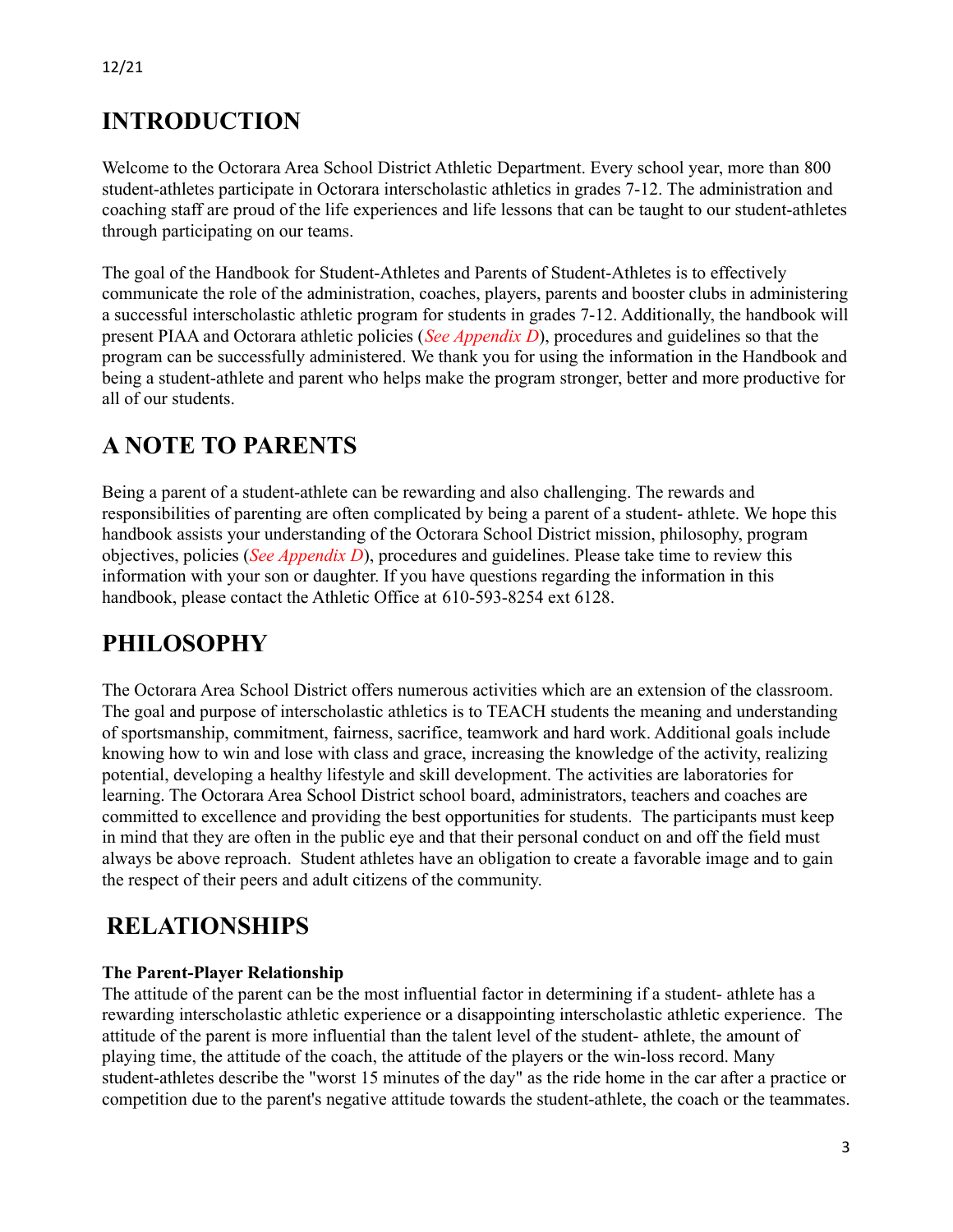# INTRODUCTION

Welcome to the Octorara Area School District Athletic Department. Every school year, more than 800 student-athletes participate in Octorara interscholastic athletics in grades 7-12. The administration and coaching staff are proud of the life experiences and life lessons that can be taught to our student-athletes through participating on our teams.

The goal of the Handbook for Student-Athletes and Parents of Student-Athletes is to effectively communicate the role of the administration, coaches, players, parents and booster clubs in administering a successful interscholastic athletic program for students in grades 7-12. Additionally, the handbook will present PIAA and Octorara athletic policies (*See Appendix D*), procedures and guidelines so that the program can be successfully administered. We thank you for using the information in the Handbook and being a student-athlete and parent who helps make the program stronger, better and more productive for all of our students.

# A NOTE TO PARENTS

Being a parent of a student-athlete can be rewarding and also challenging. The rewards and responsibilities of parenting are often complicated by being a parent of a student- athlete. We hope this handbook assists your understanding of the Octorara School District mission, philosophy, program objectives, policies (*See Appendix D*), procedures and guidelines. Please take time to review this information with your son or daughter. If you have questions regarding the information in this handbook, please contact the Athletic Office at 610-593-8254 ext 6128.

# PHILOSOPHY

The Octorara Area School District offers numerous activities which are an extension of the classroom. The goal and purpose of interscholastic athletics is to TEACH students the meaning and understanding of sportsmanship, commitment, fairness, sacrifice, teamwork and hard work. Additional goals include knowing how to win and lose with class and grace, increasing the knowledge of the activity, realizing potential, developing a healthy lifestyle and skill development. The activities are laboratories for learning. The Octorara Area School District school board, administrators, teachers and coaches are committed to excellence and providing the best opportunities for students. The participants must keep in mind that they are often in the public eye and that their personal conduct on and off the field must always be above reproach. Student athletes have an obligation to create a favorable image and to gain the respect of their peers and adult citizens of the community.

# RELATIONSHIPS

**The Parent-Player Relationship**

The attitude of the parent can be the most influential factor in determining if a student- athlete has a rewarding interscholastic athletic experience or a disappointing interscholastic athletic experience. The attitude of the parent is more influential than the talent level of the student- athlete, the amount of playing time, the attitude of the coach, the attitude of the players or the win-loss record. Many student-athletes describe the "worst 15 minutes of the day" as the ride home in the car after a practice or competition due to the parent's negative attitude towards the student-athlete, the coach or the teammates.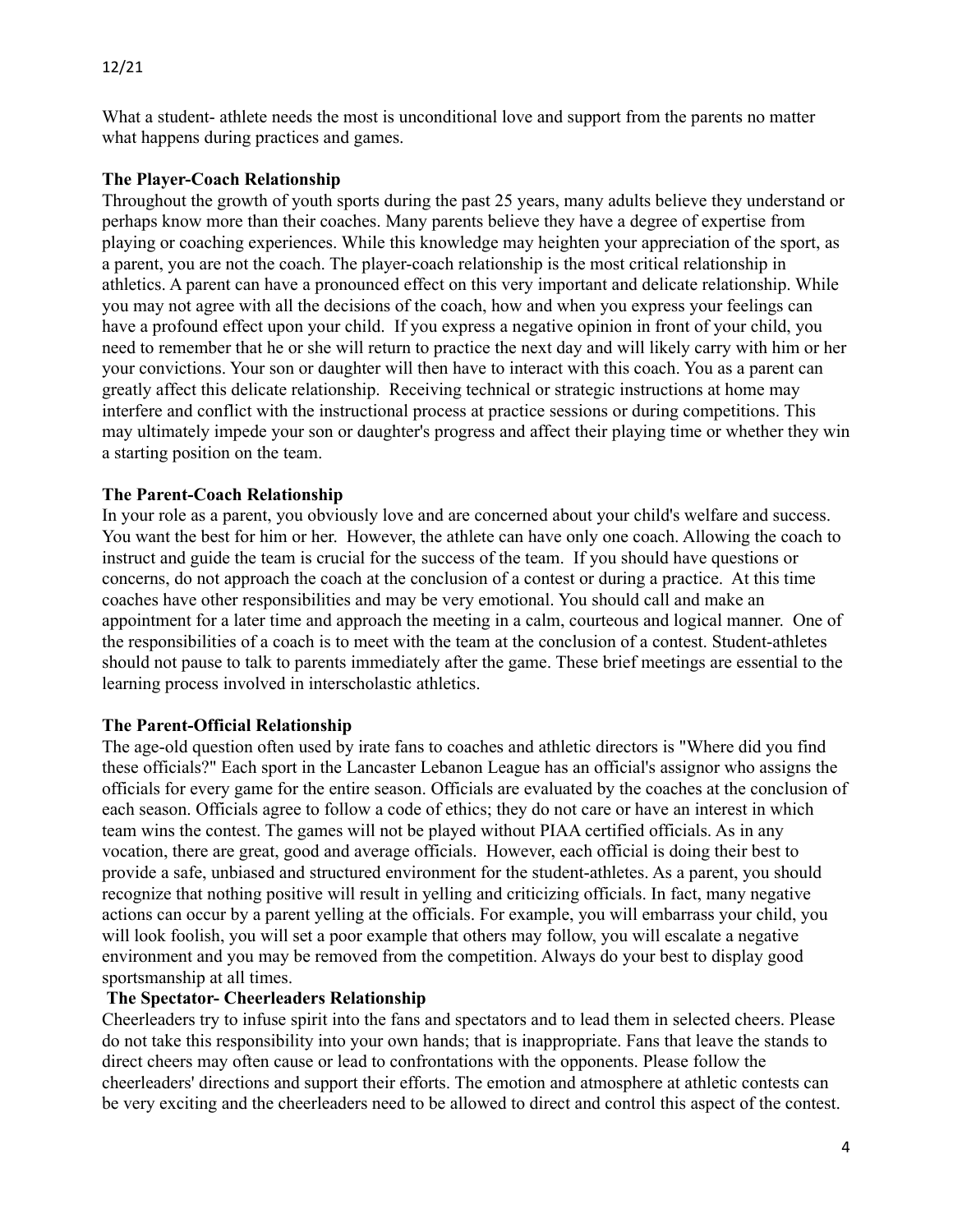What a student- athlete needs the most is unconditional love and support from the parents no matter what happens during practices and games.

**The Player-Coach Relationship**

Throughout the growth of youth sports during the past 25 years, many adults believe they understand or perhaps know more than their coaches. Many parents believe they have a degree of expertise from playing or coaching experiences. While this knowledge may heighten your appreciation of the sport, as a parent, you are not the coach. The player-coach relationship is the most critical relationship in athletics. A parent can have a pronounced effect on this very important and delicate relationship. While you may not agree with all the decisions of the coach, how and when you express your feelings can have a profound effect upon your child. If you express a negative opinion in front of your child, you need to remember that he or she will return to practice the next day and will likely carry with him or her your convictions. Your son or daughter will then have to interact with this coach. You as a parent can greatly affect this delicate relationship. Receiving technical or strategic instructions at home may interfere and conflict with the instructional process at practice sessions or during competitions. This may ultimately impede your son or daughter's progress and affect their playing time or whether they win a starting position on the team.

**The Parent-Coach Relationship**

In your role as a parent, you obviously love and are concerned about your child's welfare and success. You want the best for him or her. However, the athlete can have only one coach. Allowing the coach to instruct and guide the team is crucial for the success of the team. If you should have questions or concerns, do not approach the coach at the conclusion of a contest or during a practice. At this time coaches have other responsibilities and may be very emotional. You should call and make an appointment for a later time and approach the meeting in a calm, courteous and logical manner. One of the responsibilities of a coach is to meet with the team at the conclusion of a contest. Student-athletes should not pause to talk to parents immediately after the game. These brief meetings are essential to the learning process involved in interscholastic athletics.

**The Parent-Official Relationship**

The age-old question often used by irate fans to coaches and athletic directors is "Where did you find these officials?" Each sport in the Lancaster Lebanon League has an official's assignor who assigns the officials for every game for the entire season. Officials are evaluated by the coaches at the conclusion of each season. Officials agree to follow a code of ethics; they do not care or have an interest in which team wins the contest. The games will not be played without PIAA certified officials. As in any vocation, there are great, good and average officials. However, each official is doing their best to provide a safe, unbiased and structured environment for the student-athletes. As a parent, you should recognize that nothing positive will result in yelling and criticizing officials. In fact, many negative actions can occur by a parent yelling at the officials. For example, you will embarrass your child, you will look foolish, you will set a poor example that others may follow, you will escalate a negative environment and you may be removed from the competition. Always do your best to display good sportsmanship at all times.

**The Spectator- Cheerleaders Relationship**

Cheerleaders try to infuse spirit into the fans and spectators and to lead them in selected cheers. Please do not take this responsibility into your own hands; that is inappropriate. Fans that leave the stands to direct cheers may often cause or lead to confrontations with the opponents. Please follow the cheerleaders' directions and support their efforts. The emotion and atmosphere at athletic contests can be very exciting and the cheerleaders need to be allowed to direct and control this aspect of the contest.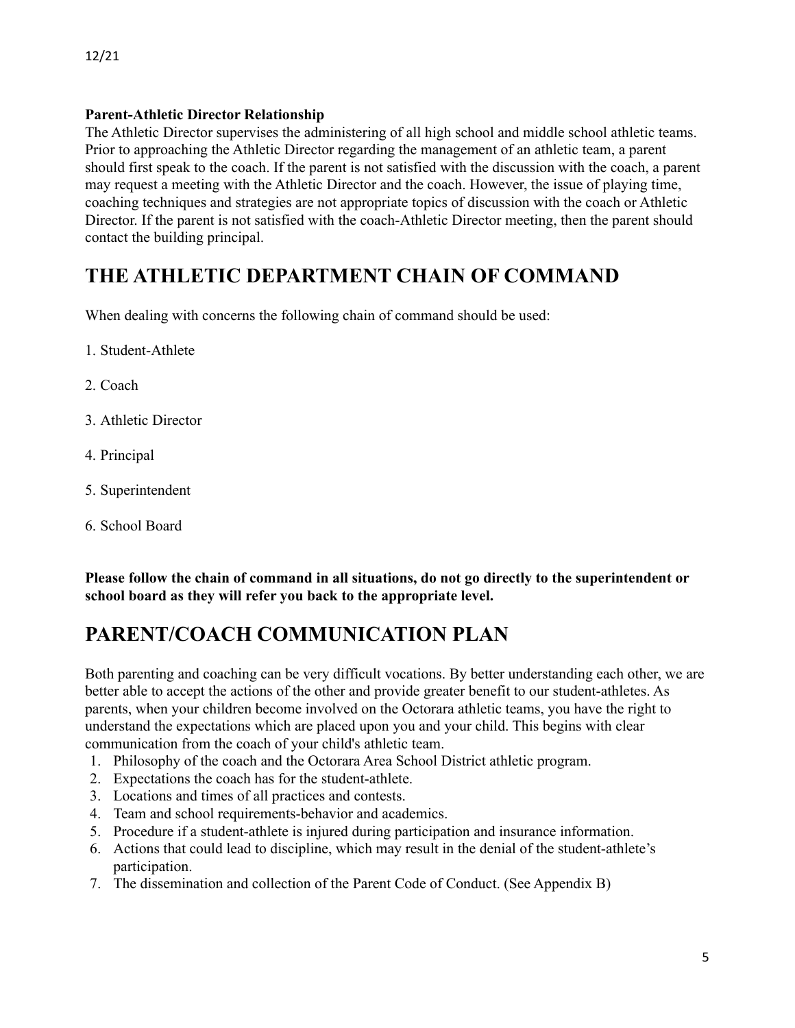**Parent-Athletic Director Relationship**
The Athletic Director supervises the administering of all high school and middle school athletic teams. Prior to approaching the Athletic Director regarding the management of an athletic team, a parent should first speak to the coach. If the parent is not satisfied with the discussion with the coach, a parent may request a meeting with the Athletic Director and the coach. However, the issue of playing time, coaching techniques and strategies are not appropriate topics of discussion with the coach or Athletic Director. If the parent is not satisfied with the coach-Athletic Director meeting, then the parent should contact the building principal.

# THE ATHLETIC DEPARTMENT CHAIN OF COMMAND

When dealing with concerns the following chain of command should be used:

1. Student-Athlete

2. Coach

3. Athletic Director

4. Principal

5. Superintendent

6. School Board

**Please follow the chain of command in all situations, do not go directly to the superintendent or school board as they will refer you back to the appropriate level.**

# PARENT/COACH COMMUNICATION PLAN

Both parenting and coaching can be very difficult vocations. By better understanding each other, we are better able to accept the actions of the other and provide greater benefit to our student-athletes. As parents, when your children become involved on the Octorara athletic teams, you have the right to understand the expectations which are placed upon you and your child. This begins with clear communication from the coach of your child's athletic team.

1. Philosophy of the coach and the Octorara Area School District athletic program.
2. Expectations the coach has for the student-athlete.
3. Locations and times of all practices and contests.
4. Team and school requirements-behavior and academics.
5. Procedure if a student-athlete is injured during participation and insurance information.
6. Actions that could lead to discipline, which may result in the denial of the student-athlete's participation.
7. The dissemination and collection of the Parent Code of Conduct. (See Appendix B)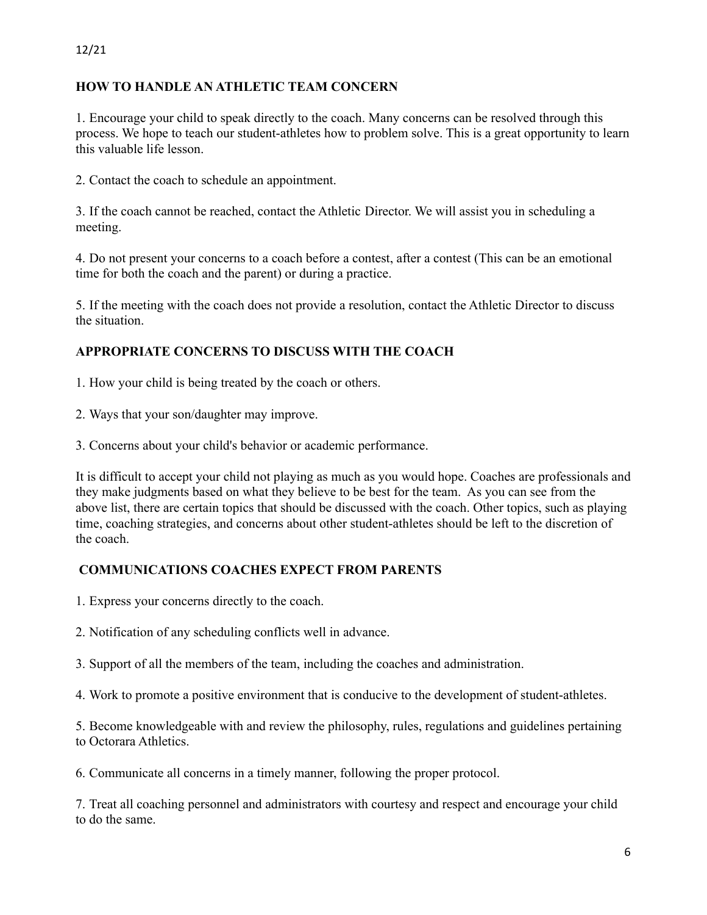## HOW TO HANDLE AN ATHLETIC TEAM CONCERN

1. Encourage your child to speak directly to the coach. Many concerns can be resolved through this process. We hope to teach our student-athletes how to problem solve. This is a great opportunity to learn this valuable life lesson.

2. Contact the coach to schedule an appointment.

3. If the coach cannot be reached, contact the Athletic Director. We will assist you in scheduling a meeting.

4. Do not present your concerns to a coach before a contest, after a contest (This can be an emotional time for both the coach and the parent) or during a practice.

5. If the meeting with the coach does not provide a resolution, contact the Athletic Director to discuss the situation.

## APPROPRIATE CONCERNS TO DISCUSS WITH THE COACH

1. How your child is being treated by the coach or others.

2. Ways that your son/daughter may improve.

3. Concerns about your child's behavior or academic performance.

It is difficult to accept your child not playing as much as you would hope. Coaches are professionals and they make judgments based on what they believe to be best for the team. As you can see from the above list, there are certain topics that should be discussed with the coach. Other topics, such as playing time, coaching strategies, and concerns about other student-athletes should be left to the discretion of the coach.

## COMMUNICATIONS COACHES EXPECT FROM PARENTS

1. Express your concerns directly to the coach.

2. Notification of any scheduling conflicts well in advance.

3. Support of all the members of the team, including the coaches and administration.

4. Work to promote a positive environment that is conducive to the development of student-athletes.

5. Become knowledgeable with and review the philosophy, rules, regulations and guidelines pertaining to Octorara Athletics.

6. Communicate all concerns in a timely manner, following the proper protocol.

7. Treat all coaching personnel and administrators with courtesy and respect and encourage your child to do the same.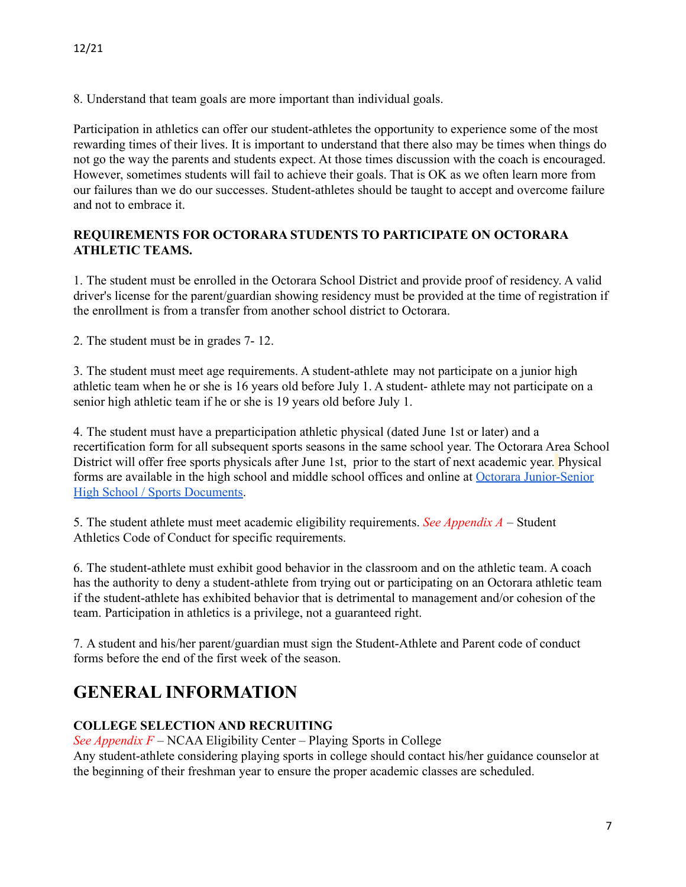8. Understand that team goals are more important than individual goals.

Participation in athletics can offer our student-athletes the opportunity to experience some of the most rewarding times of their lives. It is important to understand that there also may be times when things do not go the way the parents and students expect. At those times discussion with the coach is encouraged. However, sometimes students will fail to achieve their goals. That is OK as we often learn more from our failures than we do our successes. Student-athletes should be taught to accept and overcome failure and not to embrace it.

**REQUIREMENTS FOR OCTORARA STUDENTS TO PARTICIPATE ON OCTORARA ATHLETIC TEAMS.**

1. The student must be enrolled in the Octorara School District and provide proof of residency. A valid driver's license for the parent/guardian showing residency must be provided at the time of registration if the enrollment is from a transfer from another school district to Octorara.

2. The student must be in grades 7- 12.

3. The student must meet age requirements. A student-athlete may not participate on a junior high athletic team when he or she is 16 years old before July 1. A student- athlete may not participate on a senior high athletic team if he or she is 19 years old before July 1.

4. The student must have a preparticipation athletic physical (dated June 1st or later) and a recertification form for all subsequent sports seasons in the same school year. The Octorara Area School District will offer free sports physicals after June 1st, prior to the start of next academic year. Physical forms are available in the high school and middle school offices and online at [Octorara Junior-Senior High School / Sports Documents](#).

5. The student athlete must meet academic eligibility requirements. *See Appendix A* – Student Athletics Code of Conduct for specific requirements.

6. The student-athlete must exhibit good behavior in the classroom and on the athletic team. A coach has the authority to deny a student-athlete from trying out or participating on an Octorara athletic team if the student-athlete has exhibited behavior that is detrimental to management and/or cohesion of the team. Participation in athletics is a privilege, not a guaranteed right.

7. A student and his/her parent/guardian must sign the Student-Athlete and Parent code of conduct forms before the end of the first week of the season.

# GENERAL INFORMATION

**COLLEGE SELECTION AND RECRUITING**

*See Appendix F* – NCAA Eligibility Center – Playing Sports in College

Any student-athlete considering playing sports in college should contact his/her guidance counselor at the beginning of their freshman year to ensure the proper academic classes are scheduled.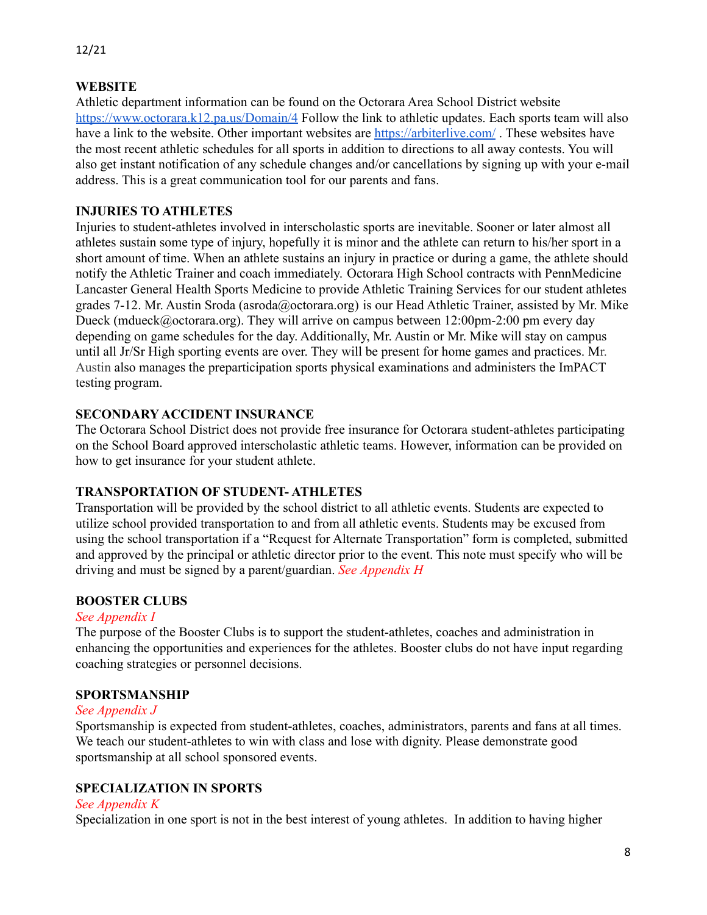## WEBSITE

Athletic department information can be found on the Octorara Area School District website [https://www.octorara.k12.pa.us/Domain/4](https://www.octorara.k12.pa.us/Domain/4) Follow the link to athletic updates. Each sports team will also have a link to the website. Other important websites are [https://arbiterlive.com/](https://arbiterlive.com/) . These websites have the most recent athletic schedules for all sports in addition to directions to all away contests. You will also get instant notification of any schedule changes and/or cancellations by signing up with your e-mail address. This is a great communication tool for our parents and fans.

## INJURIES TO ATHLETES

Injuries to student-athletes involved in interscholastic sports are inevitable. Sooner or later almost all athletes sustain some type of injury, hopefully it is minor and the athlete can return to his/her sport in a short amount of time. When an athlete sustains an injury in practice or during a game, the athlete should notify the Athletic Trainer and coach immediately. Octorara High School contracts with PennMedicine Lancaster General Health Sports Medicine to provide Athletic Training Services for our student athletes grades 7-12. Mr. Austin Sroda (asroda@octorara.org) is our Head Athletic Trainer, assisted by Mr. Mike Dueck (mdueck@octorara.org). They will arrive on campus between 12:00pm-2:00 pm every day depending on game schedules for the day. Additionally, Mr. Austin or Mr. Mike will stay on campus until all Jr/Sr High sporting events are over. They will be present for home games and practices. Mr. Austin also manages the preparticipation sports physical examinations and administers the ImPACT testing program.

## SECONDARY ACCIDENT INSURANCE

The Octorara School District does not provide free insurance for Octorara student-athletes participating on the School Board approved interscholastic athletic teams. However, information can be provided on how to get insurance for your student athlete.

## TRANSPORTATION OF STUDENT- ATHLETES

Transportation will be provided by the school district to all athletic events. Students are expected to utilize school provided transportation to and from all athletic events. Students may be excused from using the school transportation if a "Request for Alternate Transportation" form is completed, submitted and approved by the principal or athletic director prior to the event. This note must specify who will be driving and must be signed by a parent/guardian. *See Appendix H*

## BOOSTER CLUBS

*See Appendix I*

The purpose of the Booster Clubs is to support the student-athletes, coaches and administration in enhancing the opportunities and experiences for the athletes. Booster clubs do not have input regarding coaching strategies or personnel decisions.

## SPORTSMANSHIP

*See Appendix J*

Sportsmanship is expected from student-athletes, coaches, administrators, parents and fans at all times. We teach our student-athletes to win with class and lose with dignity. Please demonstrate good sportsmanship at all school sponsored events.

## SPECIALIZATION IN SPORTS

*See Appendix K*

Specialization in one sport is not in the best interest of young athletes. In addition to having higher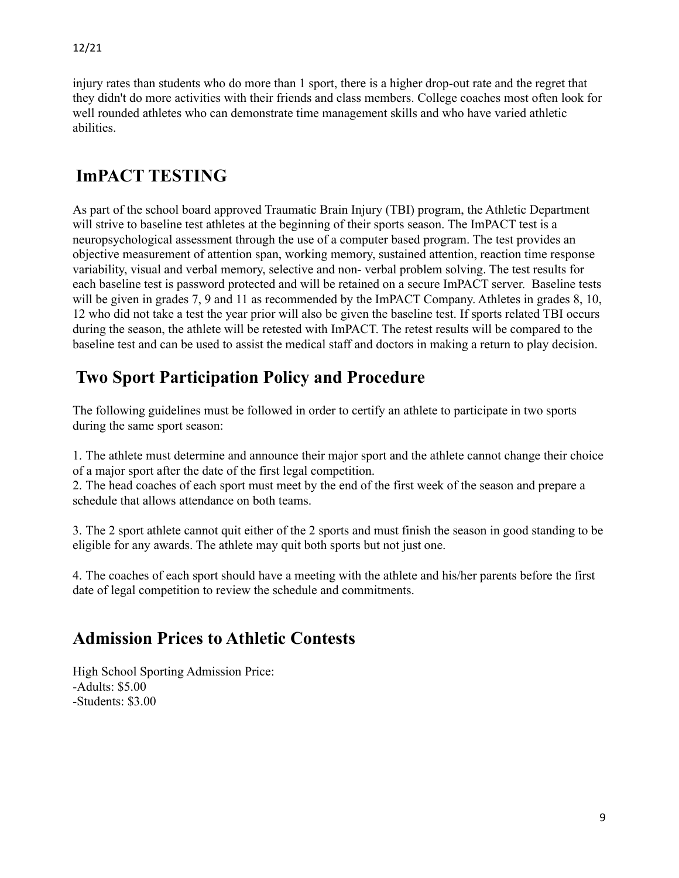injury rates than students who do more than 1 sport, there is a higher drop-out rate and the regret that they didn't do more activities with their friends and class members. College coaches most often look for well rounded athletes who can demonstrate time management skills and who have varied athletic abilities.

## ImPACT TESTING

As part of the school board approved Traumatic Brain Injury (TBI) program, the Athletic Department will strive to baseline test athletes at the beginning of their sports season. The ImPACT test is a neuropsychological assessment through the use of a computer based program. The test provides an objective measurement of attention span, working memory, sustained attention, reaction time response variability, visual and verbal memory, selective and non- verbal problem solving. The test results for each baseline test is password protected and will be retained on a secure ImPACT server. Baseline tests will be given in grades 7, 9 and 11 as recommended by the ImPACT Company. Athletes in grades 8, 10, 12 who did not take a test the year prior will also be given the baseline test. If sports related TBI occurs during the season, the athlete will be retested with ImPACT. The retest results will be compared to the baseline test and can be used to assist the medical staff and doctors in making a return to play decision.

## Two Sport Participation Policy and Procedure

The following guidelines must be followed in order to certify an athlete to participate in two sports during the same sport season:

1. The athlete must determine and announce their major sport and the athlete cannot change their choice of a major sport after the date of the first legal competition.
2. The head coaches of each sport must meet by the end of the first week of the season and prepare a schedule that allows attendance on both teams.
3. The 2 sport athlete cannot quit either of the 2 sports and must finish the season in good standing to be eligible for any awards. The athlete may quit both sports but not just one.
4. The coaches of each sport should have a meeting with the athlete and his/her parents before the first date of legal competition to review the schedule and commitments.

## Admission Prices to Athletic Contests

High School Sporting Admission Price:
-Adults: $5.00
-Students: $3.00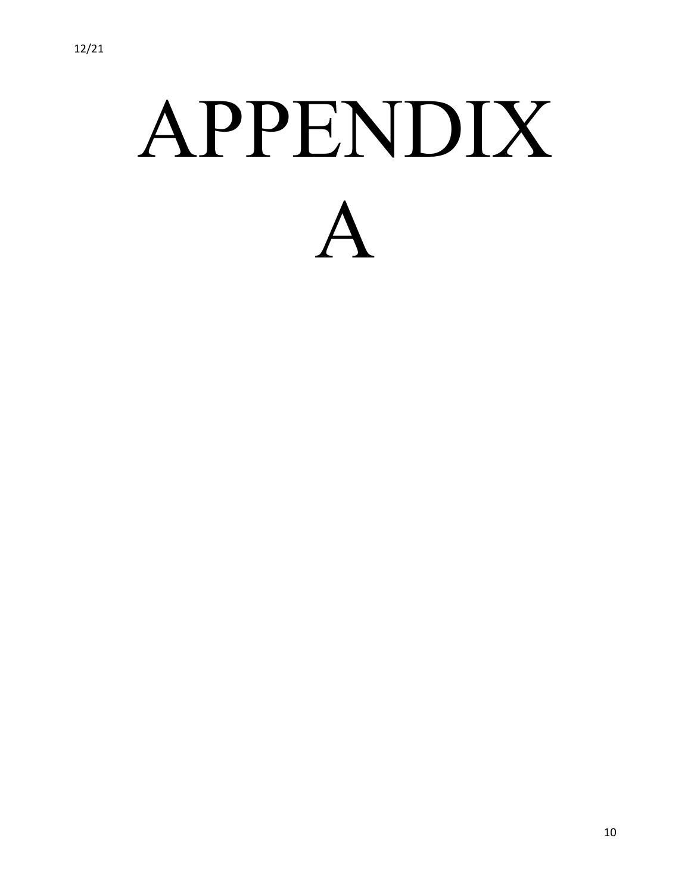# APPENDIX A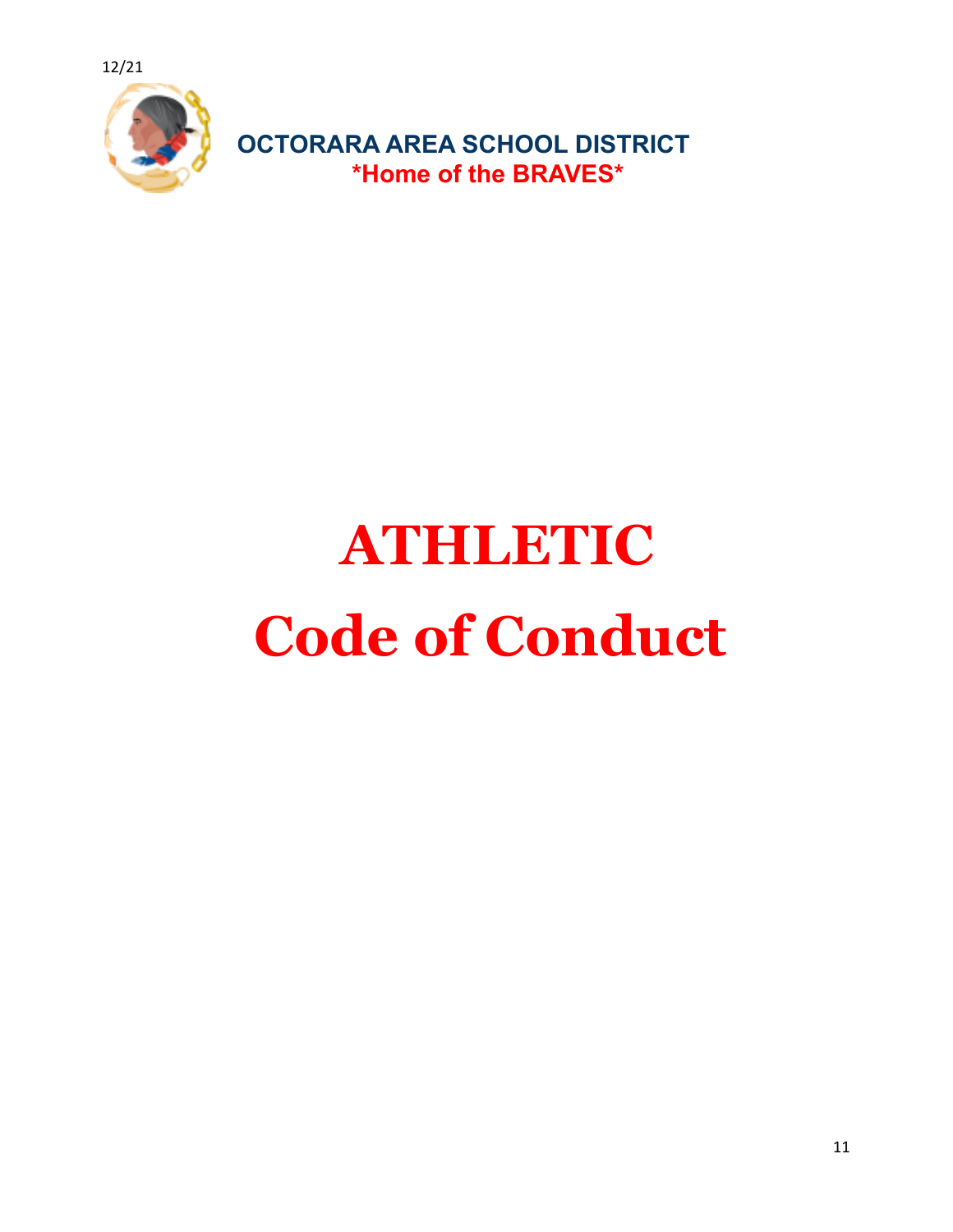12/21

**OCTORARA AREA SCHOOL DISTRICT**
**\*Home of the BRAVES\***

# ATHLETIC Code of Conduct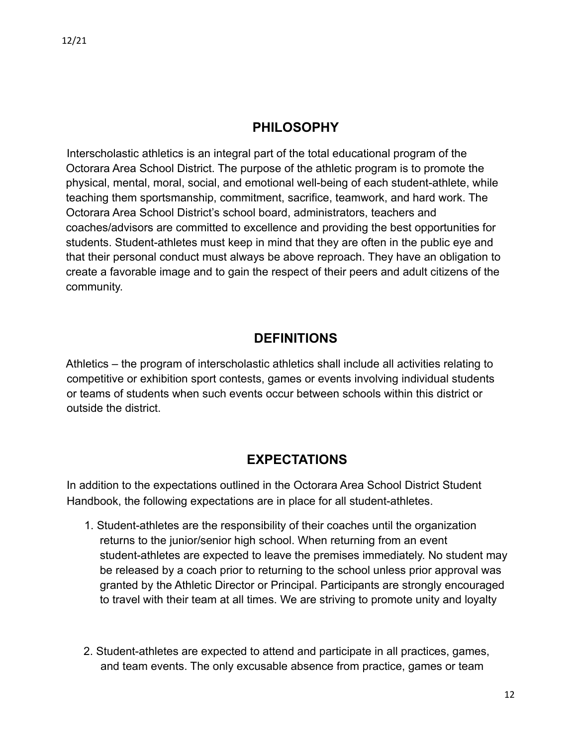## PHILOSOPHY

Interscholastic athletics is an integral part of the total educational program of the Octorara Area School District. The purpose of the athletic program is to promote the physical, mental, moral, social, and emotional well-being of each student-athlete, while teaching them sportsmanship, commitment, sacrifice, teamwork, and hard work. The Octorara Area School District's school board, administrators, teachers and coaches/advisors are committed to excellence and providing the best opportunities for students. Student-athletes must keep in mind that they are often in the public eye and that their personal conduct must always be above reproach. They have an obligation to create a favorable image and to gain the respect of their peers and adult citizens of the community.

## DEFINITIONS

Athletics – the program of interscholastic athletics shall include all activities relating to competitive or exhibition sport contests, games or events involving individual students or teams of students when such events occur between schools within this district or outside the district.

## EXPECTATIONS

In addition to the expectations outlined in the Octorara Area School District Student Handbook, the following expectations are in place for all student-athletes.

1. Student-athletes are the responsibility of their coaches until the organization returns to the junior/senior high school. When returning from an event student-athletes are expected to leave the premises immediately. No student may be released by a coach prior to returning to the school unless prior approval was granted by the Athletic Director or Principal. Participants are strongly encouraged to travel with their team at all times. We are striving to promote unity and loyalty

2. Student-athletes are expected to attend and participate in all practices, games, and team events. The only excusable absence from practice, games or team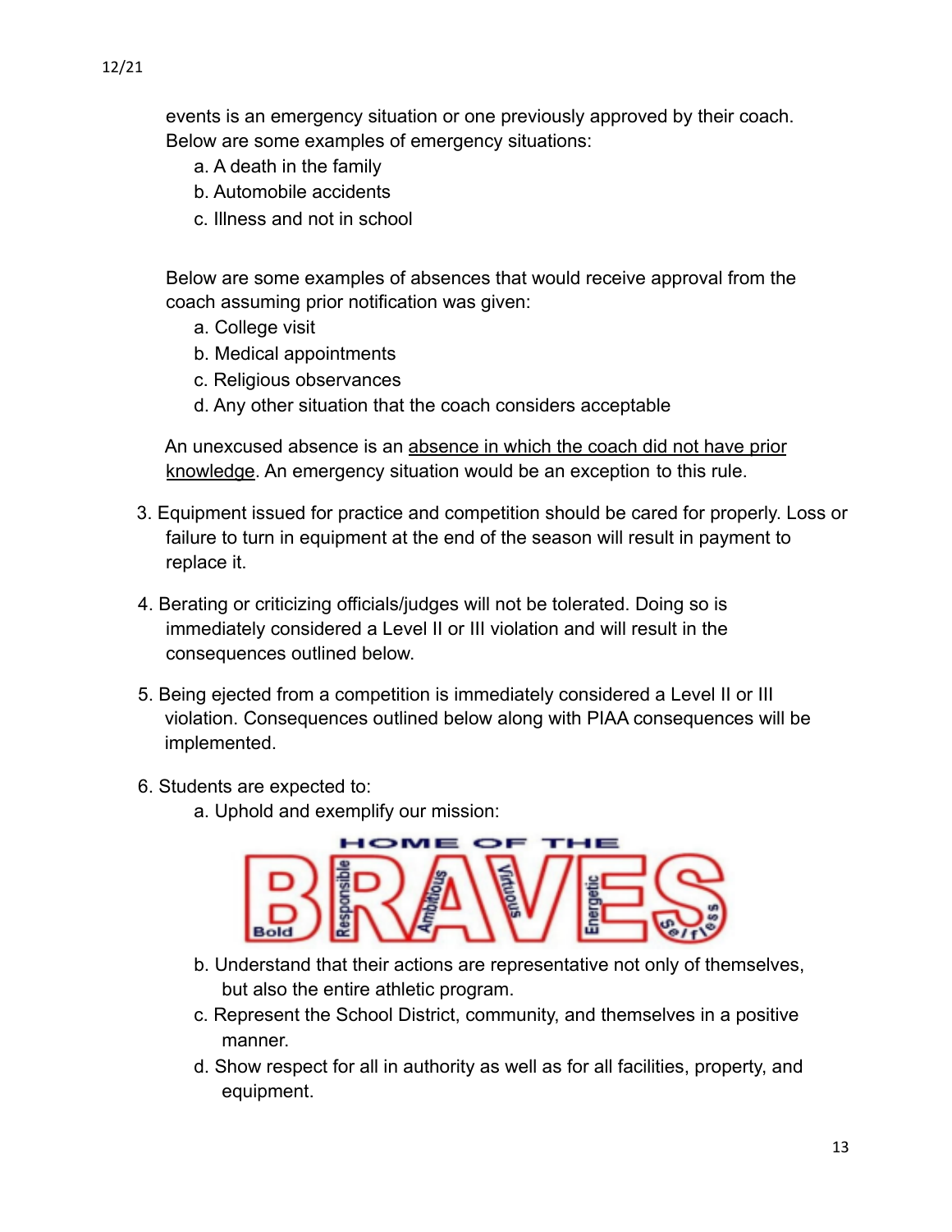events is an emergency situation or one previously approved by their coach. Below are some examples of emergency situations:

a. A death in the family
b. Automobile accidents
c. Illness and not in school

Below are some examples of absences that would receive approval from the coach assuming prior notification was given:

a. College visit
b. Medical appointments
c. Religious observances
d. Any other situation that the coach considers acceptable

An unexcused absence is an <u>absence in which the coach did not have prior knowledge</u>. An emergency situation would be an exception to this rule.

3. Equipment issued for practice and competition should be cared for properly. Loss or failure to turn in equipment at the end of the season will result in payment to replace it.

4. Berating or criticizing officials/judges will not be tolerated. Doing so is immediately considered a Level II or III violation and will result in the consequences outlined below.

5. Being ejected from a competition is immediately considered a Level II or III violation. Consequences outlined below along with PIAA consequences will be implemented.

6. Students are expected to:
   a. Uphold and exemplify our mission:

   HOME OF THE BRAVES — Bold, Responsible, Ambitious, Virtuous, Energetic, Selfless

   b. Understand that their actions are representative not only of themselves, but also the entire athletic program.
   c. Represent the School District, community, and themselves in a positive manner.
   d. Show respect for all in authority as well as for all facilities, property, and equipment.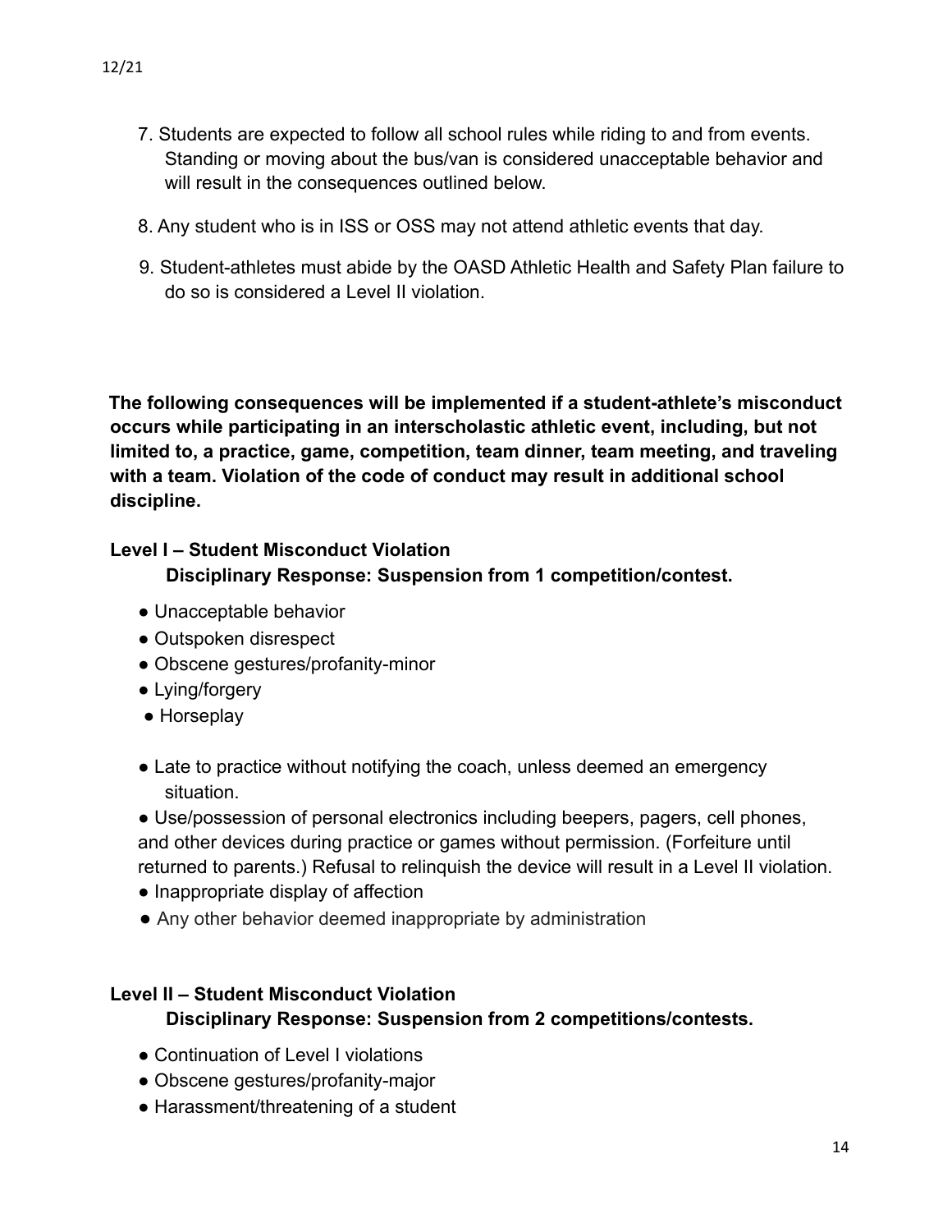7. Students are expected to follow all school rules while riding to and from events. Standing or moving about the bus/van is considered unacceptable behavior and will result in the consequences outlined below.

8. Any student who is in ISS or OSS may not attend athletic events that day.

9. Student-athletes must abide by the OASD Athletic Health and Safety Plan failure to do so is considered a Level II violation.

**The following consequences will be implemented if a student-athlete's misconduct occurs while participating in an interscholastic athletic event, including, but not limited to, a practice, game, competition, team dinner, team meeting, and traveling with a team. Violation of the code of conduct may result in additional school discipline.**

**Level I – Student Misconduct Violation**

**Disciplinary Response: Suspension from 1 competition/contest.**

- Unacceptable behavior
- Outspoken disrespect
- Obscene gestures/profanity-minor
- Lying/forgery
- Horseplay
- Late to practice without notifying the coach, unless deemed an emergency situation.
- Use/possession of personal electronics including beepers, pagers, cell phones, and other devices during practice or games without permission. (Forfeiture until returned to parents.) Refusal to relinquish the device will result in a Level II violation.
- Inappropriate display of affection
- Any other behavior deemed inappropriate by administration

**Level II – Student Misconduct Violation**

**Disciplinary Response: Suspension from 2 competitions/contests.**

- Continuation of Level I violations
- Obscene gestures/profanity-major
- Harassment/threatening of a student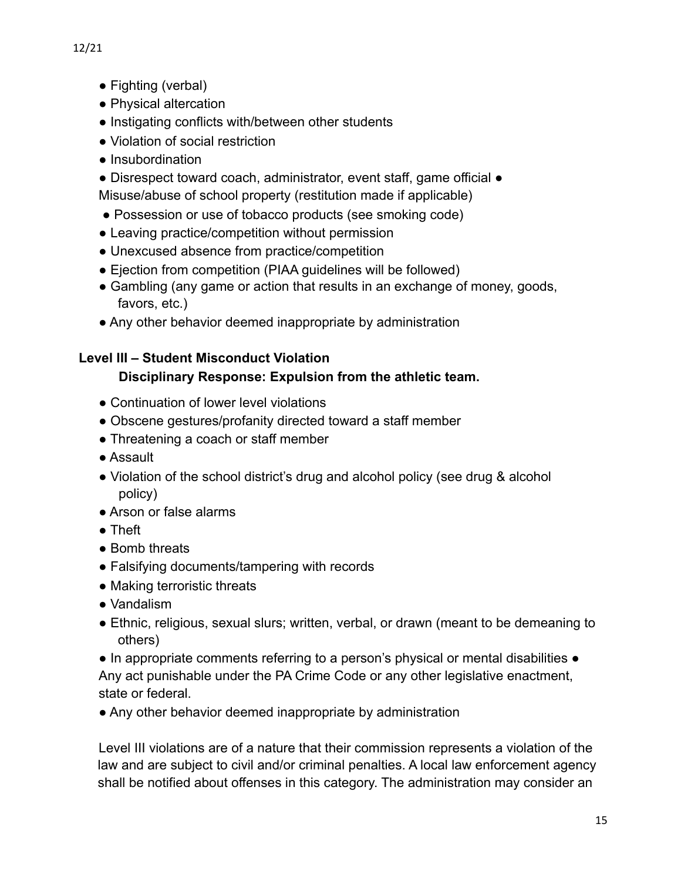- Fighting (verbal)
- Physical altercation
- Instigating conflicts with/between other students
- Violation of social restriction
- Insubordination
- Disrespect toward coach, administrator, event staff, game official
- Misuse/abuse of school property (restitution made if applicable)
- Possession or use of tobacco products (see smoking code)
- Leaving practice/competition without permission
- Unexcused absence from practice/competition
- Ejection from competition (PIAA guidelines will be followed)
- Gambling (any game or action that results in an exchange of money, goods, favors, etc.)
- Any other behavior deemed inappropriate by administration

**Level III – Student Misconduct Violation**

**Disciplinary Response: Expulsion from the athletic team.**

- Continuation of lower level violations
- Obscene gestures/profanity directed toward a staff member
- Threatening a coach or staff member
- Assault
- Violation of the school district's drug and alcohol policy (see drug & alcohol policy)
- Arson or false alarms
- Theft
- Bomb threats
- Falsifying documents/tampering with records
- Making terroristic threats
- Vandalism
- Ethnic, religious, sexual slurs; written, verbal, or drawn (meant to be demeaning to others)
- In appropriate comments referring to a person's physical or mental disabilities
- Any act punishable under the PA Crime Code or any other legislative enactment, state or federal.
- Any other behavior deemed inappropriate by administration

Level III violations are of a nature that their commission represents a violation of the law and are subject to civil and/or criminal penalties. A local law enforcement agency shall be notified about offenses in this category. The administration may consider an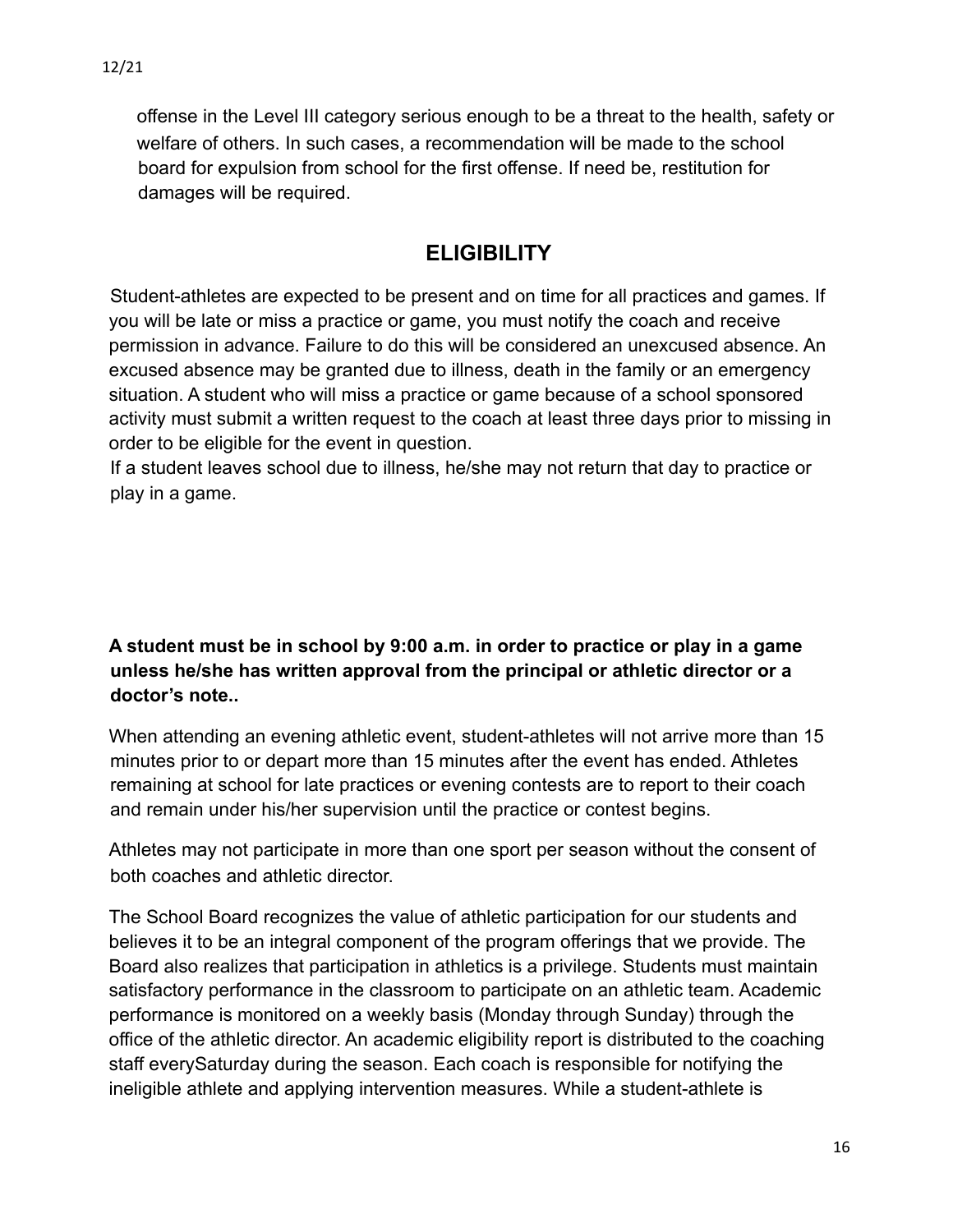offense in the Level III category serious enough to be a threat to the health, safety or welfare of others. In such cases, a recommendation will be made to the school board for expulsion from school for the first offense. If need be, restitution for damages will be required.

## ELIGIBILITY

Student-athletes are expected to be present and on time for all practices and games. If you will be late or miss a practice or game, you must notify the coach and receive permission in advance. Failure to do this will be considered an unexcused absence. An excused absence may be granted due to illness, death in the family or an emergency situation. A student who will miss a practice or game because of a school sponsored activity must submit a written request to the coach at least three days prior to missing in order to be eligible for the event in question.

If a student leaves school due to illness, he/she may not return that day to practice or play in a game.

**A student must be in school by 9:00 a.m. in order to practice or play in a game unless he/she has written approval from the principal or athletic director or a doctor's note..**

When attending an evening athletic event, student-athletes will not arrive more than 15 minutes prior to or depart more than 15 minutes after the event has ended. Athletes remaining at school for late practices or evening contests are to report to their coach and remain under his/her supervision until the practice or contest begins.

Athletes may not participate in more than one sport per season without the consent of both coaches and athletic director.

The School Board recognizes the value of athletic participation for our students and believes it to be an integral component of the program offerings that we provide. The Board also realizes that participation in athletics is a privilege. Students must maintain satisfactory performance in the classroom to participate on an athletic team. Academic performance is monitored on a weekly basis (Monday through Sunday) through the office of the athletic director. An academic eligibility report is distributed to the coaching staff everySaturday during the season. Each coach is responsible for notifying the ineligible athlete and applying intervention measures. While a student-athlete is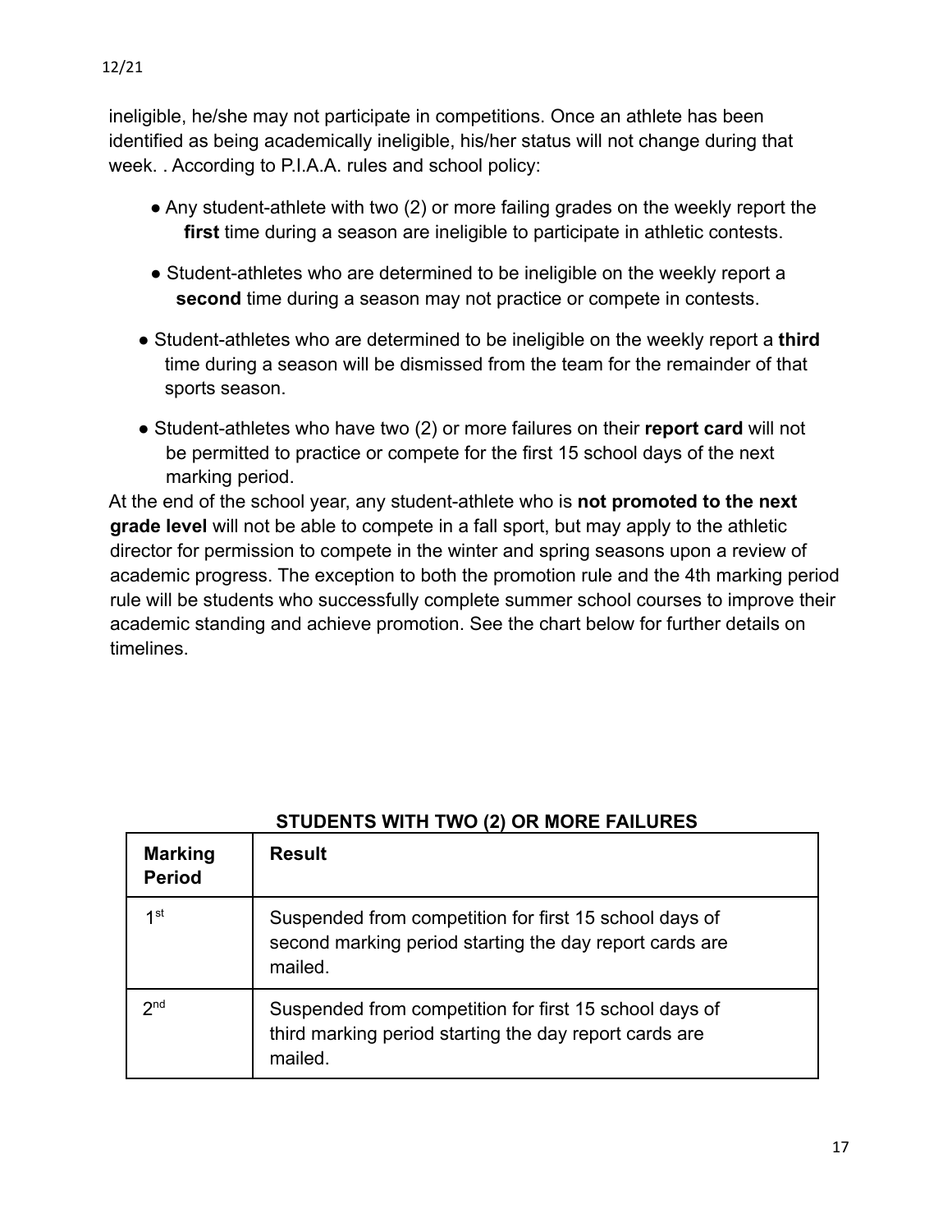ineligible, he/she may not participate in competitions. Once an athlete has been identified as being academically ineligible, his/her status will not change during that week. . According to P.I.A.A. rules and school policy:

- Any student-athlete with two (2) or more failing grades on the weekly report the **first** time during a season are ineligible to participate in athletic contests.
- Student-athletes who are determined to be ineligible on the weekly report a **second** time during a season may not practice or compete in contests.
- Student-athletes who are determined to be ineligible on the weekly report a **third** time during a season will be dismissed from the team for the remainder of that sports season.
- Student-athletes who have two (2) or more failures on their **report card** will not be permitted to practice or compete for the first 15 school days of the next marking period.

At the end of the school year, any student-athlete who is **not promoted to the next grade level** will not be able to compete in a fall sport, but may apply to the athletic director for permission to compete in the winter and spring seasons upon a review of academic progress. The exception to both the promotion rule and the 4th marking period rule will be students who successfully complete summer school courses to improve their academic standing and achieve promotion. See the chart below for further details on timelines.

**STUDENTS WITH TWO (2) OR MORE FAILURES**

| Marking Period | Result |
|---|---|
| 1st | Suspended from competition for first 15 school days of second marking period starting the day report cards are mailed. |
| 2nd | Suspended from competition for first 15 school days of third marking period starting the day report cards are mailed. |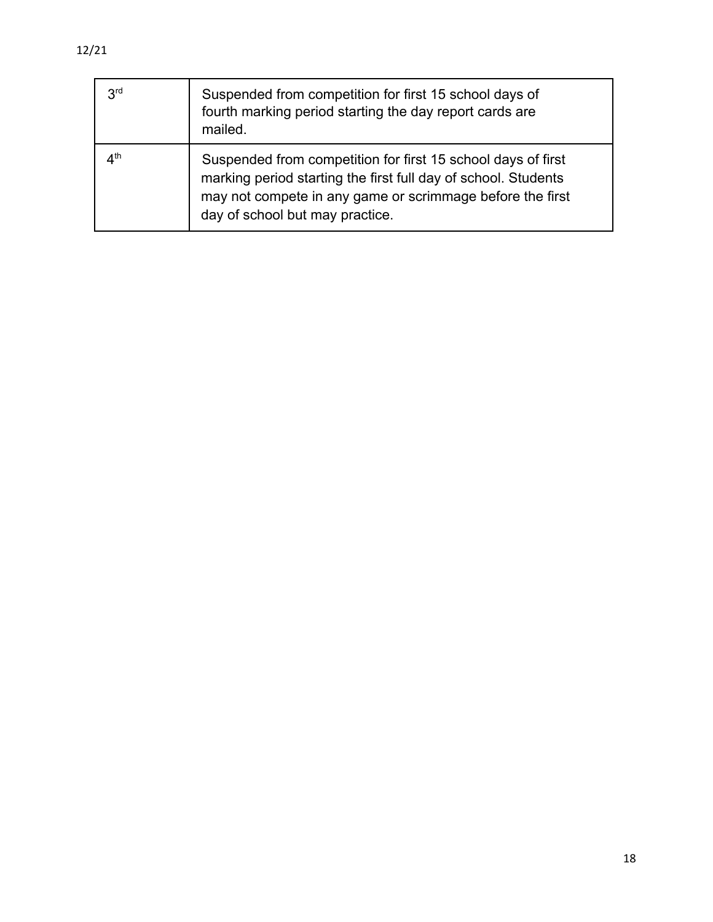| | |
|---|---|
| 3rd | Suspended from competition for first 15 school days of fourth marking period starting the day report cards are mailed. |
| 4th | Suspended from competition for first 15 school days of first marking period starting the first full day of school. Students may not compete in any game or scrimmage before the first day of school but may practice. |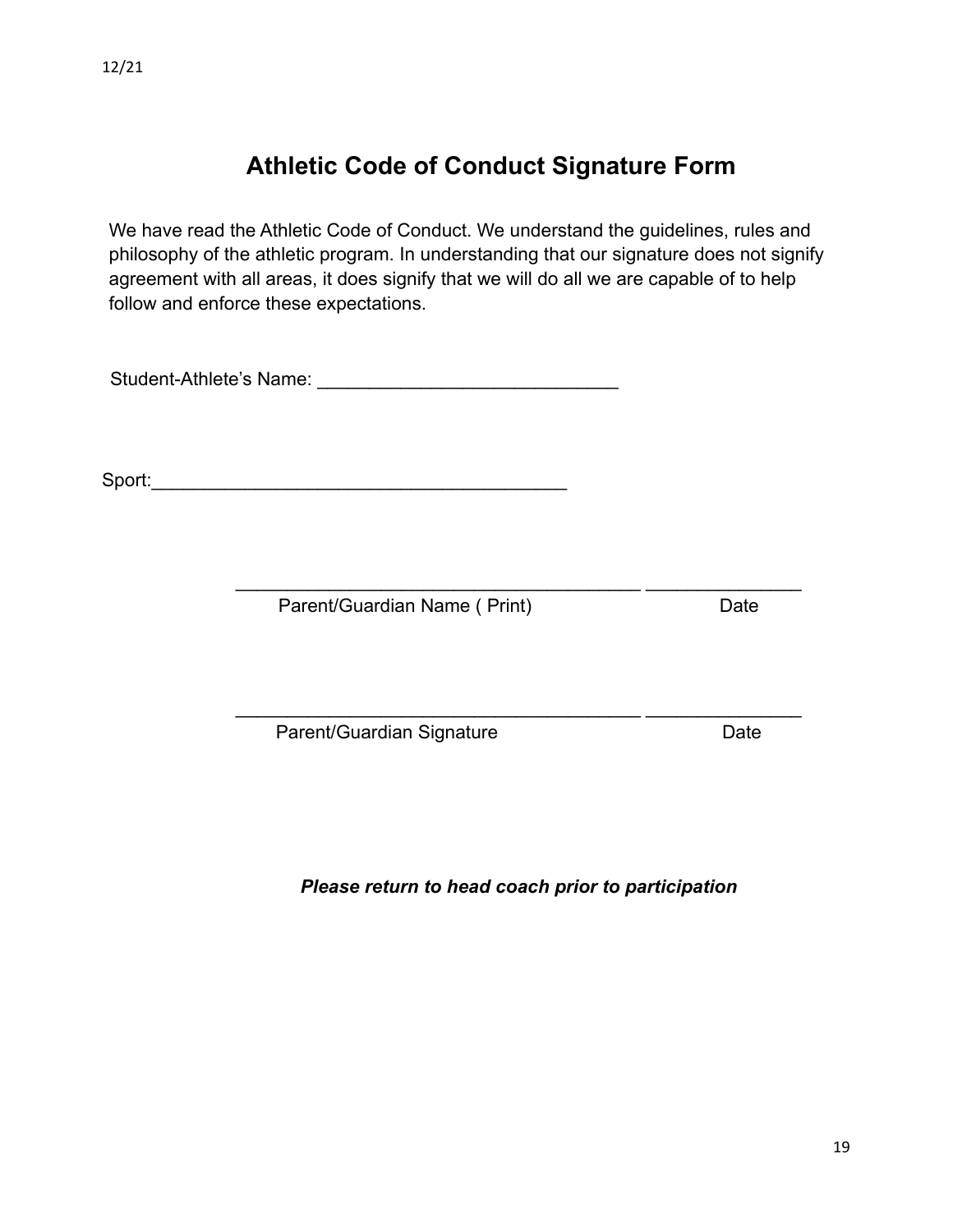# Athletic Code of Conduct Signature Form

We have read the Athletic Code of Conduct. We understand the guidelines, rules and philosophy of the athletic program. In understanding that our signature does not signify agreement with all areas, it does signify that we will do all we are capable of to help follow and enforce these expectations.

Student-Athlete's Name: ______________________________

Sport:_________________________________________

________________________________________ _______________
Parent/Guardian Name ( Print) Date

________________________________________ _______________
Parent/Guardian Signature Date

***Please return to head coach prior to participation***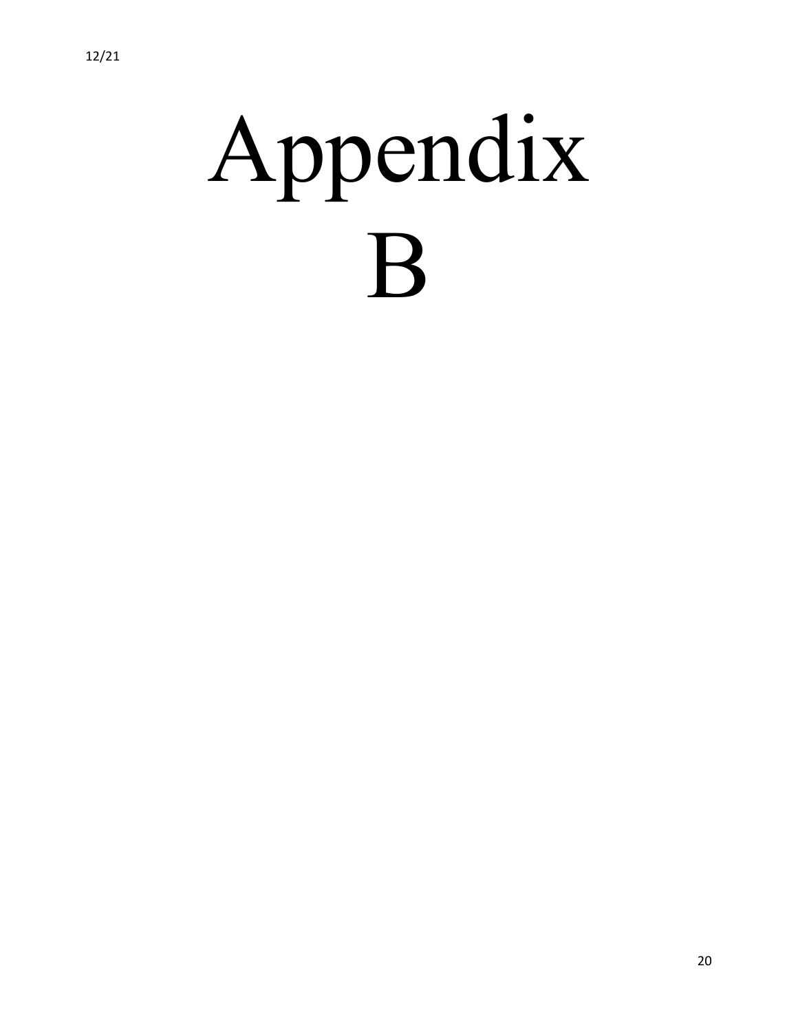# Appendix B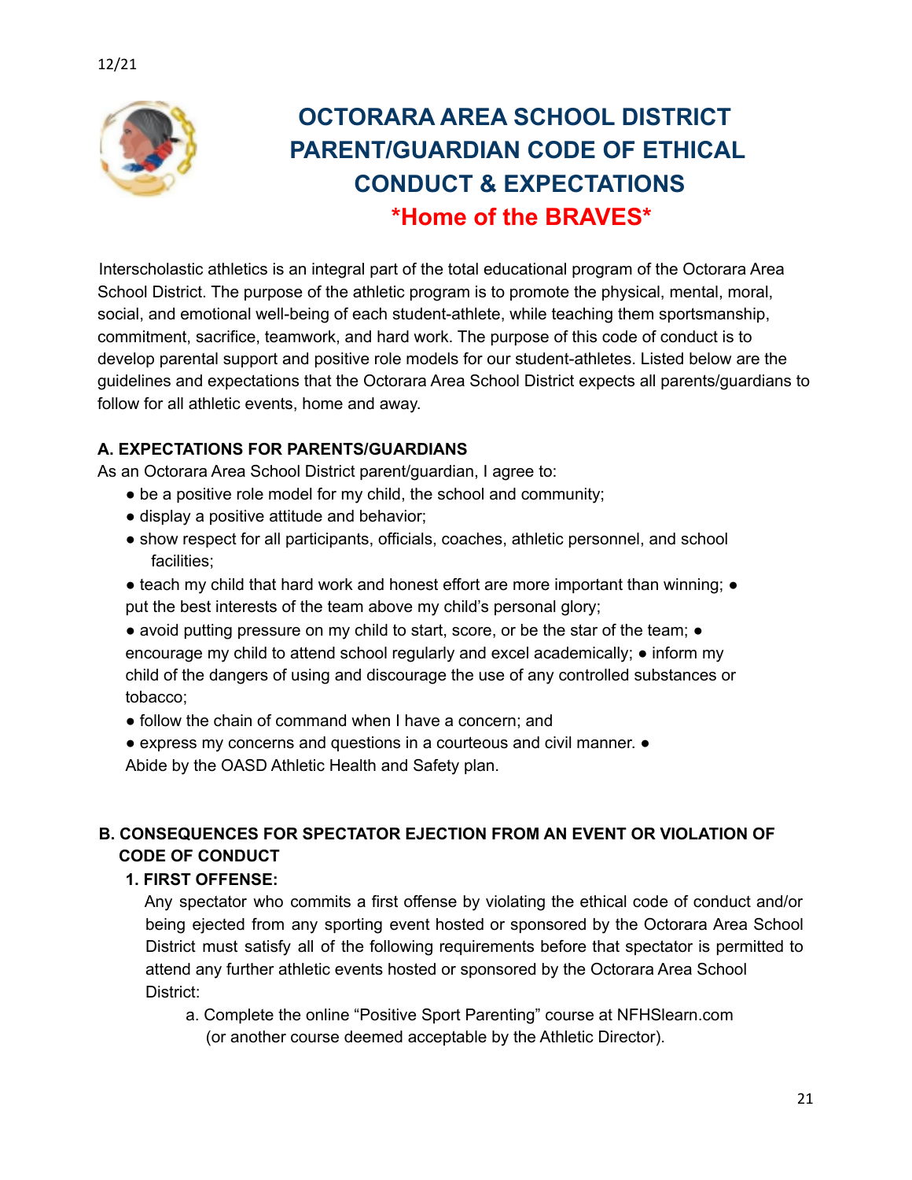12/21

# OCTORARA AREA SCHOOL DISTRICT PARENT/GUARDIAN CODE OF ETHICAL CONDUCT & EXPECTATIONS

## *Home of the BRAVES*

Interscholastic athletics is an integral part of the total educational program of the Octorara Area School District. The purpose of the athletic program is to promote the physical, mental, moral, social, and emotional well-being of each student-athlete, while teaching them sportsmanship, commitment, sacrifice, teamwork, and hard work. The purpose of this code of conduct is to develop parental support and positive role models for our student-athletes. Listed below are the guidelines and expectations that the Octorara Area School District expects all parents/guardians to follow for all athletic events, home and away.

### A. EXPECTATIONS FOR PARENTS/GUARDIANS

As an Octorara Area School District parent/guardian, I agree to:

- be a positive role model for my child, the school and community;
- display a positive attitude and behavior;
- show respect for all participants, officials, coaches, athletic personnel, and school facilities;
- teach my child that hard work and honest effort are more important than winning;
- put the best interests of the team above my child's personal glory;
- avoid putting pressure on my child to start, score, or be the star of the team;
- encourage my child to attend school regularly and excel academically;
- inform my child of the dangers of using and discourage the use of any controlled substances or tobacco;
- follow the chain of command when I have a concern; and
- express my concerns and questions in a courteous and civil manner.
- Abide by the OASD Athletic Health and Safety plan.

### B. CONSEQUENCES FOR SPECTATOR EJECTION FROM AN EVENT OR VIOLATION OF CODE OF CONDUCT

**1. FIRST OFFENSE:**

Any spectator who commits a first offense by violating the ethical code of conduct and/or being ejected from any sporting event hosted or sponsored by the Octorara Area School District must satisfy all of the following requirements before that spectator is permitted to attend any further athletic events hosted or sponsored by the Octorara Area School District:

a. Complete the online "Positive Sport Parenting" course at NFHSlearn.com (or another course deemed acceptable by the Athletic Director).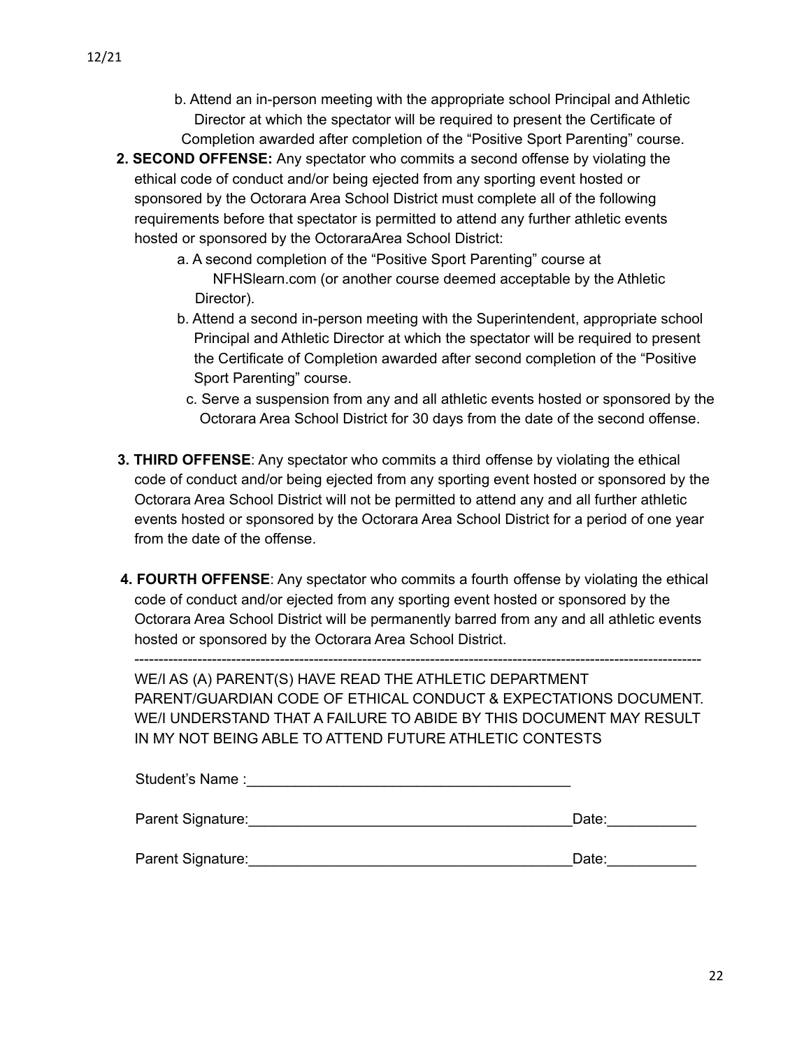b. Attend an in-person meeting with the appropriate school Principal and Athletic Director at which the spectator will be required to present the Certificate of Completion awarded after completion of the "Positive Sport Parenting" course.

2. **SECOND OFFENSE:** Any spectator who commits a second offense by violating the ethical code of conduct and/or being ejected from any sporting event hosted or sponsored by the Octorara Area School District must complete all of the following requirements before that spectator is permitted to attend any further athletic events hosted or sponsored by the OctoraraArea School District:
   a. A second completion of the "Positive Sport Parenting" course at NFHSlearn.com (or another course deemed acceptable by the Athletic Director).
   b. Attend a second in-person meeting with the Superintendent, appropriate school Principal and Athletic Director at which the spectator will be required to present the Certificate of Completion awarded after second completion of the "Positive Sport Parenting" course.
   c. Serve a suspension from any and all athletic events hosted or sponsored by the Octorara Area School District for 30 days from the date of the second offense.

3. **THIRD OFFENSE**: Any spectator who commits a third offense by violating the ethical code of conduct and/or being ejected from any sporting event hosted or sponsored by the Octorara Area School District will not be permitted to attend any and all further athletic events hosted or sponsored by the Octorara Area School District for a period of one year from the date of the offense.

4. **FOURTH OFFENSE**: Any spectator who commits a fourth offense by violating the ethical code of conduct and/or ejected from any sporting event hosted or sponsored by the Octorara Area School District will be permanently barred from any and all athletic events hosted or sponsored by the Octorara Area School District.

---

WE/I AS (A) PARENT(S) HAVE READ THE ATHLETIC DEPARTMENT PARENT/GUARDIAN CODE OF ETHICAL CONDUCT & EXPECTATIONS DOCUMENT. WE/I UNDERSTAND THAT A FAILURE TO ABIDE BY THIS DOCUMENT MAY RESULT IN MY NOT BEING ABLE TO ATTEND FUTURE ATHLETIC CONTESTS

Student's Name :________________________________________

Parent Signature:________________________________________Date:___________

Parent Signature:________________________________________Date:___________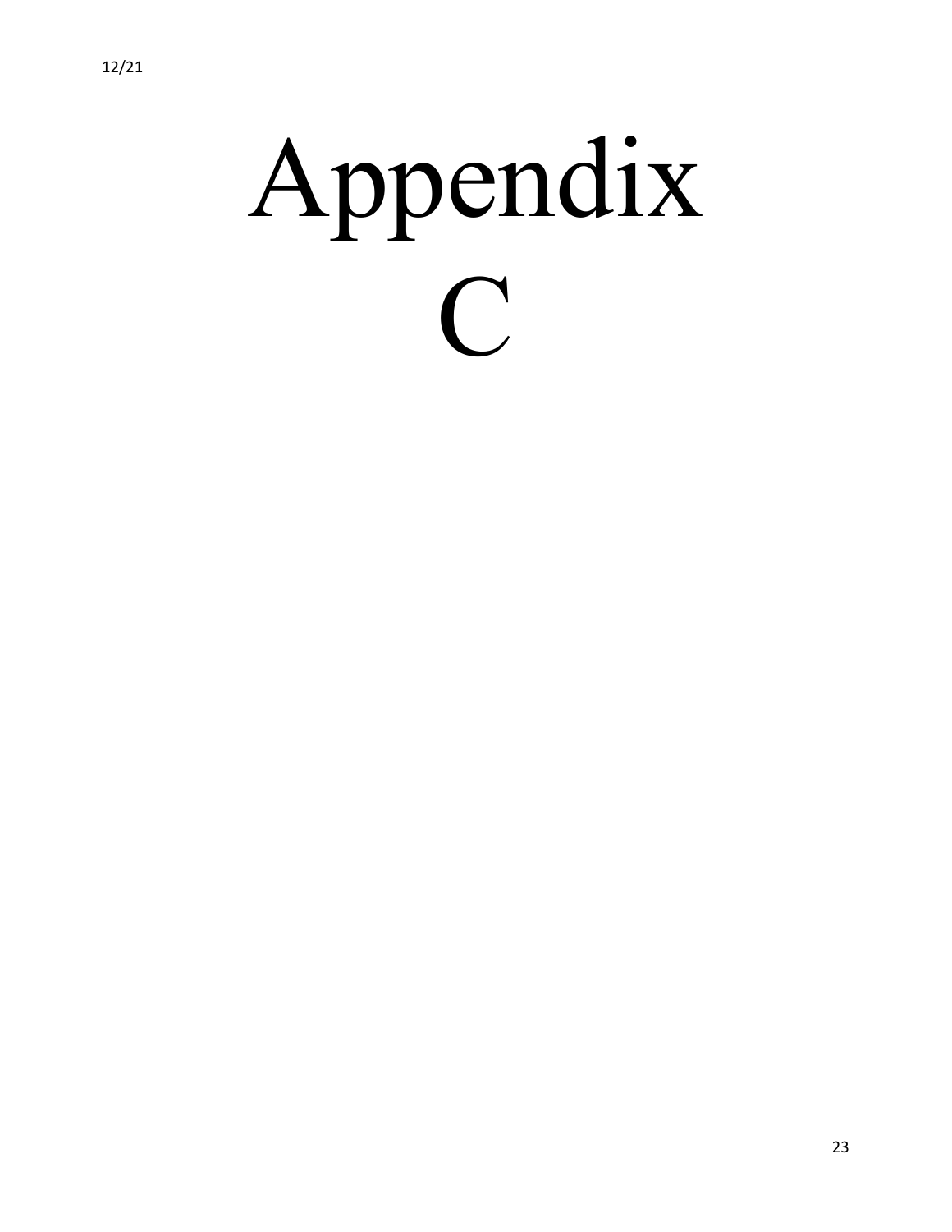# Appendix C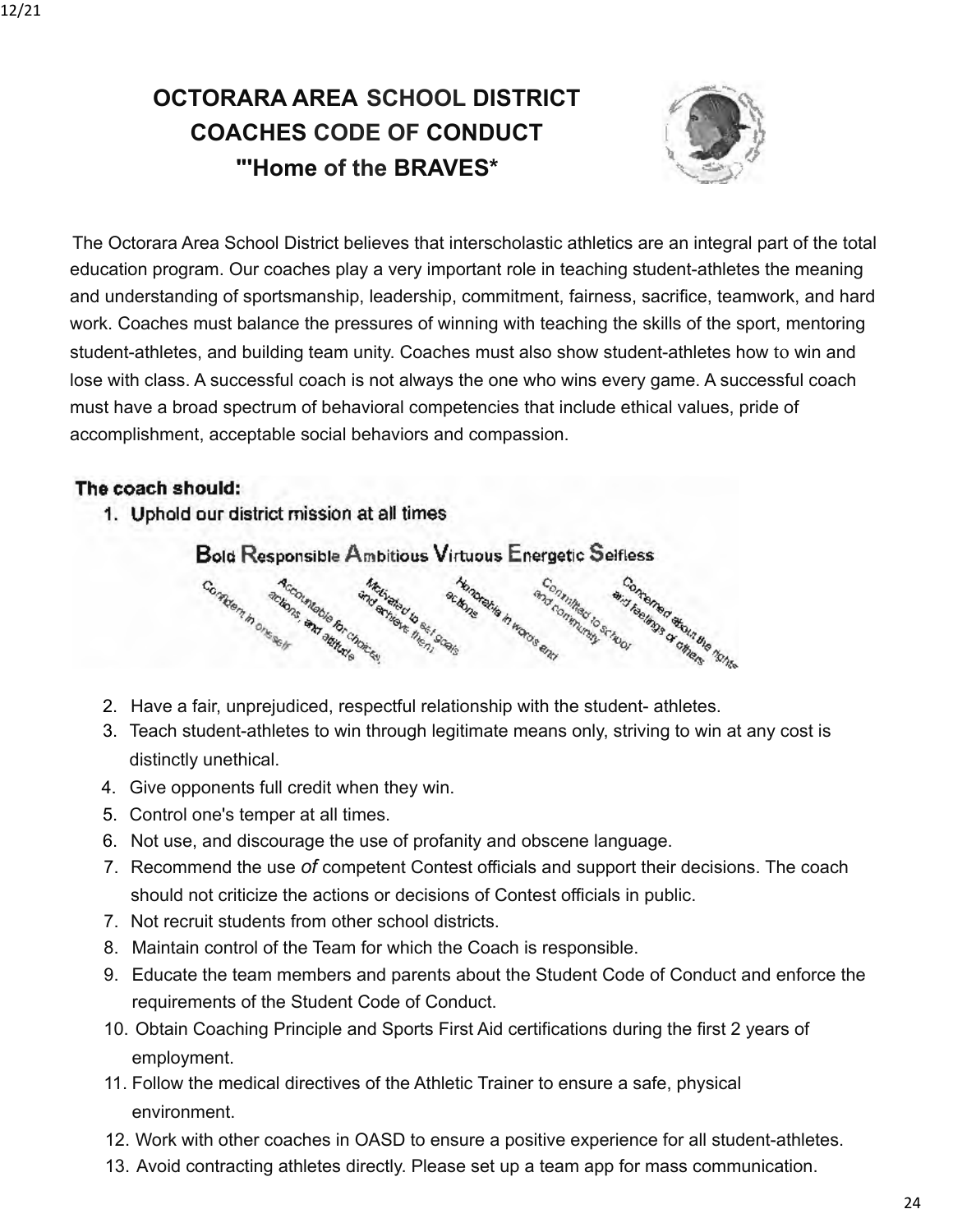# OCTORARA AREA SCHOOL DISTRICT
# COACHES CODE OF CONDUCT
# "'Home of the BRAVES*

The Octorara Area School District believes that interscholastic athletics are an integral part of the total education program. Our coaches play a very important role in teaching student-athletes the meaning and understanding of sportsmanship, leadership, commitment, fairness, sacrifice, teamwork, and hard work. Coaches must balance the pressures of winning with teaching the skills of the sport, mentoring student-athletes, and building team unity. Coaches must also show student-athletes how to win and lose with class. A successful coach is not always the one who wins every game. A successful coach must have a broad spectrum of behavioral competencies that include ethical values, pride of accomplishment, acceptable social behaviors and compassion.

**The coach should:**

1. **Uphold our district mission at all times**

   **B**old **R**esponsible **A**mbitious **V**irtuous **E**nergetic **S**elfless

   Confident in oneself; Accountable for choices, actions, and attitude; Motivated to set goals and achieve them; Honorable in words and actions; Committed to school and community; Concerned about the rights and feelings of others

2. Have a fair, unprejudiced, respectful relationship with the student- athletes.
3. Teach student-athletes to win through legitimate means only, striving to win at any cost is distinctly unethical.
4. Give opponents full credit when they win.
5. Control one's temper at all times.
6. Not use, and discourage the use of profanity and obscene language.
7. Recommend the use *of* competent Contest officials and support their decisions. The coach should not criticize the actions or decisions of Contest officials in public.
7. Not recruit students from other school districts.
8. Maintain control of the Team for which the Coach is responsible.
9. Educate the team members and parents about the Student Code of Conduct and enforce the requirements of the Student Code of Conduct.
10. Obtain Coaching Principle and Sports First Aid certifications during the first 2 years of employment.
11. Follow the medical directives of the Athletic Trainer to ensure a safe, physical environment.
12. Work with other coaches in OASD to ensure a positive experience for all student-athletes.
13. Avoid contracting athletes directly. Please set up a team app for mass communication.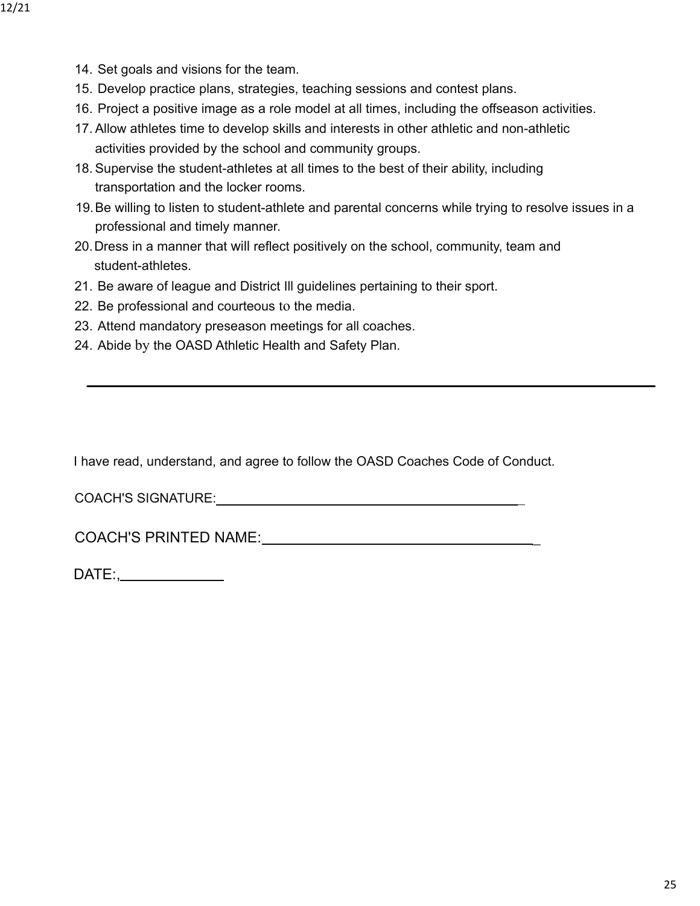14. Set goals and visions for the team.
15. Develop practice plans, strategies, teaching sessions and contest plans.
16. Project a positive image as a role model at all times, including the offseason activities.
17. Allow athletes time to develop skills and interests in other athletic and non-athletic activities provided by the school and community groups.
18. Supervise the student-athletes at all times to the best of their ability, including transportation and the locker rooms.
19. Be willing to listen to student-athlete and parental concerns while trying to resolve issues in a professional and timely manner.
20. Dress in a manner that will reflect positively on the school, community, team and student-athletes.
21. Be aware of league and District Ill guidelines pertaining to their sport.
22. Be professional and courteous to the media.
23. Attend mandatory preseason meetings for all coaches.
24. Abide by the OASD Athletic Health and Safety Plan.

---

I have read, understand, and agree to follow the OASD Coaches Code of Conduct.

COACH'S SIGNATURE:___________________________________________

COACH'S PRINTED NAME:_____________________________________

DATE:,_____________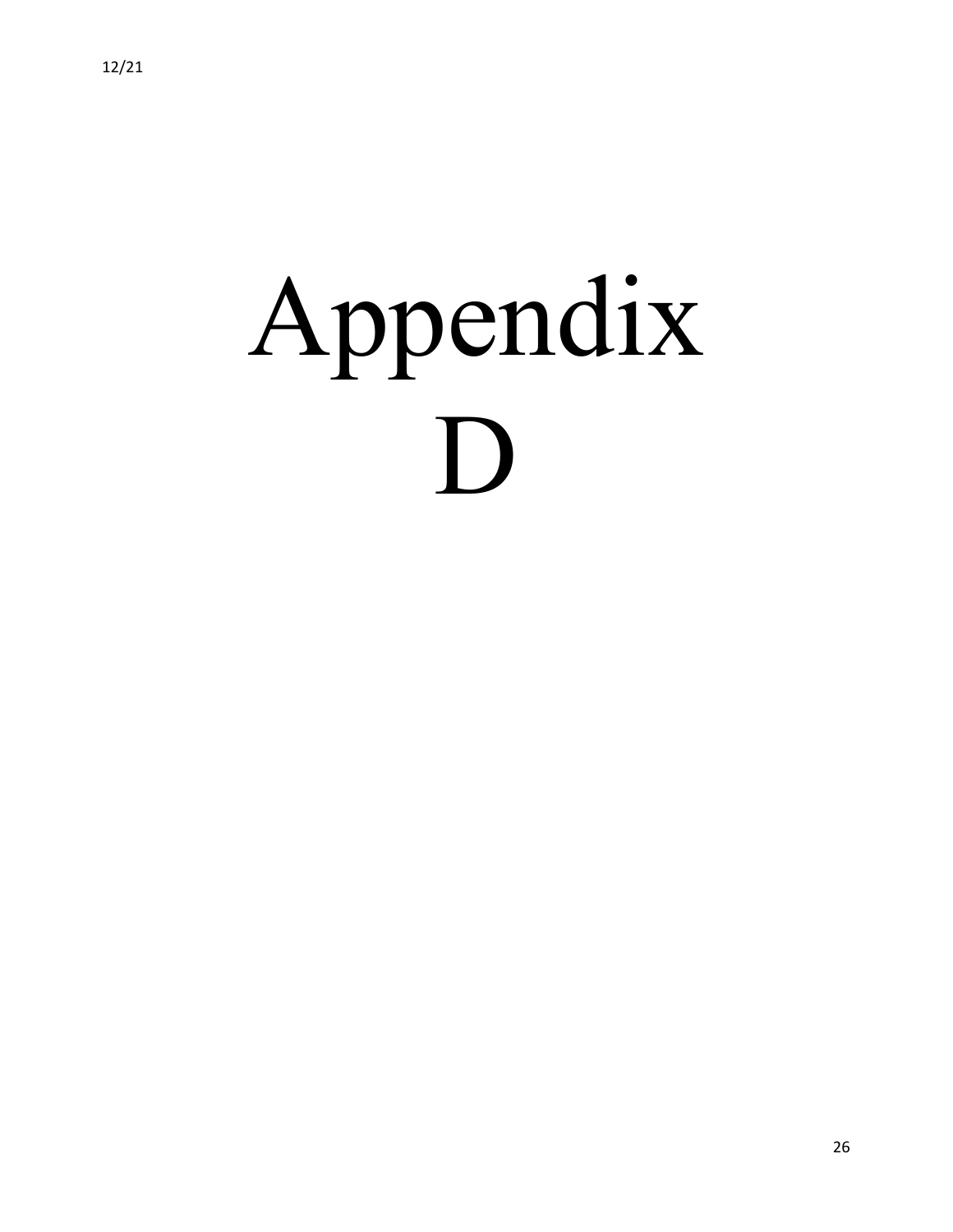# Appendix D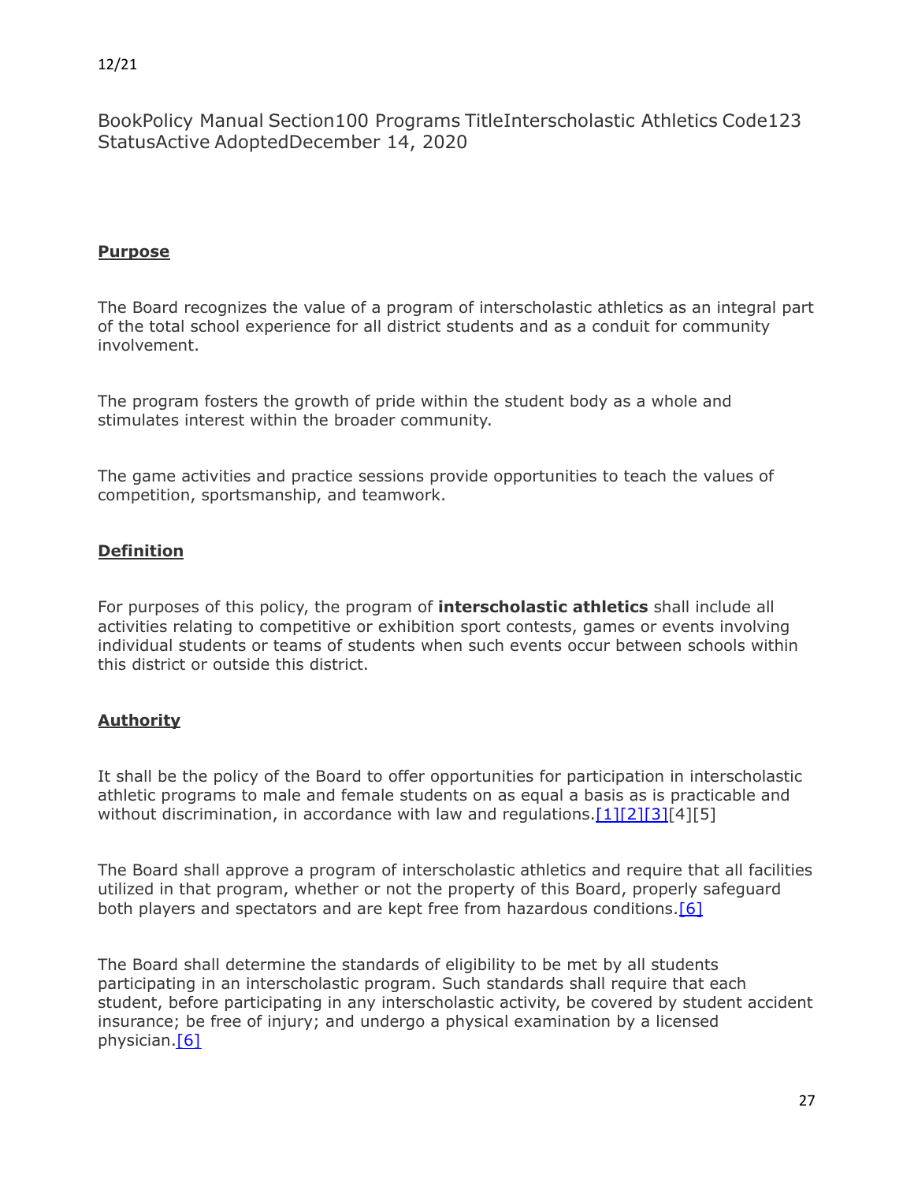BookPolicy Manual Section100 Programs TitleInterscholastic Athletics Code123 StatusActive AdoptedDecember 14, 2020

**Purpose**

The Board recognizes the value of a program of interscholastic athletics as an integral part of the total school experience for all district students and as a conduit for community involvement.

The program fosters the growth of pride within the student body as a whole and stimulates interest within the broader community.

The game activities and practice sessions provide opportunities to teach the values of competition, sportsmanship, and teamwork.

**Definition**

For purposes of this policy, the program of **interscholastic athletics** shall include all activities relating to competitive or exhibition sport contests, games or events involving individual students or teams of students when such events occur between schools within this district or outside this district.

**Authority**

It shall be the policy of the Board to offer opportunities for participation in interscholastic athletic programs to male and female students on as equal a basis as is practicable and without discrimination, in accordance with law and regulations.[1][2][3][4][5]

The Board shall approve a program of interscholastic athletics and require that all facilities utilized in that program, whether or not the property of this Board, properly safeguard both players and spectators and are kept free from hazardous conditions.[6]

The Board shall determine the standards of eligibility to be met by all students participating in an interscholastic program. Such standards shall require that each student, before participating in any interscholastic activity, be covered by student accident insurance; be free of injury; and undergo a physical examination by a licensed physician.[6]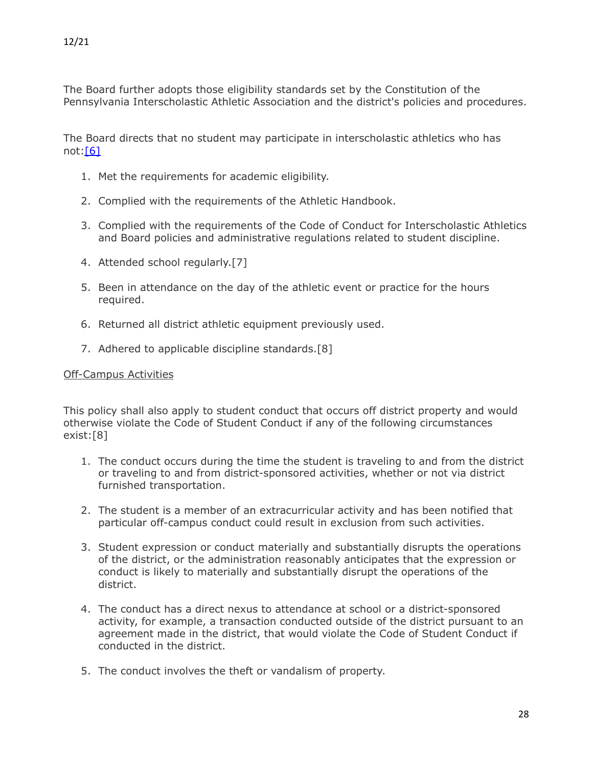The Board further adopts those eligibility standards set by the Constitution of the Pennsylvania Interscholastic Athletic Association and the district's policies and procedures.

The Board directs that no student may participate in interscholastic athletics who has not:[6]

1. Met the requirements for academic eligibility.
2. Complied with the requirements of the Athletic Handbook.
3. Complied with the requirements of the Code of Conduct for Interscholastic Athletics and Board policies and administrative regulations related to student discipline.
4. Attended school regularly.[7]
5. Been in attendance on the day of the athletic event or practice for the hours required.
6. Returned all district athletic equipment previously used.
7. Adhered to applicable discipline standards.[8]

Off-Campus Activities

This policy shall also apply to student conduct that occurs off district property and would otherwise violate the Code of Student Conduct if any of the following circumstances exist:[8]

1. The conduct occurs during the time the student is traveling to and from the district or traveling to and from district-sponsored activities, whether or not via district furnished transportation.
2. The student is a member of an extracurricular activity and has been notified that particular off-campus conduct could result in exclusion from such activities.
3. Student expression or conduct materially and substantially disrupts the operations of the district, or the administration reasonably anticipates that the expression or conduct is likely to materially and substantially disrupt the operations of the district.
4. The conduct has a direct nexus to attendance at school or a district-sponsored activity, for example, a transaction conducted outside of the district pursuant to an agreement made in the district, that would violate the Code of Student Conduct if conducted in the district.
5. The conduct involves the theft or vandalism of property.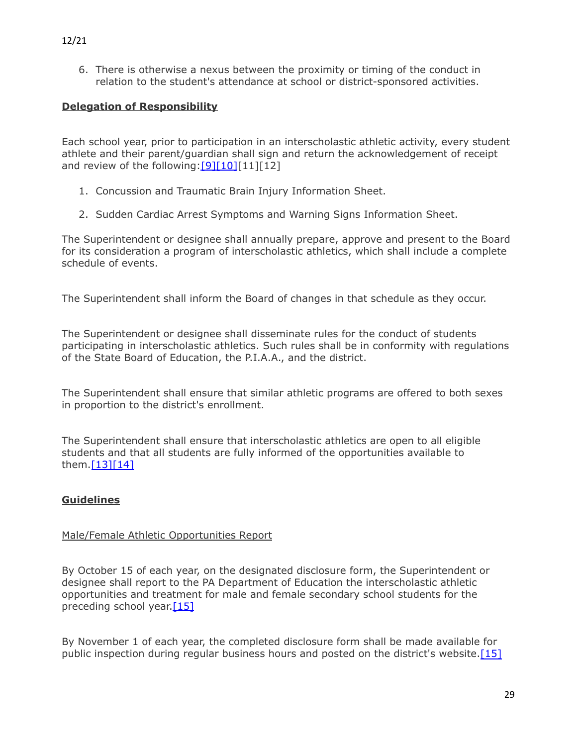6. There is otherwise a nexus between the proximity or timing of the conduct in relation to the student's attendance at school or district-sponsored activities.

**Delegation of Responsibility**

Each school year, prior to participation in an interscholastic athletic activity, every student athlete and their parent/guardian shall sign and return the acknowledgement of receipt and review of the following:[9][10][11][12]

1. Concussion and Traumatic Brain Injury Information Sheet.
2. Sudden Cardiac Arrest Symptoms and Warning Signs Information Sheet.

The Superintendent or designee shall annually prepare, approve and present to the Board for its consideration a program of interscholastic athletics, which shall include a complete schedule of events.

The Superintendent shall inform the Board of changes in that schedule as they occur.

The Superintendent or designee shall disseminate rules for the conduct of students participating in interscholastic athletics. Such rules shall be in conformity with regulations of the State Board of Education, the P.I.A.A., and the district.

The Superintendent shall ensure that similar athletic programs are offered to both sexes in proportion to the district's enrollment.

The Superintendent shall ensure that interscholastic athletics are open to all eligible students and that all students are fully informed of the opportunities available to them.[13][14]

**Guidelines**

Male/Female Athletic Opportunities Report

By October 15 of each year, on the designated disclosure form, the Superintendent or designee shall report to the PA Department of Education the interscholastic athletic opportunities and treatment for male and female secondary school students for the preceding school year.[15]

By November 1 of each year, the completed disclosure form shall be made available for public inspection during regular business hours and posted on the district's website.[15]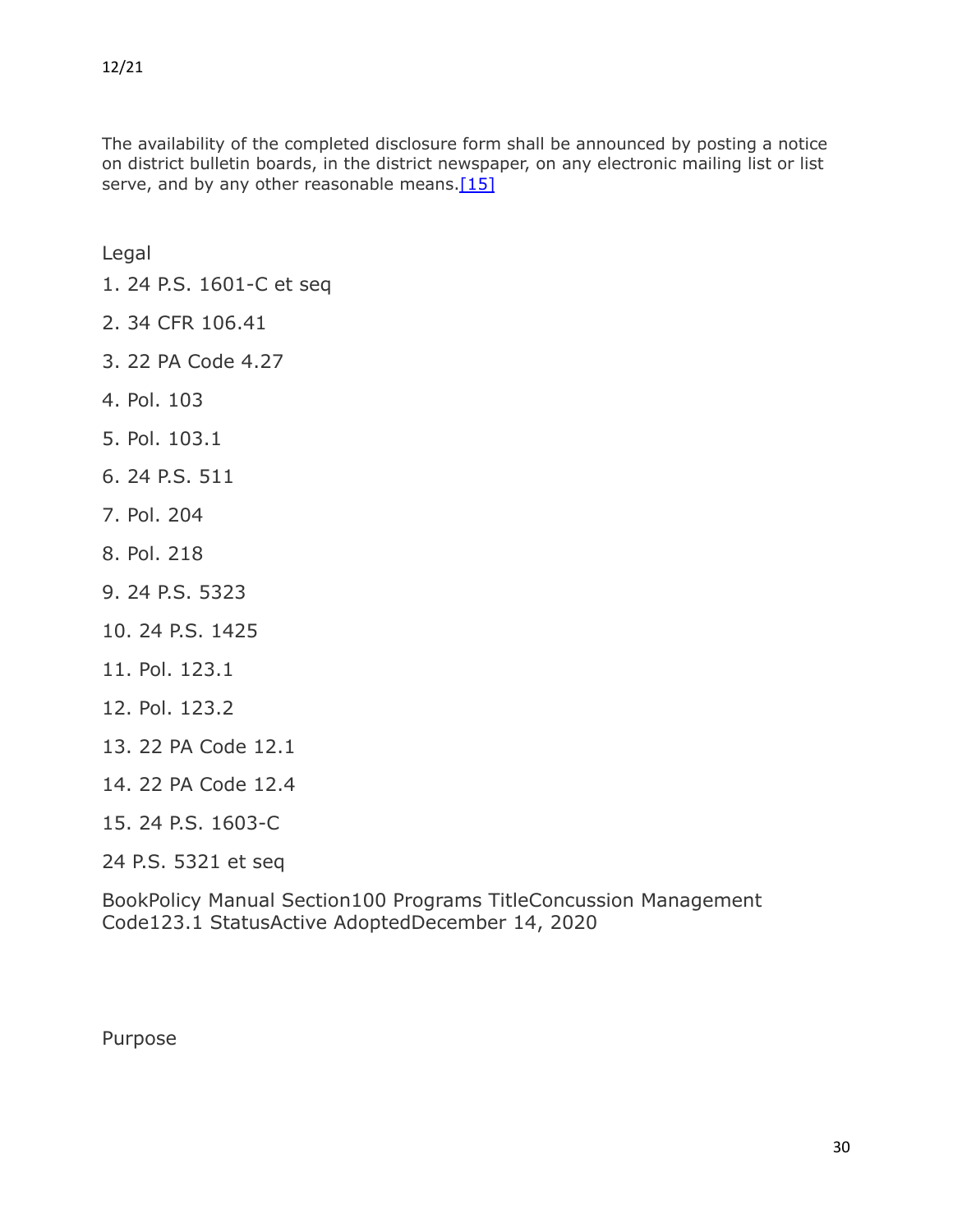The availability of the completed disclosure form shall be announced by posting a notice on district bulletin boards, in the district newspaper, on any electronic mailing list or list serve, and by any other reasonable means.[15]

Legal

1. 24 P.S. 1601-C et seq
2. 34 CFR 106.41
3. 22 PA Code 4.27
4. Pol. 103
5. Pol. 103.1
6. 24 P.S. 511
7. Pol. 204
8. Pol. 218
9. 24 P.S. 5323
10. 24 P.S. 1425
11. Pol. 123.1
12. Pol. 123.2
13. 22 PA Code 12.1
14. 22 PA Code 12.4
15. 24 P.S. 1603-C

24 P.S. 5321 et seq

BookPolicy Manual Section100 Programs TitleConcussion Management Code123.1 StatusActive AdoptedDecember 14, 2020

Purpose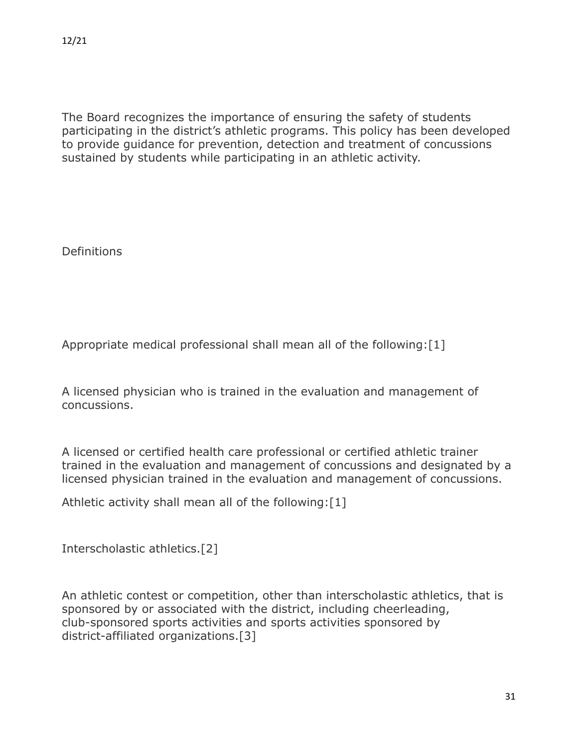12/21

The Board recognizes the importance of ensuring the safety of students participating in the district's athletic programs. This policy has been developed to provide guidance for prevention, detection and treatment of concussions sustained by students while participating in an athletic activity.

Definitions

Appropriate medical professional shall mean all of the following:[1]

A licensed physician who is trained in the evaluation and management of concussions.

A licensed or certified health care professional or certified athletic trainer trained in the evaluation and management of concussions and designated by a licensed physician trained in the evaluation and management of concussions.

Athletic activity shall mean all of the following:[1]

Interscholastic athletics.[2]

An athletic contest or competition, other than interscholastic athletics, that is sponsored by or associated with the district, including cheerleading, club-sponsored sports activities and sports activities sponsored by district-affiliated organizations.[3]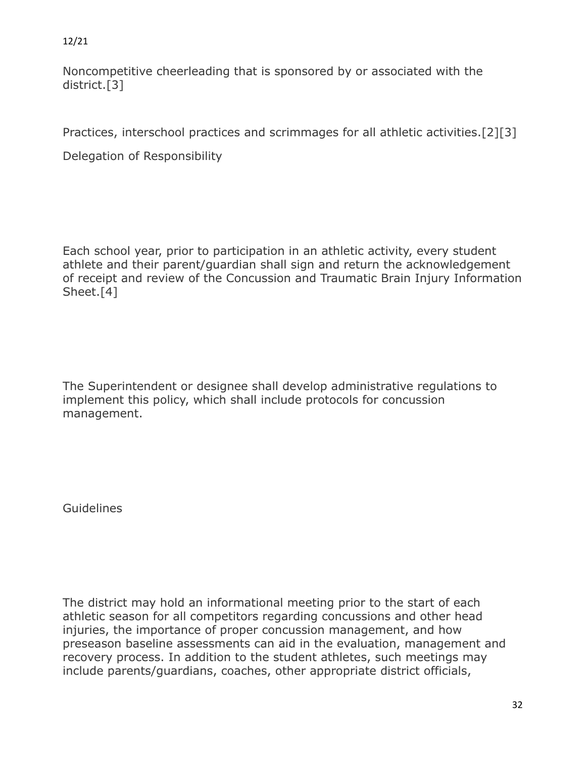Noncompetitive cheerleading that is sponsored by or associated with the district.[3]

Practices, interschool practices and scrimmages for all athletic activities.[2][3]

## Delegation of Responsibility

Each school year, prior to participation in an athletic activity, every student athlete and their parent/guardian shall sign and return the acknowledgement of receipt and review of the Concussion and Traumatic Brain Injury Information Sheet.[4]

The Superintendent or designee shall develop administrative regulations to implement this policy, which shall include protocols for concussion management.

## Guidelines

The district may hold an informational meeting prior to the start of each athletic season for all competitors regarding concussions and other head injuries, the importance of proper concussion management, and how preseason baseline assessments can aid in the evaluation, management and recovery process. In addition to the student athletes, such meetings may include parents/guardians, coaches, other appropriate district officials,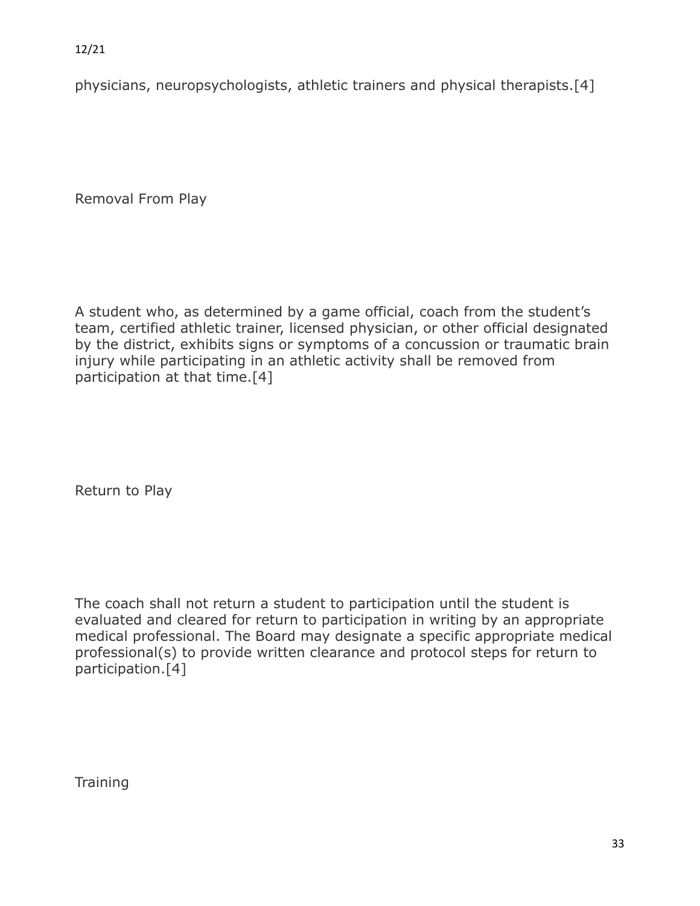physicians, neuropsychologists, athletic trainers and physical therapists.[4]

## Removal From Play

A student who, as determined by a game official, coach from the student's team, certified athletic trainer, licensed physician, or other official designated by the district, exhibits signs or symptoms of a concussion or traumatic brain injury while participating in an athletic activity shall be removed from participation at that time.[4]

## Return to Play

The coach shall not return a student to participation until the student is evaluated and cleared for return to participation in writing by an appropriate medical professional. The Board may designate a specific appropriate medical professional(s) to provide written clearance and protocol steps for return to participation.[4]

## Training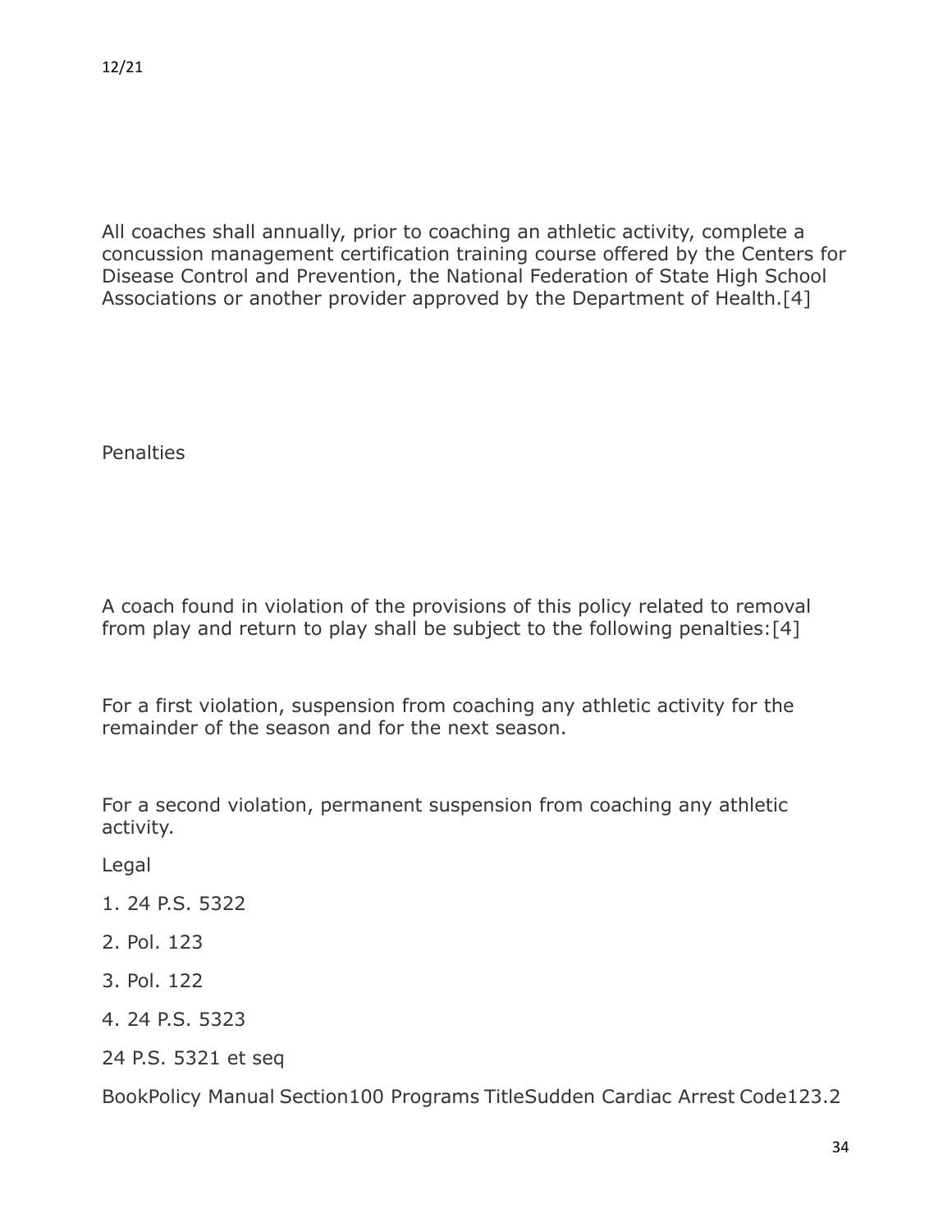All coaches shall annually, prior to coaching an athletic activity, complete a concussion management certification training course offered by the Centers for Disease Control and Prevention, the National Federation of State High School Associations or another provider approved by the Department of Health.[4]

Penalties

A coach found in violation of the provisions of this policy related to removal from play and return to play shall be subject to the following penalties:[4]

For a first violation, suspension from coaching any athletic activity for the remainder of the season and for the next season.

For a second violation, permanent suspension from coaching any athletic activity.

Legal

1. 24 P.S. 5322

2. Pol. 123

3. Pol. 122

4. 24 P.S. 5323

24 P.S. 5321 et seq

BookPolicy Manual Section100 Programs TitleSudden Cardiac Arrest Code123.2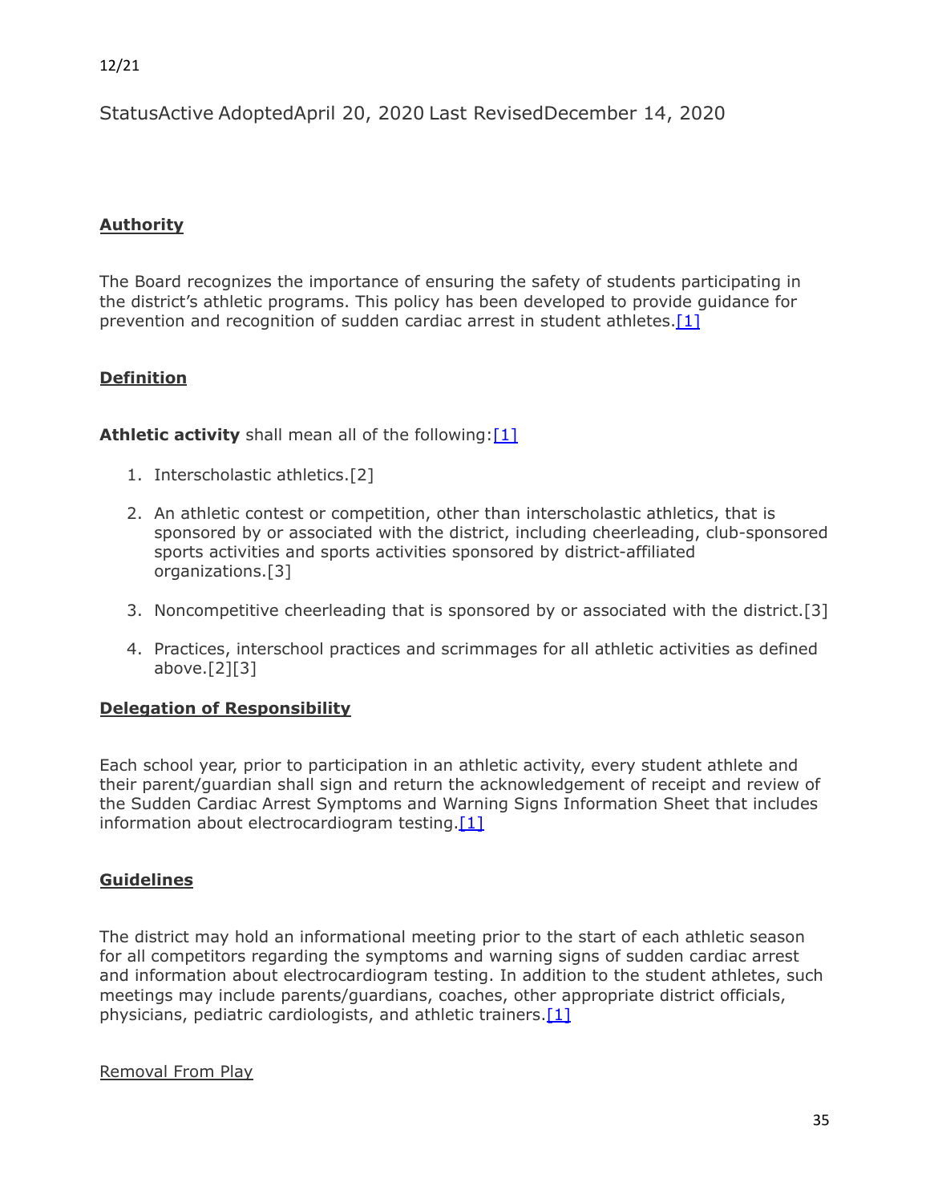12/21

StatusActive AdoptedApril 20, 2020 Last RevisedDecember 14, 2020

## Authority

The Board recognizes the importance of ensuring the safety of students participating in the district's athletic programs. This policy has been developed to provide guidance for prevention and recognition of sudden cardiac arrest in student athletes.[1]

## Definition

**Athletic activity** shall mean all of the following:[1]

1. Interscholastic athletics.[2]
2. An athletic contest or competition, other than interscholastic athletics, that is sponsored by or associated with the district, including cheerleading, club-sponsored sports activities and sports activities sponsored by district-affiliated organizations.[3]
3. Noncompetitive cheerleading that is sponsored by or associated with the district.[3]
4. Practices, interschool practices and scrimmages for all athletic activities as defined above.[2][3]

## Delegation of Responsibility

Each school year, prior to participation in an athletic activity, every student athlete and their parent/guardian shall sign and return the acknowledgement of receipt and review of the Sudden Cardiac Arrest Symptoms and Warning Signs Information Sheet that includes information about electrocardiogram testing.[1]

## Guidelines

The district may hold an informational meeting prior to the start of each athletic season for all competitors regarding the symptoms and warning signs of sudden cardiac arrest and information about electrocardiogram testing. In addition to the student athletes, such meetings may include parents/guardians, coaches, other appropriate district officials, physicians, pediatric cardiologists, and athletic trainers.[1]

### Removal From Play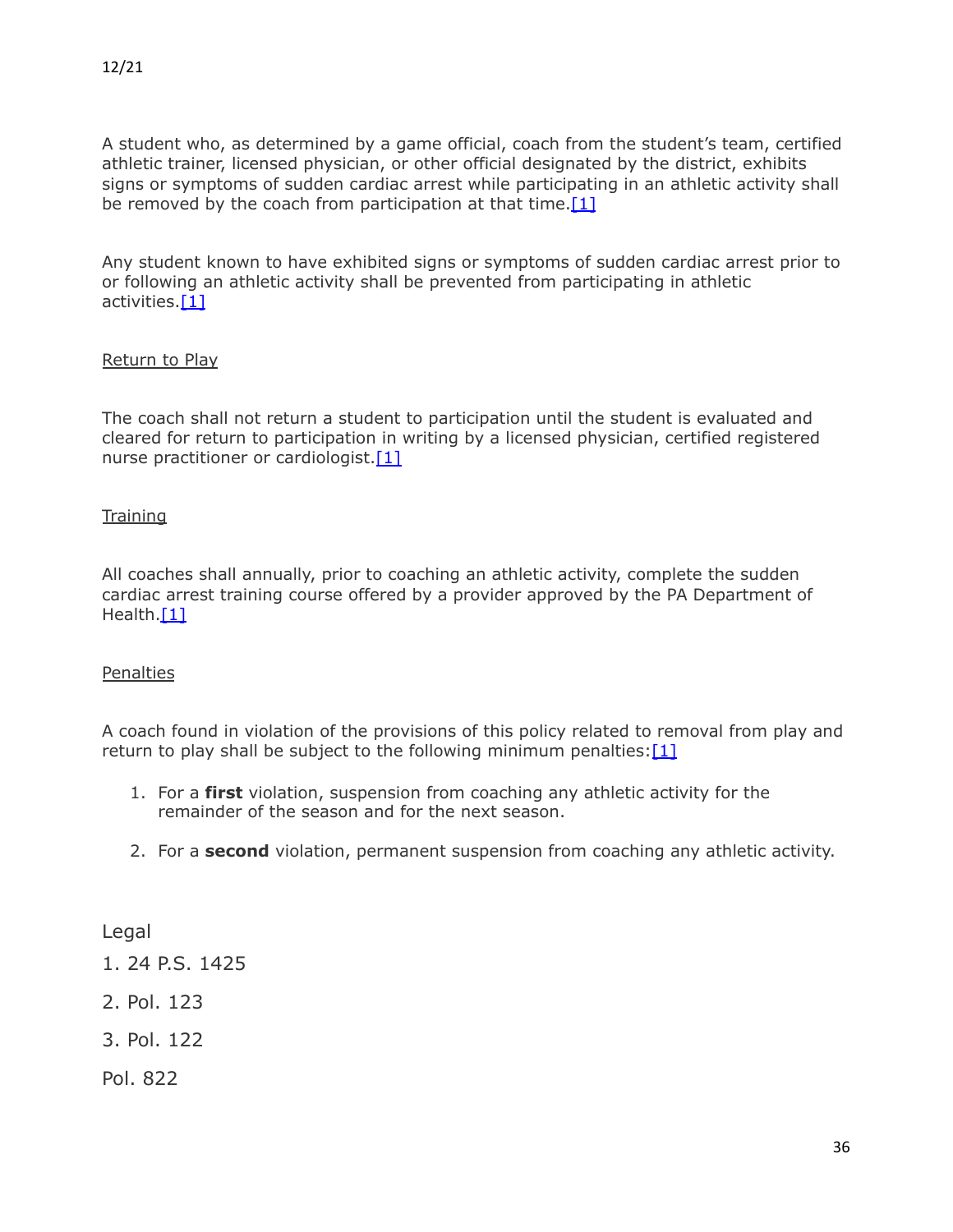A student who, as determined by a game official, coach from the student's team, certified athletic trainer, licensed physician, or other official designated by the district, exhibits signs or symptoms of sudden cardiac arrest while participating in an athletic activity shall be removed by the coach from participation at that time.[1]

Any student known to have exhibited signs or symptoms of sudden cardiac arrest prior to or following an athletic activity shall be prevented from participating in athletic activities.[1]

Return to Play

The coach shall not return a student to participation until the student is evaluated and cleared for return to participation in writing by a licensed physician, certified registered nurse practitioner or cardiologist.[1]

Training

All coaches shall annually, prior to coaching an athletic activity, complete the sudden cardiac arrest training course offered by a provider approved by the PA Department of Health.[1]

Penalties

A coach found in violation of the provisions of this policy related to removal from play and return to play shall be subject to the following minimum penalties:[1]

1. For a **first** violation, suspension from coaching any athletic activity for the remainder of the season and for the next season.
2. For a **second** violation, permanent suspension from coaching any athletic activity.

Legal

1. 24 P.S. 1425

2. Pol. 123

3. Pol. 122

Pol. 822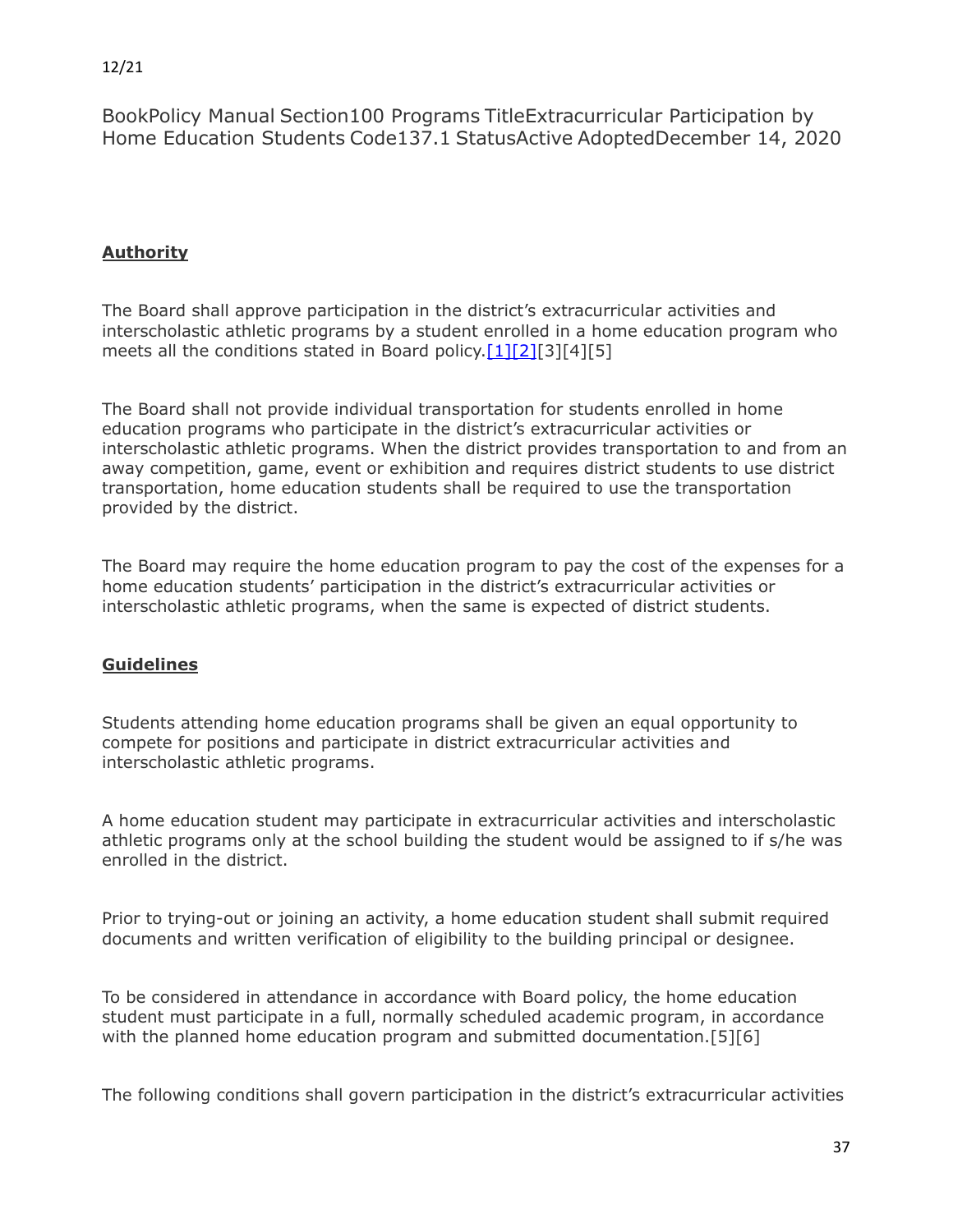12/21

BookPolicy Manual Section100 Programs TitleExtracurricular Participation by Home Education Students Code137.1 StatusActive AdoptedDecember 14, 2020

**Authority**

The Board shall approve participation in the district's extracurricular activities and interscholastic athletic programs by a student enrolled in a home education program who meets all the conditions stated in Board policy.[1][2][3][4][5]

The Board shall not provide individual transportation for students enrolled in home education programs who participate in the district's extracurricular activities or interscholastic athletic programs. When the district provides transportation to and from an away competition, game, event or exhibition and requires district students to use district transportation, home education students shall be required to use the transportation provided by the district.

The Board may require the home education program to pay the cost of the expenses for a home education students' participation in the district's extracurricular activities or interscholastic athletic programs, when the same is expected of district students.

**Guidelines**

Students attending home education programs shall be given an equal opportunity to compete for positions and participate in district extracurricular activities and interscholastic athletic programs.

A home education student may participate in extracurricular activities and interscholastic athletic programs only at the school building the student would be assigned to if s/he was enrolled in the district.

Prior to trying-out or joining an activity, a home education student shall submit required documents and written verification of eligibility to the building principal or designee.

To be considered in attendance in accordance with Board policy, the home education student must participate in a full, normally scheduled academic program, in accordance with the planned home education program and submitted documentation.[5][6]

The following conditions shall govern participation in the district's extracurricular activities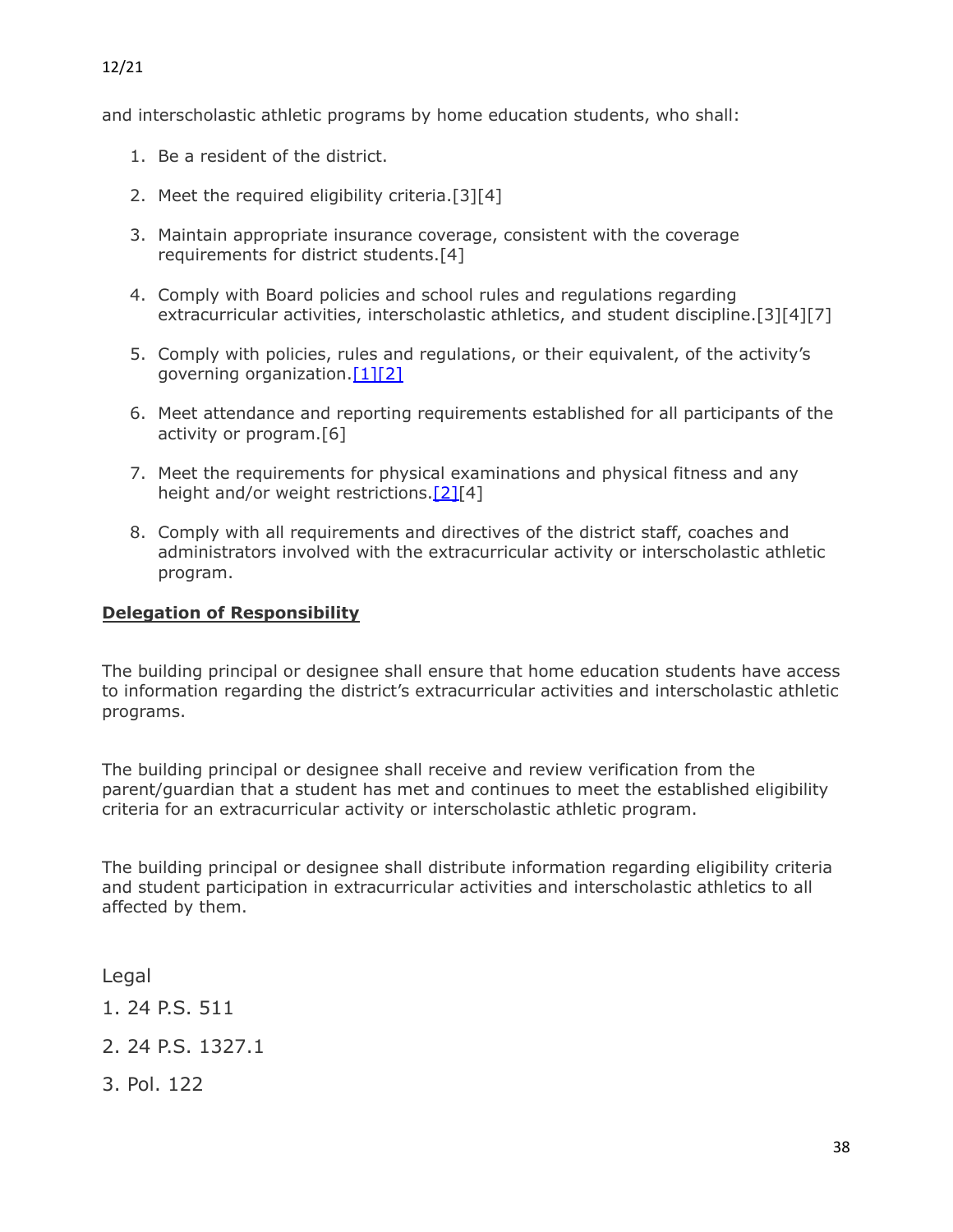and interscholastic athletic programs by home education students, who shall:

1. Be a resident of the district.
2. Meet the required eligibility criteria.[3][4]
3. Maintain appropriate insurance coverage, consistent with the coverage requirements for district students.[4]
4. Comply with Board policies and school rules and regulations regarding extracurricular activities, interscholastic athletics, and student discipline.[3][4][7]
5. Comply with policies, rules and regulations, or their equivalent, of the activity's governing organization.[1][2]
6. Meet attendance and reporting requirements established for all participants of the activity or program.[6]
7. Meet the requirements for physical examinations and physical fitness and any height and/or weight restrictions.[2][4]
8. Comply with all requirements and directives of the district staff, coaches and administrators involved with the extracurricular activity or interscholastic athletic program.

**Delegation of Responsibility**

The building principal or designee shall ensure that home education students have access to information regarding the district's extracurricular activities and interscholastic athletic programs.

The building principal or designee shall receive and review verification from the parent/guardian that a student has met and continues to meet the established eligibility criteria for an extracurricular activity or interscholastic athletic program.

The building principal or designee shall distribute information regarding eligibility criteria and student participation in extracurricular activities and interscholastic athletics to all affected by them.

Legal

1. 24 P.S. 511

2. 24 P.S. 1327.1

3. Pol. 122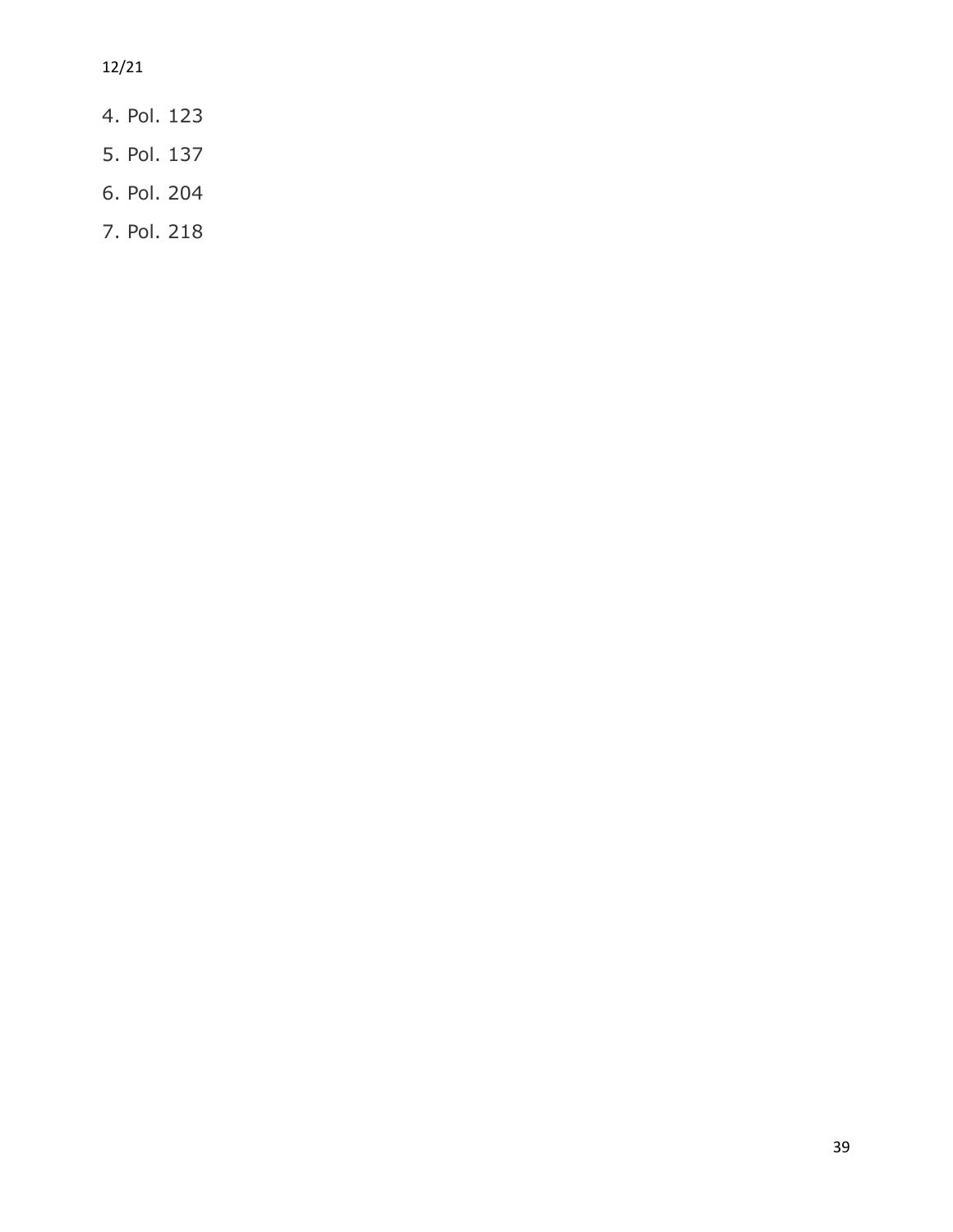4. Pol. 123
5. Pol. 137
6. Pol. 204
7. Pol. 218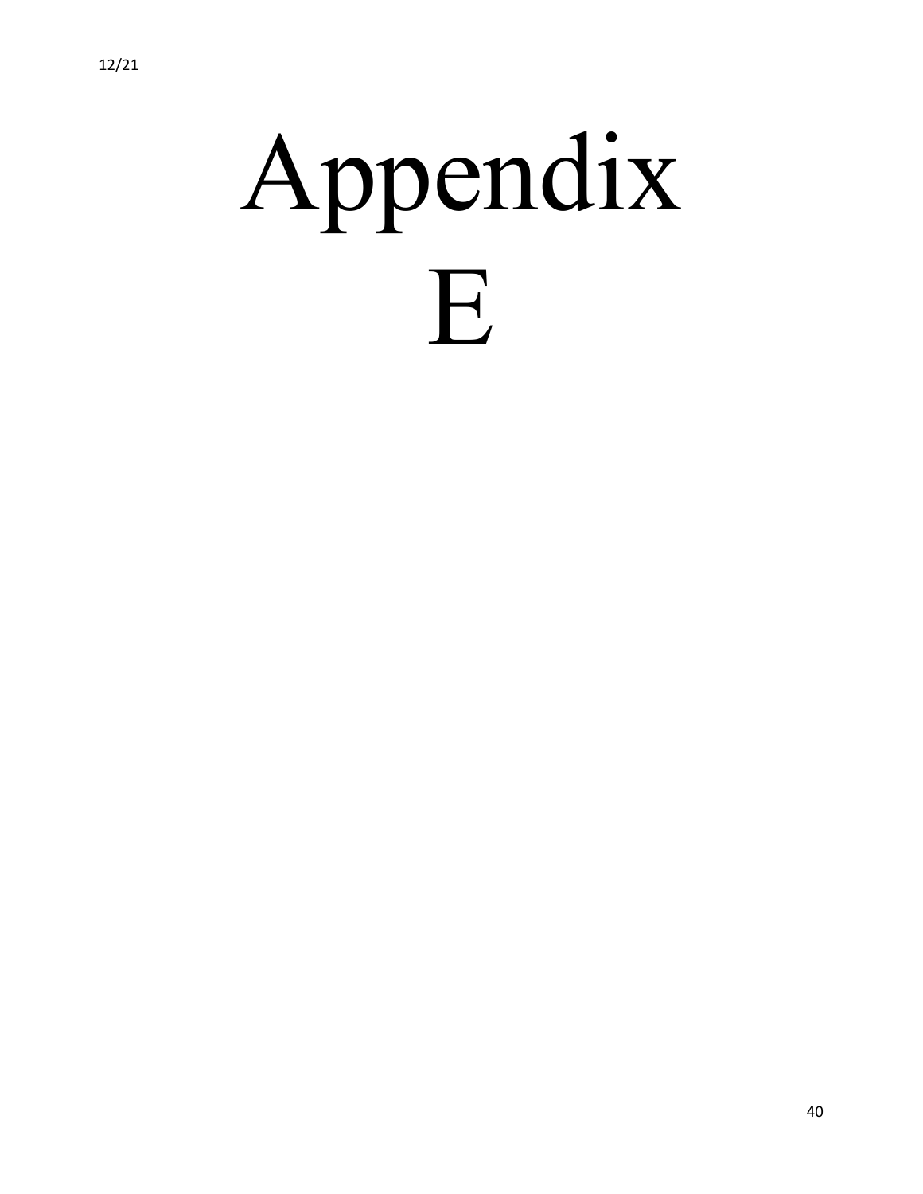# Appendix E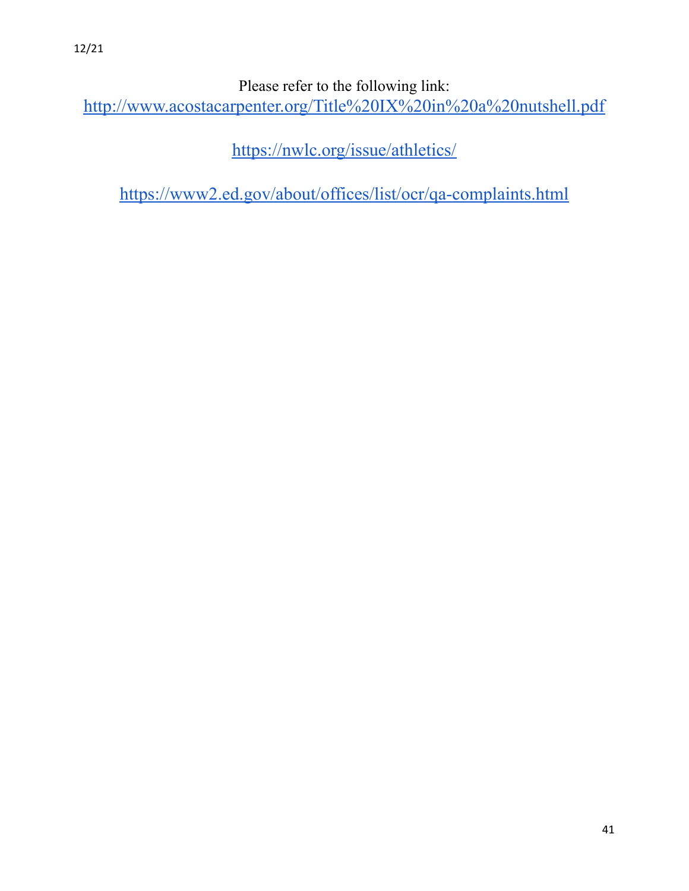Please refer to the following link:

http://www.acostacarpenter.org/Title%20IX%20in%20a%20nutshell.pdf

https://nwlc.org/issue/athletics/

https://www2.ed.gov/about/offices/list/ocr/qa-complaints.html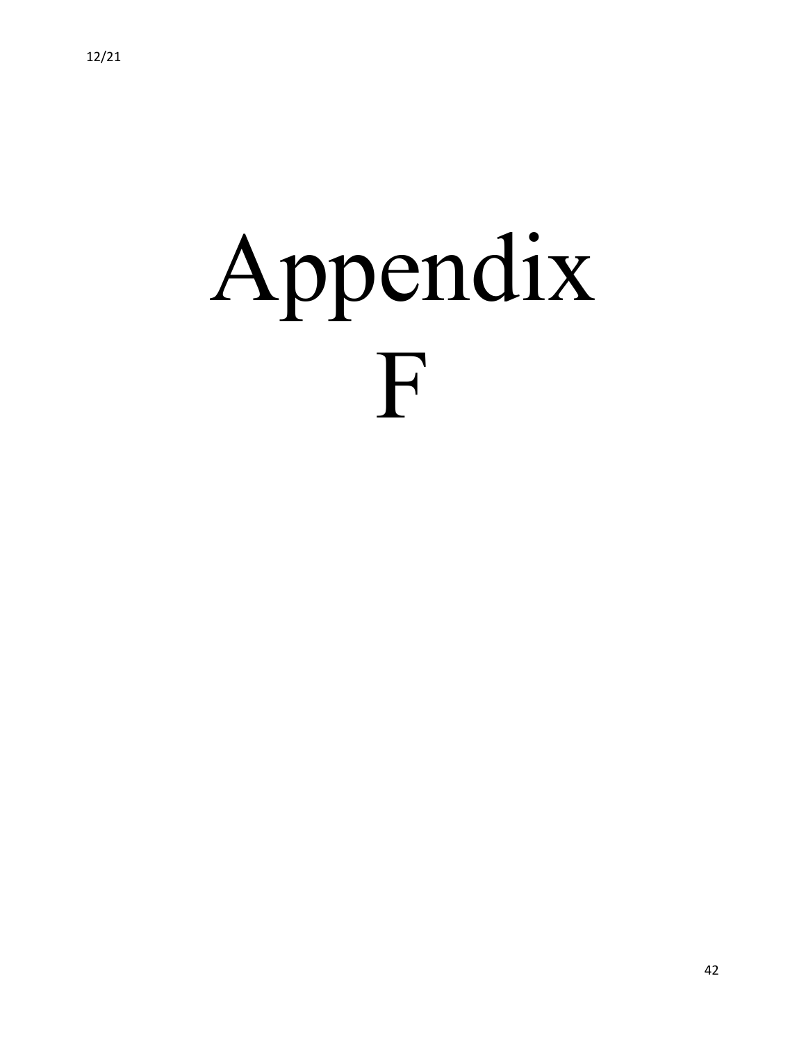# Appendix F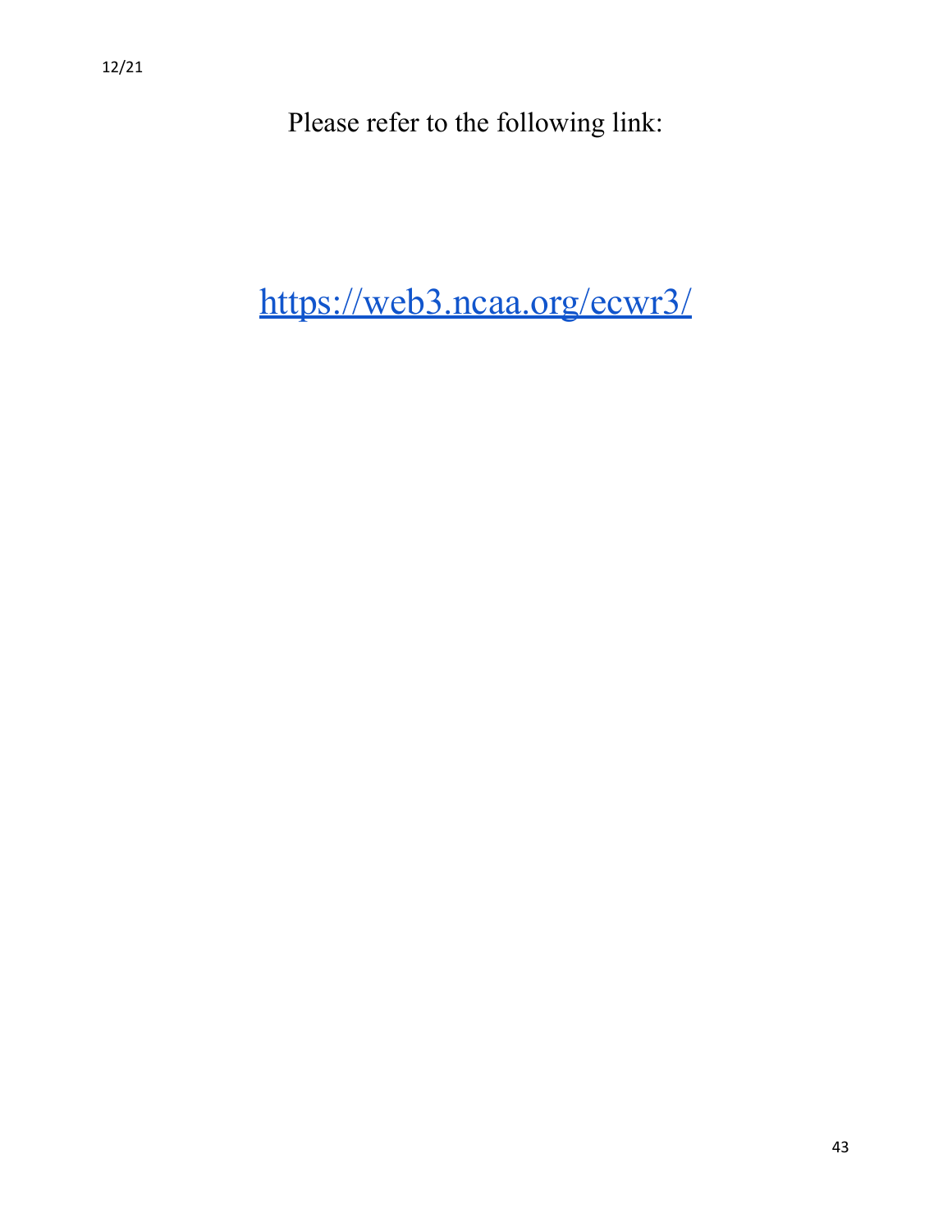Please refer to the following link:

https://web3.ncaa.org/ecwr3/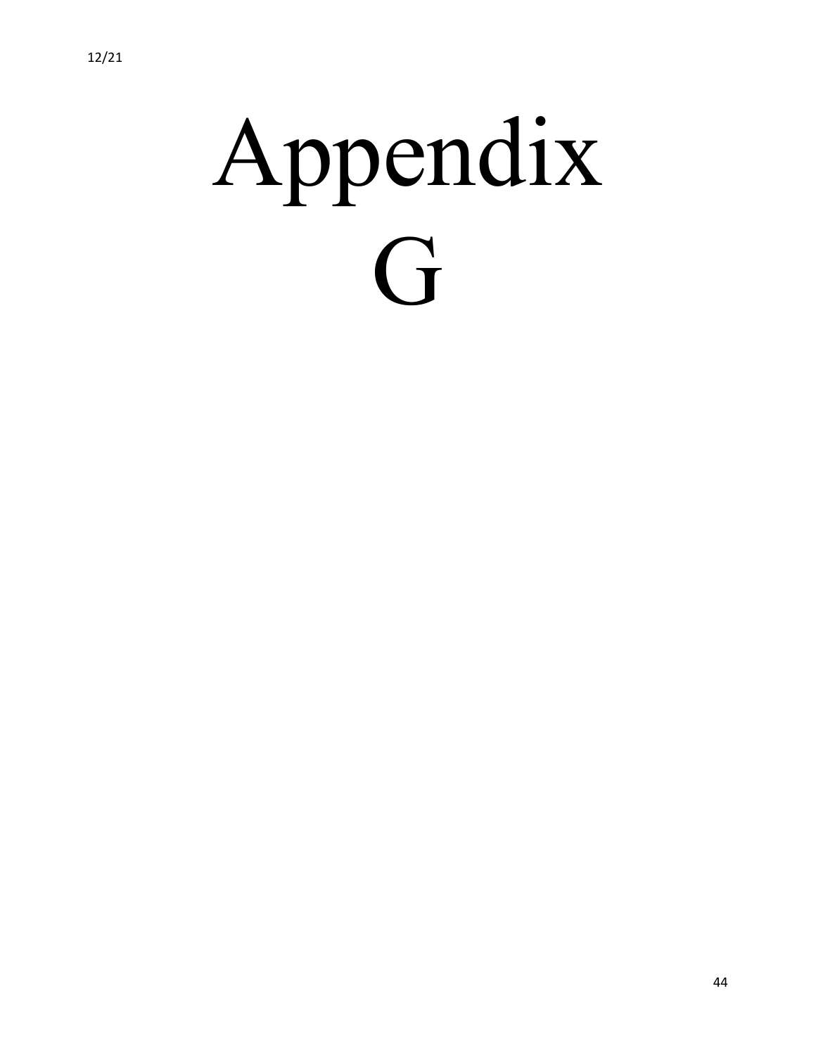# Appendix G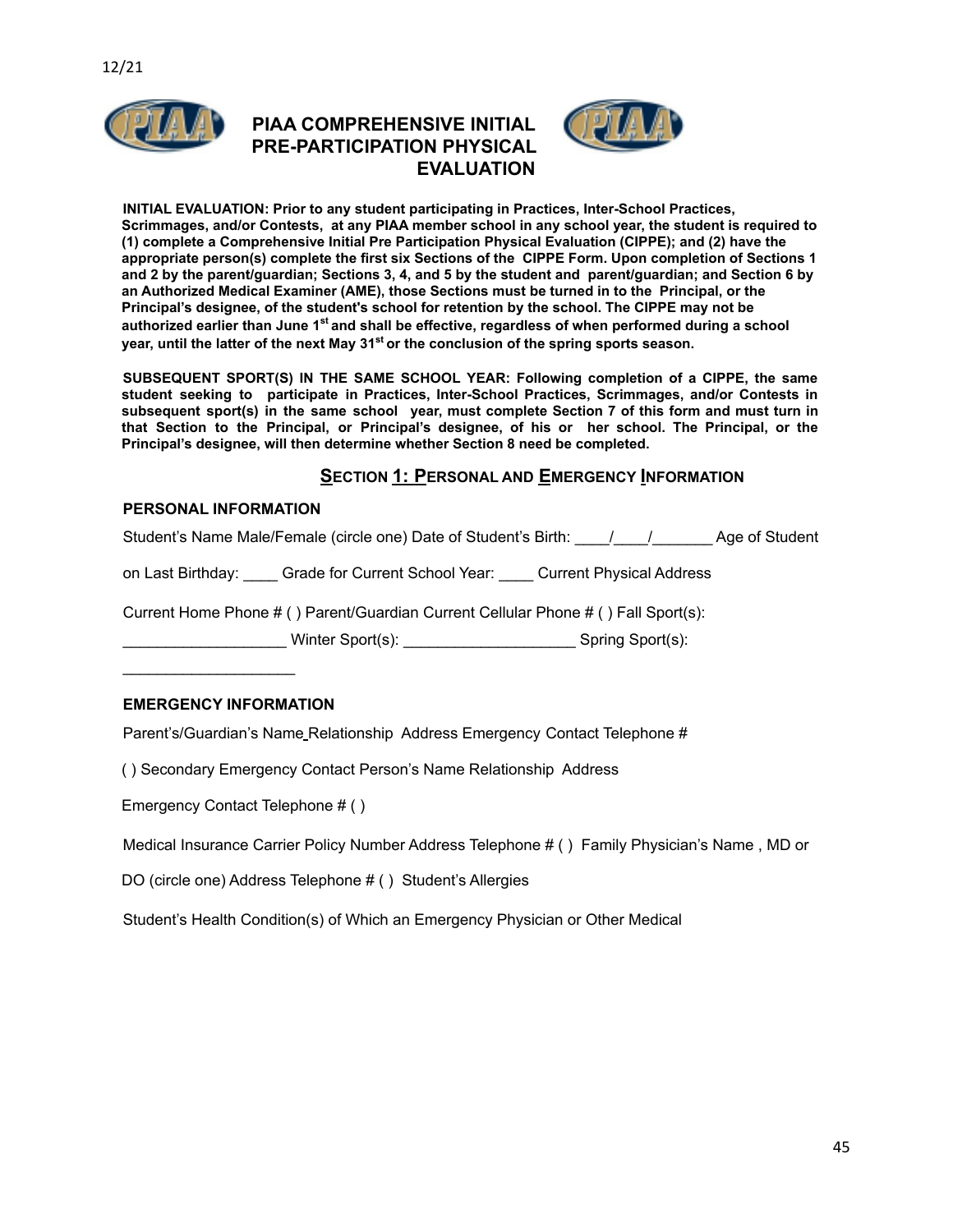12/21

# PIAA COMPREHENSIVE INITIAL PRE-PARTICIPATION PHYSICAL EVALUATION

**INITIAL EVALUATION: Prior to any student participating in Practices, Inter-School Practices, Scrimmages, and/or Contests, at any PIAA member school in any school year, the student is required to (1) complete a Comprehensive Initial Pre Participation Physical Evaluation (CIPPE); and (2) have the appropriate person(s) complete the first six Sections of the CIPPE Form. Upon completion of Sections 1 and 2 by the parent/guardian; Sections 3, 4, and 5 by the student and parent/guardian; and Section 6 by an Authorized Medical Examiner (AME), those Sections must be turned in to the Principal, or the Principal's designee, of the student's school for retention by the school. The CIPPE may not be authorized earlier than June 1st and shall be effective, regardless of when performed during a school year, until the latter of the next May 31st or the conclusion of the spring sports season.**

**SUBSEQUENT SPORT(S) IN THE SAME SCHOOL YEAR: Following completion of a CIPPE, the same student seeking to participate in Practices, Inter-School Practices, Scrimmages, and/or Contests in subsequent sport(s) in the same school year, must complete Section 7 of this form and must turn in that Section to the Principal, or Principal's designee, of his or her school. The Principal, or the Principal's designee, will then determine whether Section 8 need be completed.**

## SECTION 1: PERSONAL AND EMERGENCY INFORMATION

**PERSONAL INFORMATION**

Student's Name Male/Female (circle one) Date of Student's Birth: ____/____/_______ Age of Student on Last Birthday: ____ Grade for Current School Year: ____ Current Physical Address

Current Home Phone # ( ) Parent/Guardian Current Cellular Phone # ( ) Fall Sport(s): __________________ Winter Sport(s): ___________________ Spring Sport(s): ___________________

**EMERGENCY INFORMATION**

Parent's/Guardian's Name Relationship Address Emergency Contact Telephone #

( ) Secondary Emergency Contact Person's Name Relationship Address

Emergency Contact Telephone # ( )

Medical Insurance Carrier Policy Number Address Telephone # ( ) Family Physician's Name , MD or DO (circle one) Address Telephone # ( ) Student's Allergies

Student's Health Condition(s) of Which an Emergency Physician or Other Medical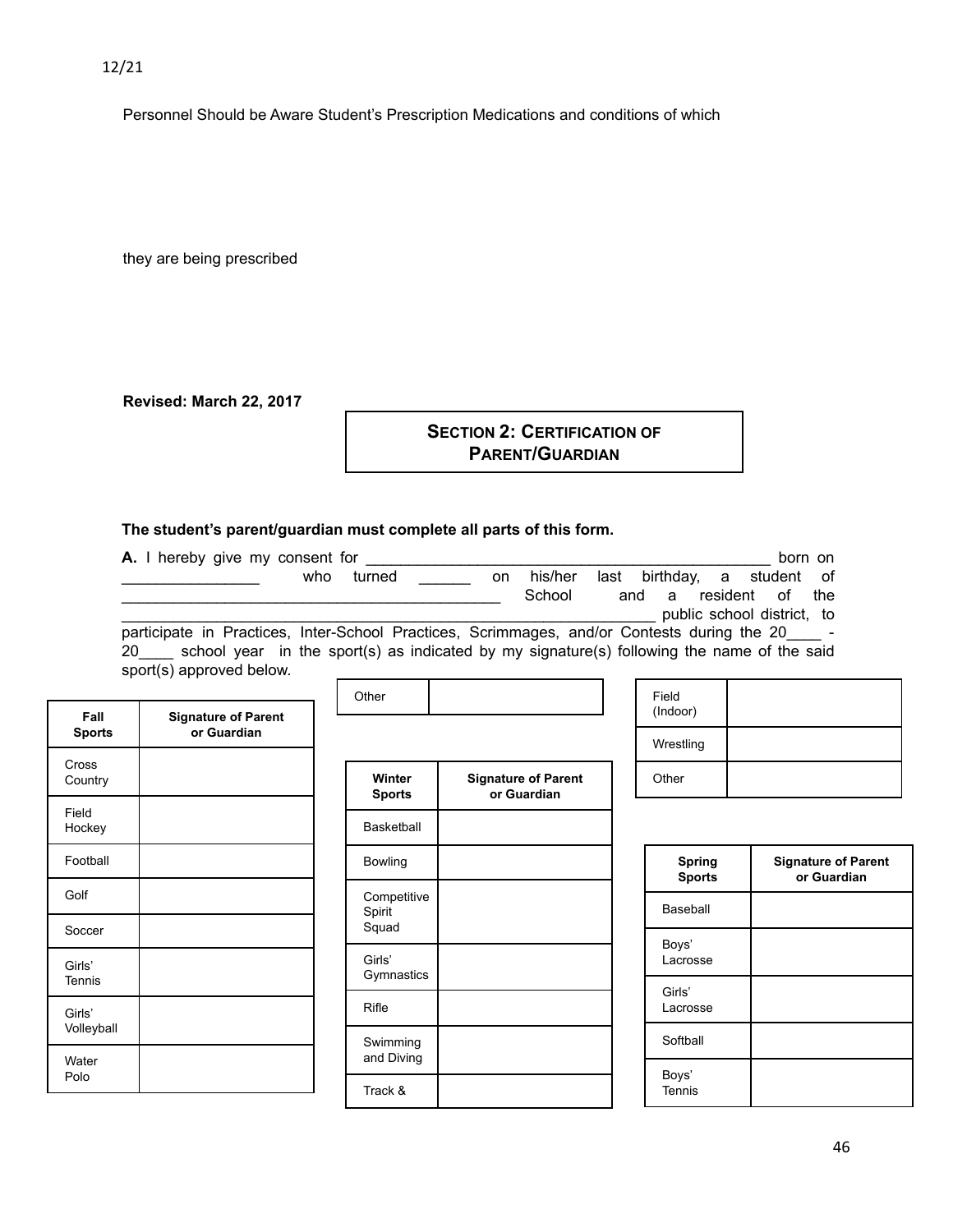Personnel Should be Aware Student's Prescription Medications and conditions of which

they are being prescribed

**Revised: March 22, 2017**

## SECTION 2: CERTIFICATION OF PARENT/GUARDIAN

**The student's parent/guardian must complete all parts of this form.**

**A.** I hereby give my consent for ______________________________________________ born on _______________ who turned ______ on his/her last birthday, a student of ___________________________________________ School and a resident of the _____________________________________________________________ public school district, to participate in Practices, Inter-School Practices, Scrimmages, and/or Contests during the 20____ - 20____ school year in the sport(s) as indicated by my signature(s) following the name of the said sport(s) approved below.

| Fall Sports | Signature of Parent or Guardian |
|---|---|
| Cross Country | |
| Field Hockey | |
| Football | |
| Golf | |
| Soccer | |
| Girls' Tennis | |
| Girls' Volleyball | |
| Water Polo | |
| Other | |

| Winter Sports | Signature of Parent or Guardian |
|---|---|
| Basketball | |
| Bowling | |
| Competitive Spirit Squad | |
| Girls' Gymnastics | |
| Rifle | |
| Swimming and Diving | |
| Track & Field (Indoor) | |
| Wrestling | |
| Other | |

| Spring Sports | Signature of Parent or Guardian |
|---|---|
| Baseball | |
| Boys' Lacrosse | |
| Girls' Lacrosse | |
| Softball | |
| Boys' Tennis | |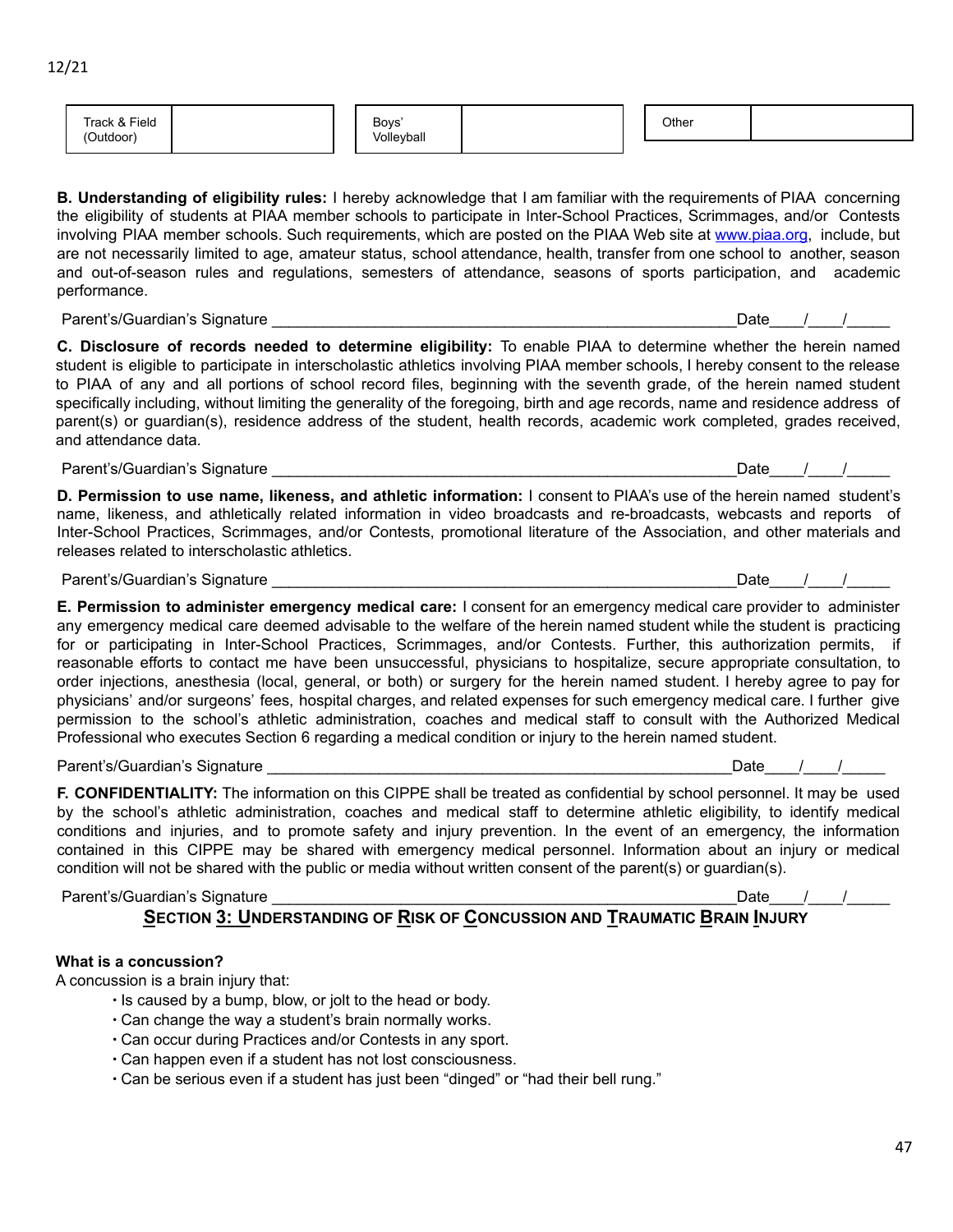| Track & Field (Outdoor) | | Boys' Volleyball | | Other | |
|---|---|---|---|---|---|

**B. Understanding of eligibility rules:** I hereby acknowledge that I am familiar with the requirements of PIAA concerning the eligibility of students at PIAA member schools to participate in Inter-School Practices, Scrimmages, and/or Contests involving PIAA member schools. Such requirements, which are posted on the PIAA Web site at www.piaa.org, include, but are not necessarily limited to age, amateur status, school attendance, health, transfer from one school to another, season and out-of-season rules and regulations, semesters of attendance, seasons of sports participation, and academic performance.

Parent's/Guardian's Signature ________________________________________________________Date____/____/_____

**C. Disclosure of records needed to determine eligibility:** To enable PIAA to determine whether the herein named student is eligible to participate in interscholastic athletics involving PIAA member schools, I hereby consent to the release to PIAA of any and all portions of school record files, beginning with the seventh grade, of the herein named student specifically including, without limiting the generality of the foregoing, birth and age records, name and residence address of parent(s) or guardian(s), residence address of the student, health records, academic work completed, grades received, and attendance data.

Parent's/Guardian's Signature ________________________________________________________Date____/____/_____

**D. Permission to use name, likeness, and athletic information:** I consent to PIAA's use of the herein named student's name, likeness, and athletically related information in video broadcasts and re-broadcasts, webcasts and reports of Inter-School Practices, Scrimmages, and/or Contests, promotional literature of the Association, and other materials and releases related to interscholastic athletics.

Parent's/Guardian's Signature ________________________________________________________Date____/____/_____

**E. Permission to administer emergency medical care:** I consent for an emergency medical care provider to administer any emergency medical care deemed advisable to the welfare of the herein named student while the student is practicing for or participating in Inter-School Practices, Scrimmages, and/or Contests. Further, this authorization permits, if reasonable efforts to contact me have been unsuccessful, physicians to hospitalize, secure appropriate consultation, to order injections, anesthesia (local, general, or both) or surgery for the herein named student. I hereby agree to pay for physicians' and/or surgeons' fees, hospital charges, and related expenses for such emergency medical care. I further give permission to the school's athletic administration, coaches and medical staff to consult with the Authorized Medical Professional who executes Section 6 regarding a medical condition or injury to the herein named student.

Parent's/Guardian's Signature ________________________________________________________Date____/____/_____

**F. CONFIDENTIALITY:** The information on this CIPPE shall be treated as confidential by school personnel. It may be used by the school's athletic administration, coaches and medical staff to determine athletic eligibility, to identify medical conditions and injuries, and to promote safety and injury prevention. In the event of an emergency, the information contained in this CIPPE may be shared with emergency medical personnel. Information about an injury or medical condition will not be shared with the public or media without written consent of the parent(s) or guardian(s).

Parent's/Guardian's Signature ________________________________________________________Date____/____/_____

## SECTION 3: UNDERSTANDING OF RISK OF CONCUSSION AND TRAUMATIC BRAIN INJURY

**What is a concussion?**

A concussion is a brain injury that:

- Is caused by a bump, blow, or jolt to the head or body.
- Can change the way a student's brain normally works.
- Can occur during Practices and/or Contests in any sport.
- Can happen even if a student has not lost consciousness.
- Can be serious even if a student has just been "dinged" or "had their bell rung."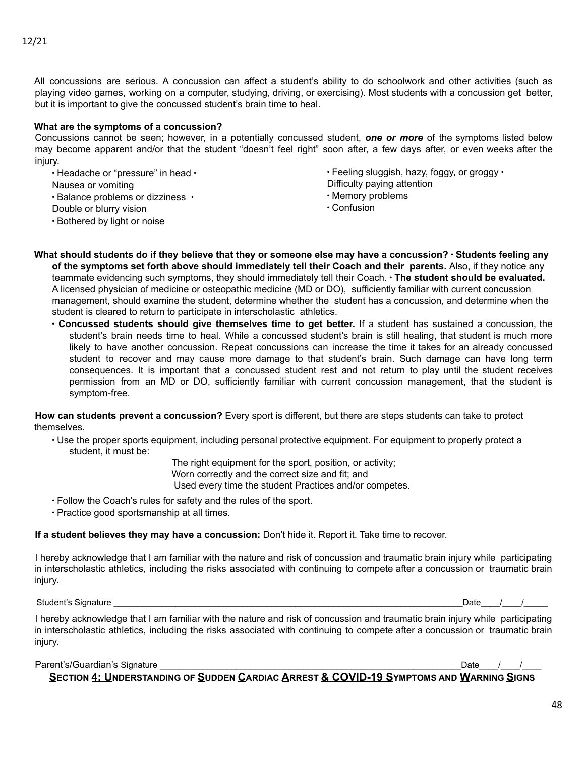All concussions are serious. A concussion can affect a student's ability to do schoolwork and other activities (such as playing video games, working on a computer, studying, driving, or exercising). Most students with a concussion get better, but it is important to give the concussed student's brain time to heal.

**What are the symptoms of a concussion?**

Concussions cannot be seen; however, in a potentially concussed student, ***one or more*** of the symptoms listed below may become apparent and/or that the student "doesn't feel right" soon after, a few days after, or even weeks after the injury.

- Headache or "pressure" in head
- Nausea or vomiting
- Balance problems or dizziness
- Double or blurry vision
- Bothered by light or noise
- Feeling sluggish, hazy, foggy, or groggy
- Difficulty paying attention
- Memory problems
- Confusion

**What should students do if they believe that they or someone else may have a concussion?**

- **Students feeling any of the symptoms set forth above should immediately tell their Coach and their parents.** Also, if they notice any teammate evidencing such symptoms, they should immediately tell their Coach.
- **The student should be evaluated.** A licensed physician of medicine or osteopathic medicine (MD or DO), sufficiently familiar with current concussion management, should examine the student, determine whether the student has a concussion, and determine when the student is cleared to return to participate in interscholastic athletics.
- **Concussed students should give themselves time to get better.** If a student has sustained a concussion, the student's brain needs time to heal. While a concussed student's brain is still healing, that student is much more likely to have another concussion. Repeat concussions can increase the time it takes for an already concussed student to recover and may cause more damage to that student's brain. Such damage can have long term consequences. It is important that a concussed student rest and not return to play until the student receives permission from an MD or DO, sufficiently familiar with current concussion management, that the student is symptom-free.

**How can students prevent a concussion?** Every sport is different, but there are steps students can take to protect themselves.

- Use the proper sports equipment, including personal protective equipment. For equipment to properly protect a student, it must be:
  - The right equipment for the sport, position, or activity;
  - Worn correctly and the correct size and fit; and
  - Used every time the student Practices and/or competes.
- Follow the Coach's rules for safety and the rules of the sport.
- Practice good sportsmanship at all times.

**If a student believes they may have a concussion:** Don't hide it. Report it. Take time to recover.

I hereby acknowledge that I am familiar with the nature and risk of concussion and traumatic brain injury while participating in interscholastic athletics, including the risks associated with continuing to compete after a concussion or traumatic brain injury.

Student's Signature ________________________________________________ Date____/____/_____

I hereby acknowledge that I am familiar with the nature and risk of concussion and traumatic brain injury while participating in interscholastic athletics, including the risks associated with continuing to compete after a concussion or traumatic brain injury.

Parent's/Guardian's Signature ________________________________________________ Date____/____/____

## SECTION 4: UNDERSTANDING OF SUDDEN CARDIAC ARREST & COVID-19 SYMPTOMS AND WARNING SIGNS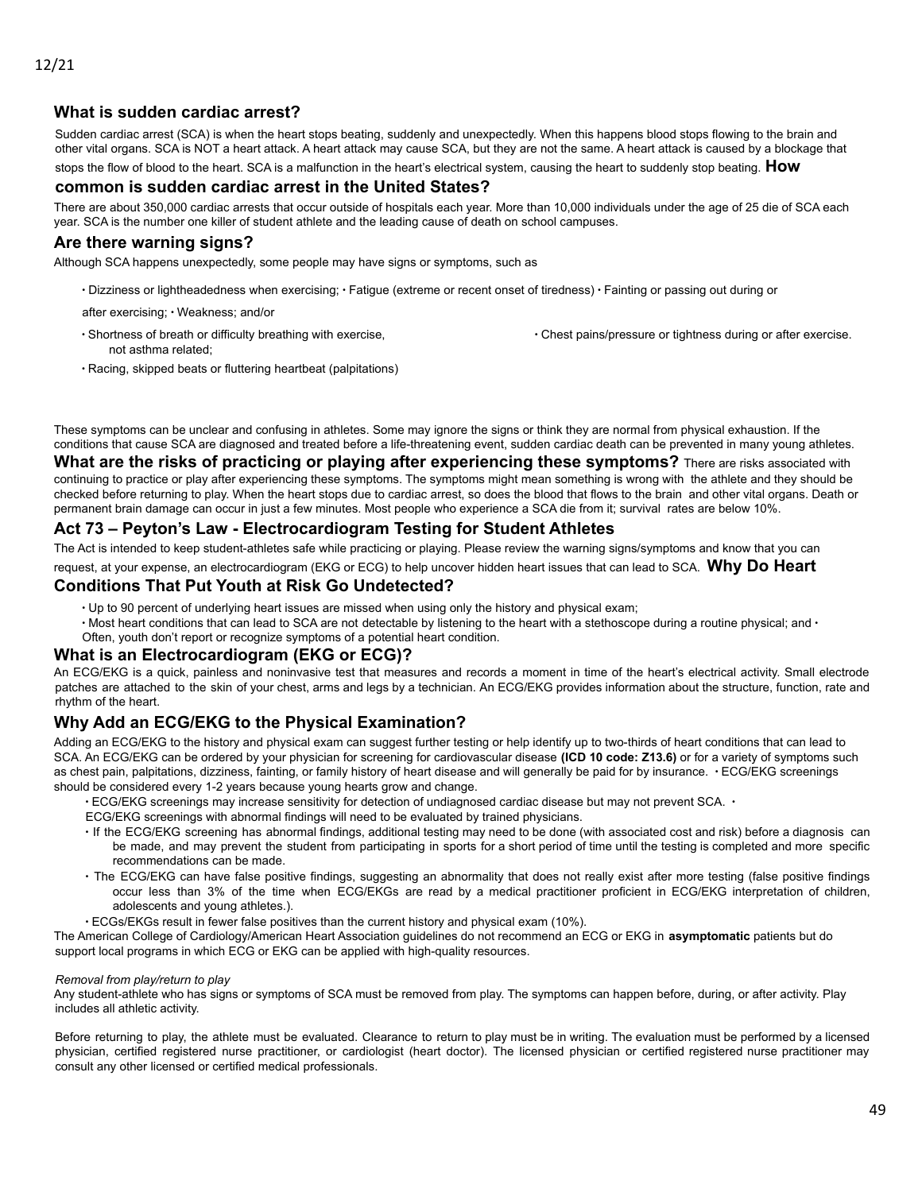12/21

## What is sudden cardiac arrest?

Sudden cardiac arrest (SCA) is when the heart stops beating, suddenly and unexpectedly. When this happens blood stops flowing to the brain and other vital organs. SCA is NOT a heart attack. A heart attack may cause SCA, but they are not the same. A heart attack is caused by a blockage that stops the flow of blood to the heart. SCA is a malfunction in the heart's electrical system, causing the heart to suddenly stop beating.

## How common is sudden cardiac arrest in the United States?

There are about 350,000 cardiac arrests that occur outside of hospitals each year. More than 10,000 individuals under the age of 25 die of SCA each year. SCA is the number one killer of student athlete and the leading cause of death on school campuses.

## Are there warning signs?

Although SCA happens unexpectedly, some people may have signs or symptoms, such as

- Dizziness or lightheadedness when exercising;
- Fatigue (extreme or recent onset of tiredness)
- Fainting or passing out during or after exercising;
- Weakness; and/or
- Shortness of breath or difficulty breathing with exercise, not asthma related;
- Chest pains/pressure or tightness during or after exercise.
- Racing, skipped beats or fluttering heartbeat (palpitations)

These symptoms can be unclear and confusing in athletes. Some may ignore the signs or think they are normal from physical exhaustion. If the conditions that cause SCA are diagnosed and treated before a life-threatening event, sudden cardiac death can be prevented in many young athletes.

## What are the risks of practicing or playing after experiencing these symptoms?

There are risks associated with continuing to practice or play after experiencing these symptoms. The symptoms might mean something is wrong with the athlete and they should be checked before returning to play. When the heart stops due to cardiac arrest, so does the blood that flows to the brain and other vital organs. Death or permanent brain damage can occur in just a few minutes. Most people who experience a SCA die from it; survival rates are below 10%.

## Act 73 – Peyton's Law - Electrocardiogram Testing for Student Athletes

The Act is intended to keep student-athletes safe while practicing or playing. Please review the warning signs/symptoms and know that you can request, at your expense, an electrocardiogram (EKG or ECG) to help uncover hidden heart issues that can lead to SCA.

## Why Do Heart Conditions That Put Youth at Risk Go Undetected?

- Up to 90 percent of underlying heart issues are missed when using only the history and physical exam;
- Most heart conditions that can lead to SCA are not detectable by listening to the heart with a stethoscope during a routine physical; and
- Often, youth don't report or recognize symptoms of a potential heart condition.

## What is an Electrocardiogram (EKG or ECG)?

An ECG/EKG is a quick, painless and noninvasive test that measures and records a moment in time of the heart's electrical activity. Small electrode patches are attached to the skin of your chest, arms and legs by a technician. An ECG/EKG provides information about the structure, function, rate and rhythm of the heart.

## Why Add an ECG/EKG to the Physical Examination?

Adding an ECG/EKG to the history and physical exam can suggest further testing or help identify up to two-thirds of heart conditions that can lead to SCA. An ECG/EKG can be ordered by your physician for screening for cardiovascular disease **(ICD 10 code: Z13.6)** or for a variety of symptoms such as chest pain, palpitations, dizziness, fainting, or family history of heart disease and will generally be paid for by insurance.

- ECG/EKG screenings should be considered every 1-2 years because young hearts grow and change.
- ECG/EKG screenings may increase sensitivity for detection of undiagnosed cardiac disease but may not prevent SCA.
- ECG/EKG screenings with abnormal findings will need to be evaluated by trained physicians.
- If the ECG/EKG screening has abnormal findings, additional testing may need to be done (with associated cost and risk) before a diagnosis can be made, and may prevent the student from participating in sports for a short period of time until the testing is completed and more specific recommendations can be made.
- The ECG/EKG can have false positive findings, suggesting an abnormality that does not really exist after more testing (false positive findings occur less than 3% of the time when ECG/EKGs are read by a medical practitioner proficient in ECG/EKG interpretation of children, adolescents and young athletes.).
- ECGs/EKGs result in fewer false positives than the current history and physical exam (10%).

The American College of Cardiology/American Heart Association guidelines do not recommend an ECG or EKG in **asymptomatic** patients but do support local programs in which ECG or EKG can be applied with high-quality resources.

*Removal from play/return to play*

Any student-athlete who has signs or symptoms of SCA must be removed from play. The symptoms can happen before, during, or after activity. Play includes all athletic activity.

Before returning to play, the athlete must be evaluated. Clearance to return to play must be in writing. The evaluation must be performed by a licensed physician, certified registered nurse practitioner, or cardiologist (heart doctor). The licensed physician or certified registered nurse practitioner may consult any other licensed or certified medical professionals.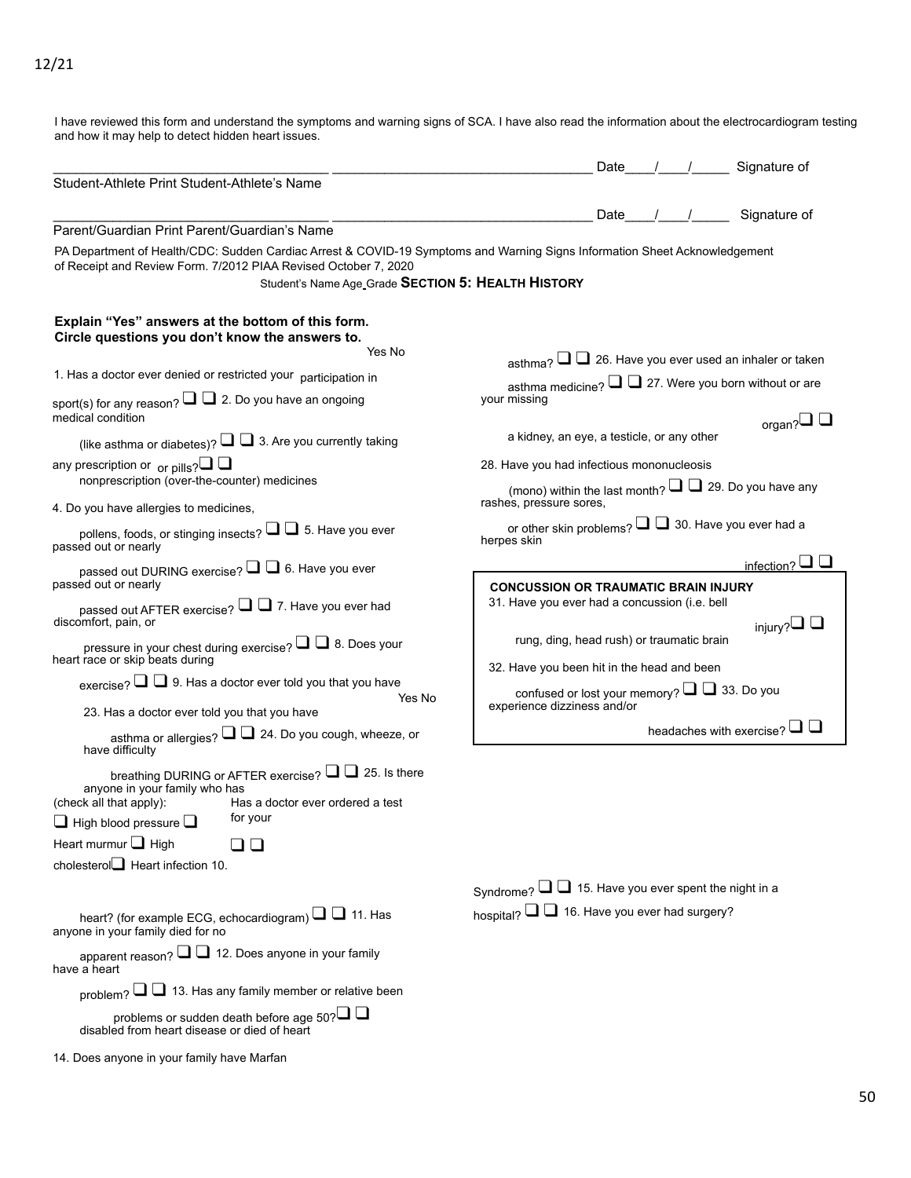I have reviewed this form and understand the symptoms and warning signs of SCA. I have also read the information about the electrocardiogram testing and how it may help to detect hidden heart issues.

_____________________________________ __________________________________ Date____/____/_____ Signature of Student-Athlete Print Student-Athlete's Name

_____________________________________ __________________________________ Date____/____/_____ Signature of Parent/Guardian Print Parent/Guardian's Name

PA Department of Health/CDC: Sudden Cardiac Arrest & COVID-19 Symptoms and Warning Signs Information Sheet Acknowledgement of Receipt and Review Form. 7/2012 PIAA Revised October 7, 2020

Student's Name Age Grade **SECTION 5: HEALTH HISTORY**

**Explain "Yes" answers at the bottom of this form.**
**Circle questions you don't know the answers to.**

Yes No

1. Has a doctor ever denied or restricted your participation in sport(s) for any reason? ❑ ❑
2. Do you have an ongoing medical condition (like asthma or diabetes)? ❑ ❑
3. Are you currently taking any prescription or nonprescription (over-the-counter) medicines or pills? ❑ ❑
4. Do you have allergies to medicines, pollens, foods, or stinging insects? ❑ ❑
5. Have you ever passed out or nearly passed out DURING exercise? ❑ ❑
6. Have you ever passed out or nearly passed out AFTER exercise? ❑ ❑
7. Have you ever had discomfort, pain, or pressure in your chest during exercise? ❑ ❑
8. Does your heart race or skip beats during exercise? ❑ ❑
9. Has a doctor ever told you that you have (check all that apply): ❑ High blood pressure ❑ Heart murmur ❑ High cholesterol ❑ Heart infection
10. Has a doctor ever ordered a test for your heart? (for example ECG, echocardiogram) ❑ ❑
11. Has anyone in your family died for no apparent reason? ❑ ❑
12. Does anyone in your family have a heart problem? ❑ ❑
13. Has any family member or relative been disabled from heart disease or died of heart problems or sudden death before age 50? ❑ ❑
14. Does anyone in your family have Marfan Syndrome? ❑ ❑
15. Have you ever spent the night in a hospital? ❑ ❑
16. Have you ever had surgery?

Yes No

23. Has a doctor ever told you that you have asthma or allergies? ❑ ❑
24. Do you cough, wheeze, or have difficulty breathing DURING or AFTER exercise? ❑ ❑
25. Is there anyone in your family who has asthma? ❑ ❑
26. Have you ever used an inhaler or taken asthma medicine? ❑ ❑
27. Were you born without or are you missing a kidney, an eye, a testicle, or any other organ? ❑ ❑
28. Have you had infectious mononucleosis (mono) within the last month? ❑ ❑
29. Do you have any rashes, pressure sores, or other skin problems? ❑ ❑
30. Have you ever had a herpes skin infection? ❑ ❑

**CONCUSSION OR TRAUMATIC BRAIN INJURY**

31. Have you ever had a concussion (i.e. bell rung, ding, head rush) or traumatic brain injury? ❑ ❑
32. Have you been hit in the head and been confused or lost your memory? ❑ ❑
33. Do you experience dizziness and/or headaches with exercise? ❑ ❑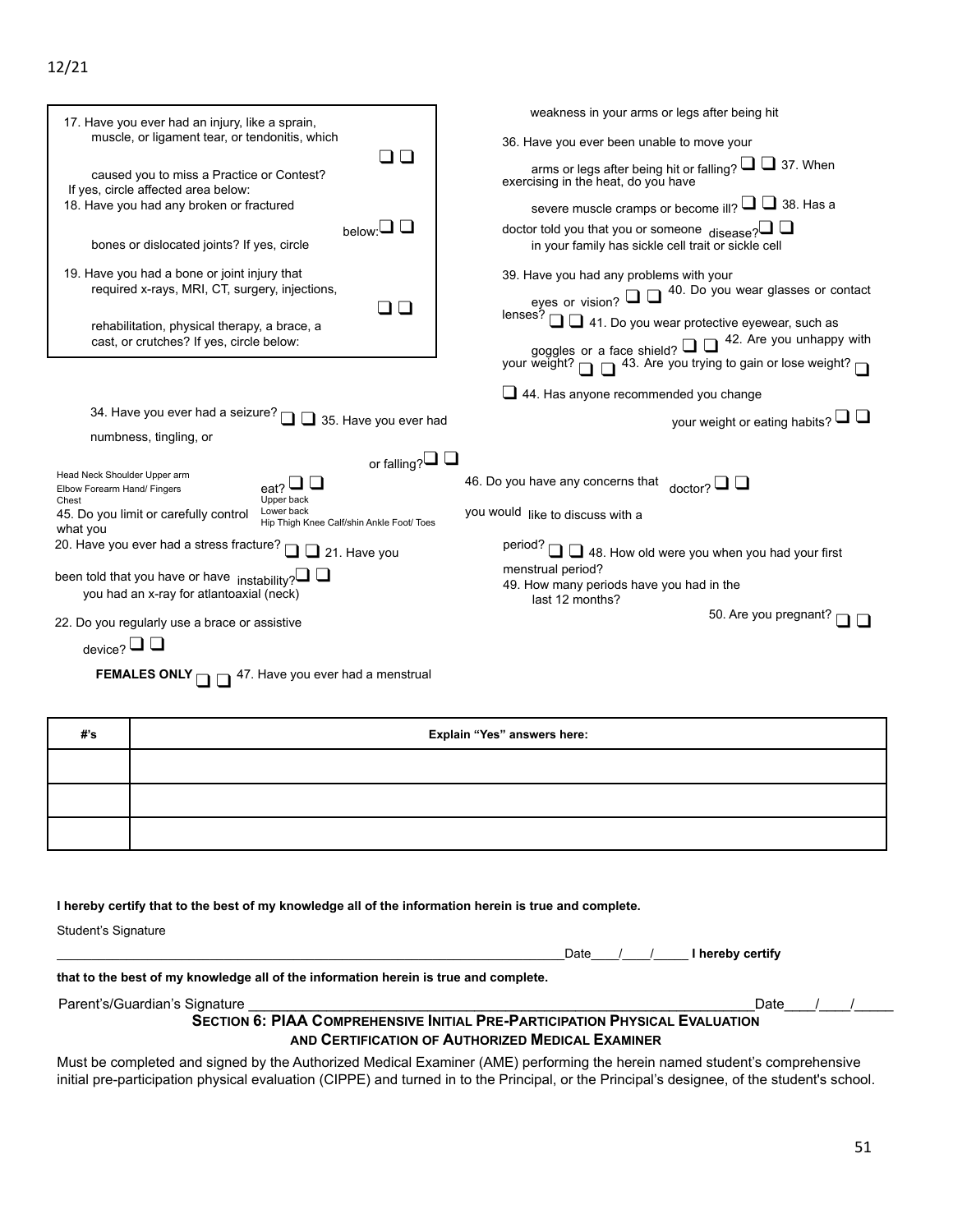12/21

17. Have you ever had an injury, like a sprain, muscle, or ligament tear, or tendonitis, which caused you to miss a Practice or Contest? ❑ ❑
If yes, circle affected area below:

18. Have you had any broken or fractured bones or dislocated joints? If yes, circle below: ❑ ❑

19. Have you had a bone or joint injury that required x-rays, MRI, CT, surgery, injections, rehabilitation, physical therapy, a brace, a cast, or crutches? If yes, circle below: ❑ ❑

Head Neck Shoulder Upper arm Elbow Forearm Hand/ Fingers Chest Upper back Lower back Hip Thigh Knee Calf/shin Ankle Foot/ Toes

20. Have you ever had a stress fracture? ❑ ❑

21. Have you been told that you have or have you had an x-ray for atlantoaxial (neck) instability? ❑ ❑

22. Do you regularly use a brace or assistive device? ❑ ❑

34. Have you ever had a seizure? ❑ ❑

35. Have you ever had numbness, tingling, or weakness in your arms or legs after being hit or falling? ❑ ❑

36. Have you ever been unable to move your arms or legs after being hit or falling? ❑ ❑

37. When exercising in the heat, do you have severe muscle cramps or become ill? ❑ ❑

38. Has a doctor told you that you or someone in your family has sickle cell trait or sickle cell disease? ❑ ❑

39. Have you had any problems with your eyes or vision? ❑ ❑

40. Do you wear glasses or contact lenses? ❑ ❑

41. Do you wear protective eyewear, such as goggles or a face shield? ❑ ❑

42. Are you unhappy with your weight? ❑ ❑

43. Are you trying to gain or lose weight? ❑ ❑

44. Has anyone recommended you change your weight or eating habits? ❑ ❑

45. Do you limit or carefully control what you eat? ❑ ❑

46. Do you have any concerns that you would like to discuss with a doctor? ❑ ❑

**FEMALES ONLY**

47. Have you ever had a menstrual period? ❑ ❑

48. How old were you when you had your first menstrual period?

49. How many periods have you had in the last 12 months?

50. Are you pregnant? ❑ ❑

| #'s | Explain "Yes" answers here: |
|---|---|
| | |
| | |
| | |

**I hereby certify that to the best of my knowledge all of the information herein is true and complete.**

Student's Signature ________________________________________________________________Date____/____/_____

**I hereby certify that to the best of my knowledge all of the information herein is true and complete.**

Parent's/Guardian's Signature ________________________________________________________________Date____/____/_____

## SECTION 6: PIAA COMPREHENSIVE INITIAL PRE-PARTICIPATION PHYSICAL EVALUATION AND CERTIFICATION OF AUTHORIZED MEDICAL EXAMINER

Must be completed and signed by the Authorized Medical Examiner (AME) performing the herein named student's comprehensive initial pre-participation physical evaluation (CIPPE) and turned in to the Principal, or the Principal's designee, of the student's school.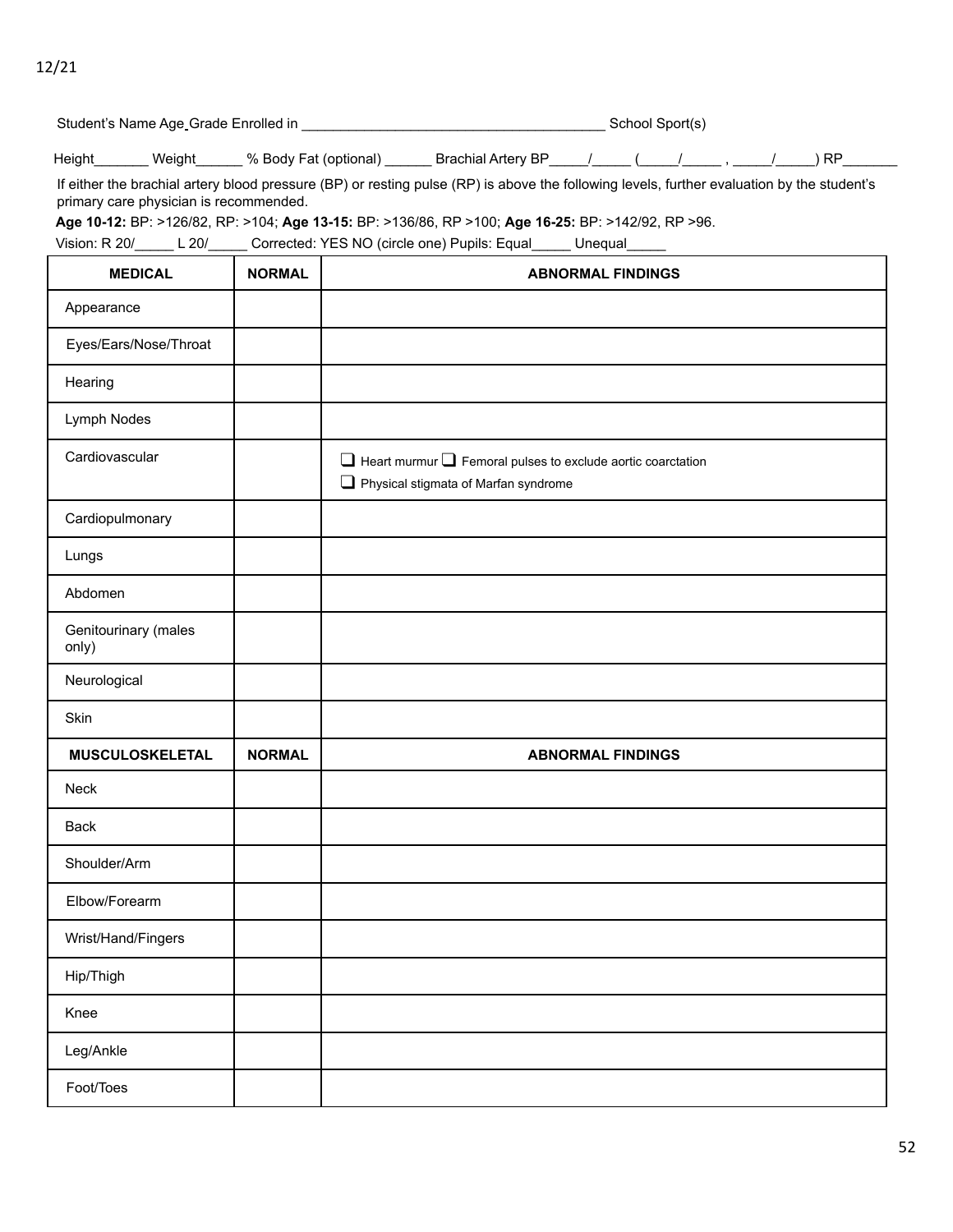12/21

Student's Name Age Grade Enrolled in ________________________________________ School Sport(s)

Height_______ Weight______ % Body Fat (optional) ______ Brachial Artery BP_____/_____ (_____/_____ , _____/_____) RP_______

If either the brachial artery blood pressure (BP) or resting pulse (RP) is above the following levels, further evaluation by the student's primary care physician is recommended.

**Age 10-12:** BP: >126/82, RP: >104; **Age 13-15:** BP: >136/86, RP >100; **Age 16-25:** BP: >142/92, RP >96.

Vision: R 20/_____ L 20/_____ Corrected: YES NO (circle one) Pupils: Equal_____ Unequal_____

| MEDICAL | NORMAL | ABNORMAL FINDINGS |
|---|---|---|
| Appearance | | |
| Eyes/Ears/Nose/Throat | | |
| Hearing | | |
| Lymph Nodes | | |
| Cardiovascular | | ❑ Heart murmur ❑ Femoral pulses to exclude aortic coarctation<br>❑ Physical stigmata of Marfan syndrome |
| Cardiopulmonary | | |
| Lungs | | |
| Abdomen | | |
| Genitourinary (males only) | | |
| Neurological | | |
| Skin | | |
| **MUSCULOSKELETAL** | **NORMAL** | **ABNORMAL FINDINGS** |
| Neck | | |
| Back | | |
| Shoulder/Arm | | |
| Elbow/Forearm | | |
| Wrist/Hand/Fingers | | |
| Hip/Thigh | | |
| Knee | | |
| Leg/Ankle | | |
| Foot/Toes | | |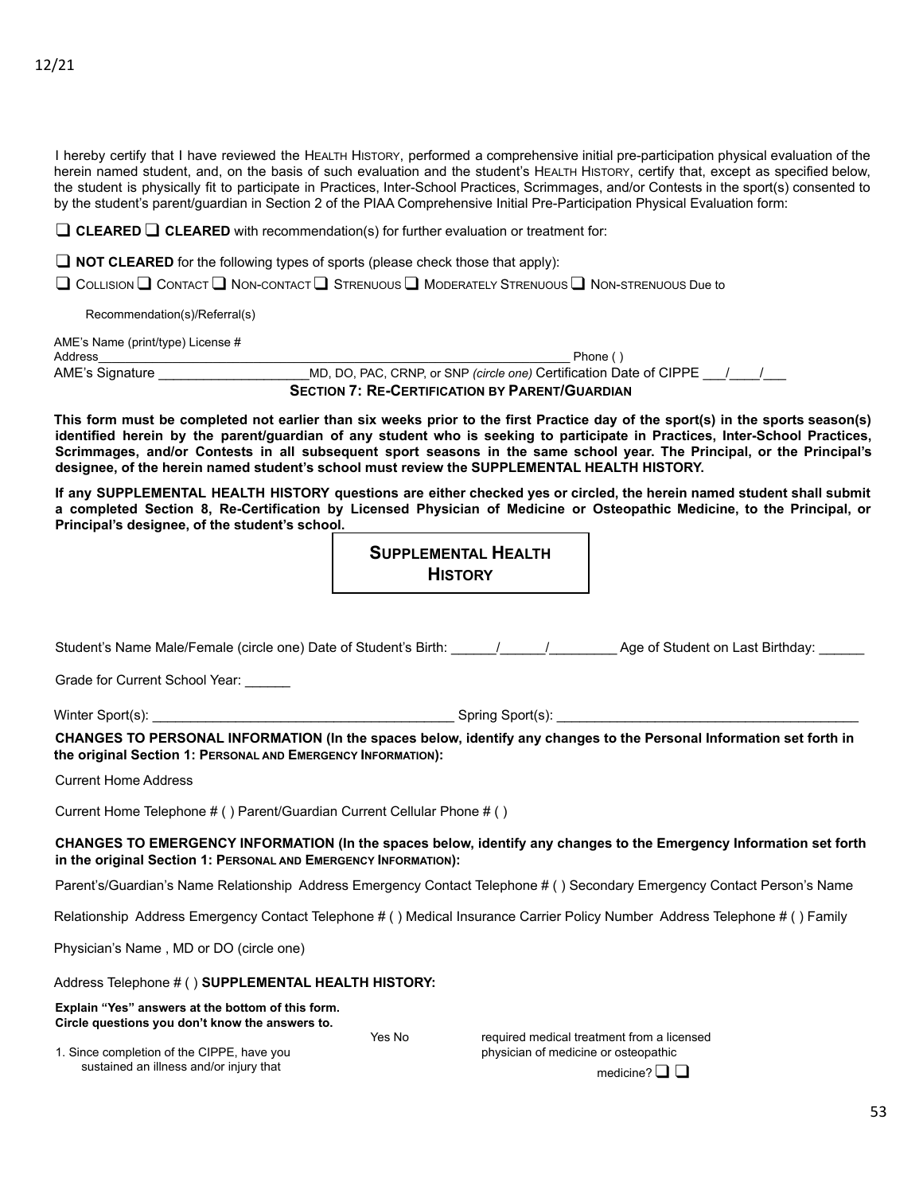I hereby certify that I have reviewed the HEALTH HISTORY, performed a comprehensive initial pre-participation physical evaluation of the herein named student, and, on the basis of such evaluation and the student's HEALTH HISTORY, certify that, except as specified below, the student is physically fit to participate in Practices, Inter-School Practices, Scrimmages, and/or Contests in the sport(s) consented to by the student's parent/guardian in Section 2 of the PIAA Comprehensive Initial Pre-Participation Physical Evaluation form:

❑ **CLEARED** ❑ **CLEARED** with recommendation(s) for further evaluation or treatment for:

❑ **NOT CLEARED** for the following types of sports (please check those that apply):

❑ COLLISION ❑ CONTACT ❑ NON-CONTACT ❑ STRENUOUS ❑ MODERATELY STRENUOUS ❑ NON-STRENUOUS Due to

Recommendation(s)/Referral(s)

AME's Name (print/type) License #
Address_______________________________________________________________ Phone ( )
AME's Signature ____________________MD, DO, PAC, CRNP, or SNP *(circle one)* Certification Date of CIPPE ___/____/___

## SECTION 7: RE-CERTIFICATION BY PARENT/GUARDIAN

**This form must be completed not earlier than six weeks prior to the first Practice day of the sport(s) in the sports season(s) identified herein by the parent/guardian of any student who is seeking to participate in Practices, Inter-School Practices, Scrimmages, and/or Contests in all subsequent sport seasons in the same school year. The Principal, or the Principal's designee, of the herein named student's school must review the SUPPLEMENTAL HEALTH HISTORY.**

**If any SUPPLEMENTAL HEALTH HISTORY questions are either checked yes or circled, the herein named student shall submit a completed Section 8, Re-Certification by Licensed Physician of Medicine or Osteopathic Medicine, to the Principal, or Principal's designee, of the student's school.**

### SUPPLEMENTAL HEALTH HISTORY

Student's Name Male/Female (circle one) Date of Student's Birth: ______/______/_________ Age of Student on Last Birthday: ______

Grade for Current School Year: ______

Winter Sport(s): _______________________________________ Spring Sport(s): _______________________________________

**CHANGES TO PERSONAL INFORMATION (In the spaces below, identify any changes to the Personal Information set forth in the original Section 1: PERSONAL AND EMERGENCY INFORMATION):**

Current Home Address

Current Home Telephone # ( ) Parent/Guardian Current Cellular Phone # ( )

**CHANGES TO EMERGENCY INFORMATION (In the spaces below, identify any changes to the Emergency Information set forth in the original Section 1: PERSONAL AND EMERGENCY INFORMATION):**

Parent's/Guardian's Name Relationship Address Emergency Contact Telephone # ( ) Secondary Emergency Contact Person's Name

Relationship Address Emergency Contact Telephone # ( ) Medical Insurance Carrier Policy Number Address Telephone # ( ) Family

Physician's Name , MD or DO (circle one)

Address Telephone # ( ) **SUPPLEMENTAL HEALTH HISTORY:**

**Explain "Yes" answers at the bottom of this form.**
**Circle questions you don't know the answers to.**

| | Yes | No |
|---|---|---|
| 1. Since completion of the CIPPE, have you sustained an illness and/or injury that required medical treatment from a licensed physician of medicine or osteopathic medicine? | ❑ | ❑ |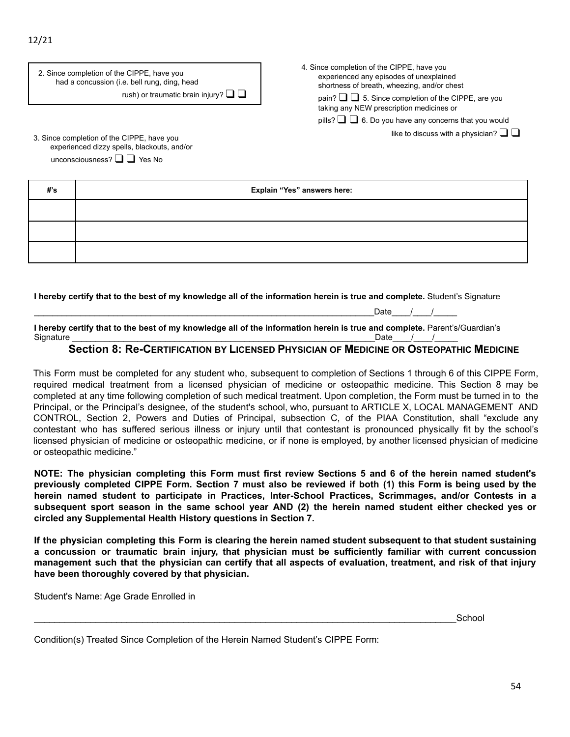12/21

2. Since completion of the CIPPE, have you had a concussion (i.e. bell rung, ding, head rush) or traumatic brain injury? ❑ ❑

3. Since completion of the CIPPE, have you experienced dizzy spells, blackouts, and/or unconsciousness? ❑ ❑ Yes No

4. Since completion of the CIPPE, have you experienced any episodes of unexplained shortness of breath, wheezing, and/or chest pain? ❑ ❑

5. Since completion of the CIPPE, are you taking any NEW prescription medicines or pills? ❑ ❑

6. Do you have any concerns that you would like to discuss with a physician? ❑ ❑

| #'s | Explain "Yes" answers here: |
|---|---|
| | |
| | |
| | |

**I hereby certify that to the best of my knowledge all of the information herein is true and complete.** Student's Signature _______________________________________________________________________Date____/____/_____

**I hereby certify that to the best of my knowledge all of the information herein is true and complete.** Parent's/Guardian's Signature _______________________________________________________________Date____/____/_____

## Section 8: Re-Certification by Licensed Physician of Medicine or Osteopathic Medicine

This Form must be completed for any student who, subsequent to completion of Sections 1 through 6 of this CIPPE Form, required medical treatment from a licensed physician of medicine or osteopathic medicine. This Section 8 may be completed at any time following completion of such medical treatment. Upon completion, the Form must be turned in to the Principal, or the Principal's designee, of the student's school, who, pursuant to ARTICLE X, LOCAL MANAGEMENT AND CONTROL, Section 2, Powers and Duties of Principal, subsection C, of the PIAA Constitution, shall "exclude any contestant who has suffered serious illness or injury until that contestant is pronounced physically fit by the school's licensed physician of medicine or osteopathic medicine, or if none is employed, by another licensed physician of medicine or osteopathic medicine."

**NOTE: The physician completing this Form must first review Sections 5 and 6 of the herein named student's previously completed CIPPE Form. Section 7 must also be reviewed if both (1) this Form is being used by the herein named student to participate in Practices, Inter-School Practices, Scrimmages, and/or Contests in a subsequent sport season in the same school year AND (2) the herein named student either checked yes or circled any Supplemental Health History questions in Section 7.**

**If the physician completing this Form is clearing the herein named student subsequent to that student sustaining a concussion or traumatic brain injury, that physician must be sufficiently familiar with current concussion management such that the physician can certify that all aspects of evaluation, treatment, and risk of that injury have been thoroughly covered by that physician.**

Student's Name: Age Grade Enrolled in

_____________________________________________________________________________________School

Condition(s) Treated Since Completion of the Herein Named Student's CIPPE Form: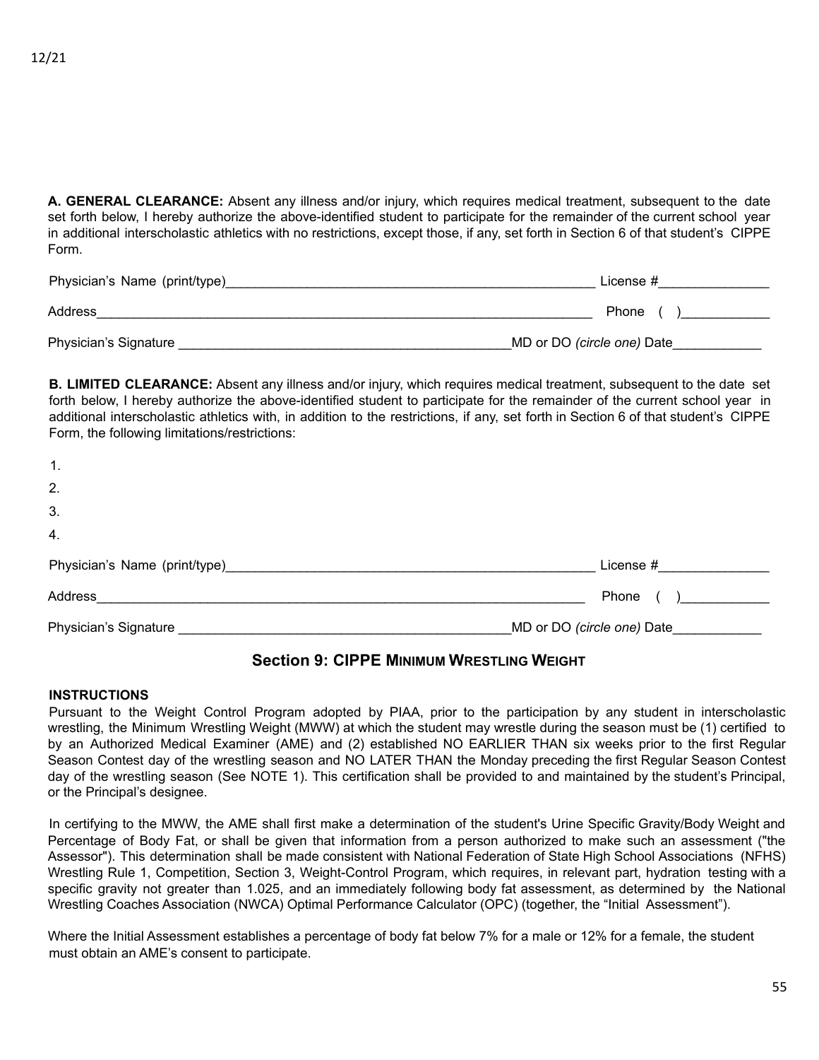**A. GENERAL CLEARANCE:** Absent any illness and/or injury, which requires medical treatment, subsequent to the date set forth below, I hereby authorize the above-identified student to participate for the remainder of the current school year in additional interscholastic athletics with no restrictions, except those, if any, set forth in Section 6 of that student's CIPPE Form.

Physician's Name (print/type)_____________________________________________________ License #_______________

Address______________________________________________________________________ Phone ( )____________

Physician's Signature _______________________________________________MD or DO *(circle one)* Date____________

**B. LIMITED CLEARANCE:** Absent any illness and/or injury, which requires medical treatment, subsequent to the date set forth below, I hereby authorize the above-identified student to participate for the remainder of the current school year in additional interscholastic athletics with, in addition to the restrictions, if any, set forth in Section 6 of that student's CIPPE Form, the following limitations/restrictions:

1.
2.
3.
4.

Physician's Name (print/type)_____________________________________________________ License #_______________

Address______________________________________________________________________ Phone ( )____________

Physician's Signature _______________________________________________MD or DO *(circle one)* Date____________

## Section 9: CIPPE MINIMUM WRESTLING WEIGHT

**INSTRUCTIONS**

Pursuant to the Weight Control Program adopted by PIAA, prior to the participation by any student in interscholastic wrestling, the Minimum Wrestling Weight (MWW) at which the student may wrestle during the season must be (1) certified to by an Authorized Medical Examiner (AME) and (2) established NO EARLIER THAN six weeks prior to the first Regular Season Contest day of the wrestling season and NO LATER THAN the Monday preceding the first Regular Season Contest day of the wrestling season (See NOTE 1). This certification shall be provided to and maintained by the student's Principal, or the Principal's designee.

In certifying to the MWW, the AME shall first make a determination of the student's Urine Specific Gravity/Body Weight and Percentage of Body Fat, or shall be given that information from a person authorized to make such an assessment ("the Assessor"). This determination shall be made consistent with National Federation of State High School Associations (NFHS) Wrestling Rule 1, Competition, Section 3, Weight-Control Program, which requires, in relevant part, hydration testing with a specific gravity not greater than 1.025, and an immediately following body fat assessment, as determined by the National Wrestling Coaches Association (NWCA) Optimal Performance Calculator (OPC) (together, the "Initial Assessment").

Where the Initial Assessment establishes a percentage of body fat below 7% for a male or 12% for a female, the student must obtain an AME's consent to participate.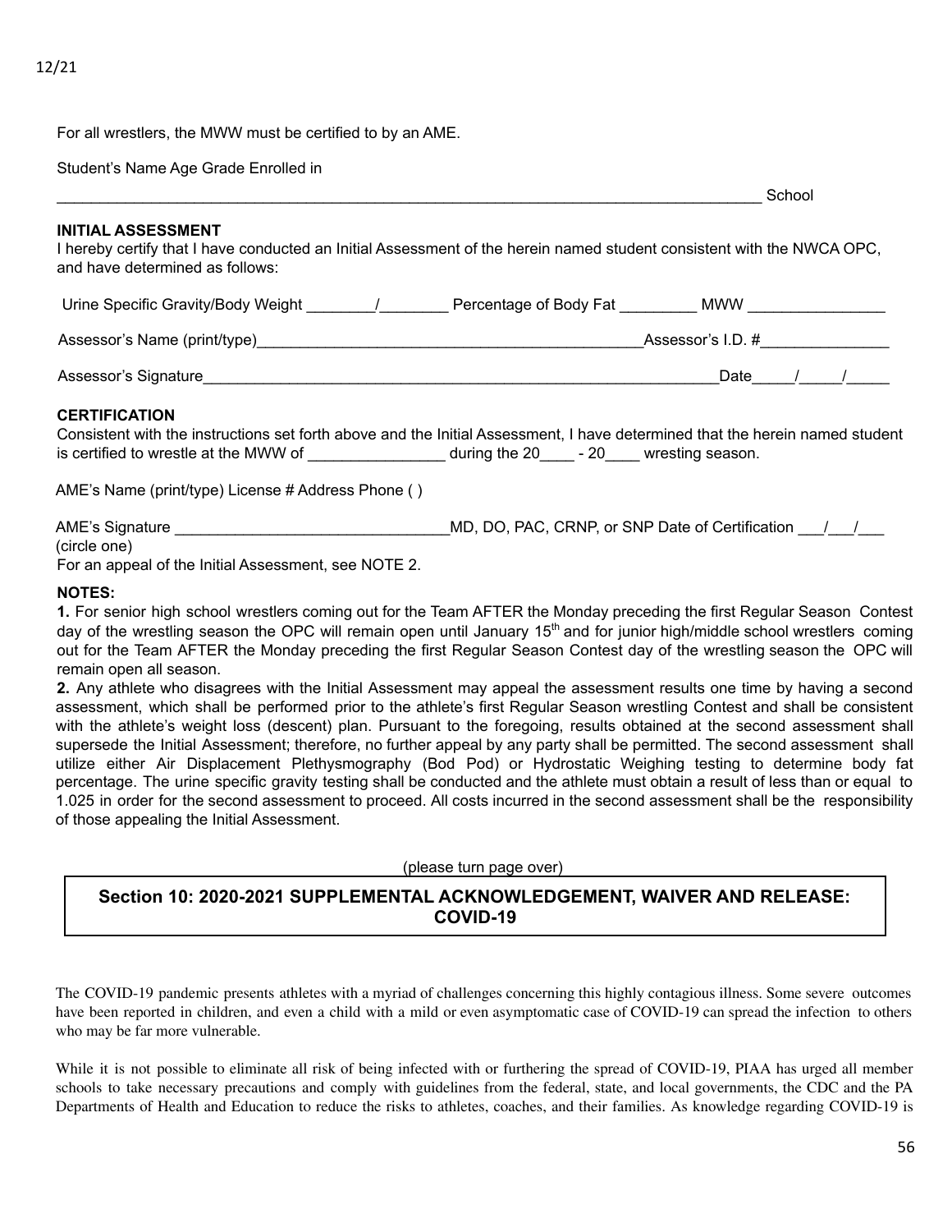For all wrestlers, the MWW must be certified to by an AME.

Student's Name Age Grade Enrolled in

_______________________________________________________________________________ School

**INITIAL ASSESSMENT**

I hereby certify that I have conducted an Initial Assessment of the herein named student consistent with the NWCA OPC, and have determined as follows:

Urine Specific Gravity/Body Weight ________/________ Percentage of Body Fat _________ MWW ________________

Assessor's Name (print/type)_______________________________________________Assessor's I.D. #_______________

Assessor's Signature_______________________________________________________________Date_____/_____/_____

**CERTIFICATION**

Consistent with the instructions set forth above and the Initial Assessment, I have determined that the herein named student is certified to wrestle at the MWW of ________________ during the 20____ - 20____ wresting season.

AME's Name (print/type) License # Address Phone ( )

AME's Signature ________________________________MD, DO, PAC, CRNP, or SNP Date of Certification ___/___/___
(circle one)

For an appeal of the Initial Assessment, see NOTE 2.

**NOTES:**

**1.** For senior high school wrestlers coming out for the Team AFTER the Monday preceding the first Regular Season Contest day of the wrestling season the OPC will remain open until January 15th and for junior high/middle school wrestlers coming out for the Team AFTER the Monday preceding the first Regular Season Contest day of the wrestling season the OPC will remain open all season.

**2.** Any athlete who disagrees with the Initial Assessment may appeal the assessment results one time by having a second assessment, which shall be performed prior to the athlete's first Regular Season wrestling Contest and shall be consistent with the athlete's weight loss (descent) plan. Pursuant to the foregoing, results obtained at the second assessment shall supersede the Initial Assessment; therefore, no further appeal by any party shall be permitted. The second assessment shall utilize either Air Displacement Plethysmography (Bod Pod) or Hydrostatic Weighing testing to determine body fat percentage. The urine specific gravity testing shall be conducted and the athlete must obtain a result of less than or equal to 1.025 in order for the second assessment to proceed. All costs incurred in the second assessment shall be the responsibility of those appealing the Initial Assessment.

(please turn page over)

## Section 10: 2020-2021 SUPPLEMENTAL ACKNOWLEDGEMENT, WAIVER AND RELEASE: COVID-19

The COVID-19 pandemic presents athletes with a myriad of challenges concerning this highly contagious illness. Some severe outcomes have been reported in children, and even a child with a mild or even asymptomatic case of COVID-19 can spread the infection to others who may be far more vulnerable.

While it is not possible to eliminate all risk of being infected with or furthering the spread of COVID-19, PIAA has urged all member schools to take necessary precautions and comply with guidelines from the federal, state, and local governments, the CDC and the PA Departments of Health and Education to reduce the risks to athletes, coaches, and their families. As knowledge regarding COVID-19 is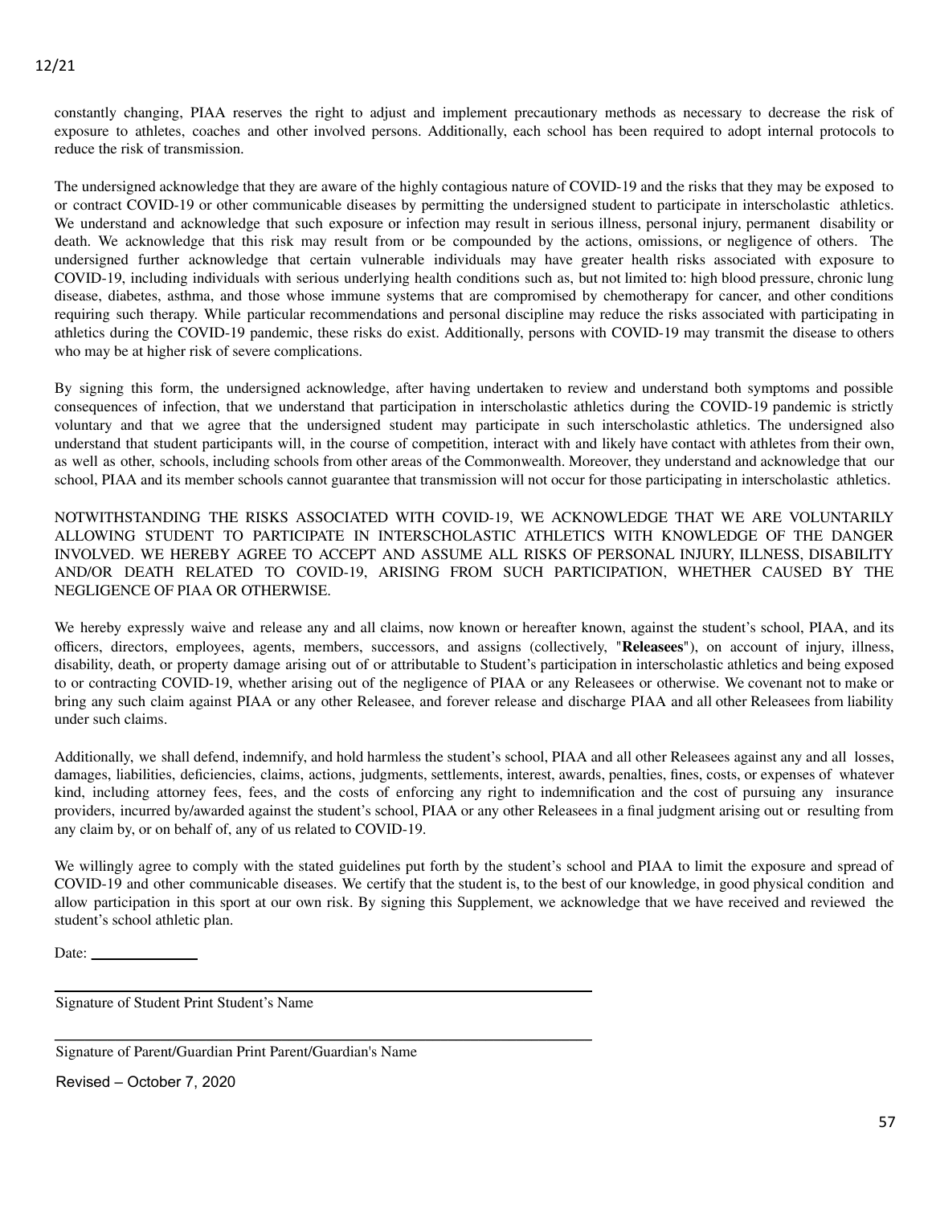constantly changing, PIAA reserves the right to adjust and implement precautionary methods as necessary to decrease the risk of exposure to athletes, coaches and other involved persons. Additionally, each school has been required to adopt internal protocols to reduce the risk of transmission.

The undersigned acknowledge that they are aware of the highly contagious nature of COVID-19 and the risks that they may be exposed to or contract COVID-19 or other communicable diseases by permitting the undersigned student to participate in interscholastic athletics. We understand and acknowledge that such exposure or infection may result in serious illness, personal injury, permanent disability or death. We acknowledge that this risk may result from or be compounded by the actions, omissions, or negligence of others. The undersigned further acknowledge that certain vulnerable individuals may have greater health risks associated with exposure to COVID-19, including individuals with serious underlying health conditions such as, but not limited to: high blood pressure, chronic lung disease, diabetes, asthma, and those whose immune systems that are compromised by chemotherapy for cancer, and other conditions requiring such therapy. While particular recommendations and personal discipline may reduce the risks associated with participating in athletics during the COVID-19 pandemic, these risks do exist. Additionally, persons with COVID-19 may transmit the disease to others who may be at higher risk of severe complications.

By signing this form, the undersigned acknowledge, after having undertaken to review and understand both symptoms and possible consequences of infection, that we understand that participation in interscholastic athletics during the COVID-19 pandemic is strictly voluntary and that we agree that the undersigned student may participate in such interscholastic athletics. The undersigned also understand that student participants will, in the course of competition, interact with and likely have contact with athletes from their own, as well as other, schools, including schools from other areas of the Commonwealth. Moreover, they understand and acknowledge that our school, PIAA and its member schools cannot guarantee that transmission will not occur for those participating in interscholastic athletics.

NOTWITHSTANDING THE RISKS ASSOCIATED WITH COVID-19, WE ACKNOWLEDGE THAT WE ARE VOLUNTARILY ALLOWING STUDENT TO PARTICIPATE IN INTERSCHOLASTIC ATHLETICS WITH KNOWLEDGE OF THE DANGER INVOLVED. WE HEREBY AGREE TO ACCEPT AND ASSUME ALL RISKS OF PERSONAL INJURY, ILLNESS, DISABILITY AND/OR DEATH RELATED TO COVID-19, ARISING FROM SUCH PARTICIPATION, WHETHER CAUSED BY THE NEGLIGENCE OF PIAA OR OTHERWISE.

We hereby expressly waive and release any and all claims, now known or hereafter known, against the student's school, PIAA, and its officers, directors, employees, agents, members, successors, and assigns (collectively, "**Releasees**"), on account of injury, illness, disability, death, or property damage arising out of or attributable to Student's participation in interscholastic athletics and being exposed to or contracting COVID-19, whether arising out of the negligence of PIAA or any Releasees or otherwise. We covenant not to make or bring any such claim against PIAA or any other Releasee, and forever release and discharge PIAA and all other Releasees from liability under such claims.

Additionally, we shall defend, indemnify, and hold harmless the student's school, PIAA and all other Releasees against any and all losses, damages, liabilities, deficiencies, claims, actions, judgments, settlements, interest, awards, penalties, fines, costs, or expenses of whatever kind, including attorney fees, fees, and the costs of enforcing any right to indemnification and the cost of pursuing any insurance providers, incurred by/awarded against the student's school, PIAA or any other Releasees in a final judgment arising out or resulting from any claim by, or on behalf of, any of us related to COVID-19.

We willingly agree to comply with the stated guidelines put forth by the student's school and PIAA to limit the exposure and spread of COVID-19 and other communicable diseases. We certify that the student is, to the best of our knowledge, in good physical condition and allow participation in this sport at our own risk. By signing this Supplement, we acknowledge that we have received and reviewed the student's school athletic plan.

Date: ______________

_______________________________________________

Signature of Student Print Student's Name

_______________________________________________

Signature of Parent/Guardian Print Parent/Guardian's Name

Revised – October 7, 2020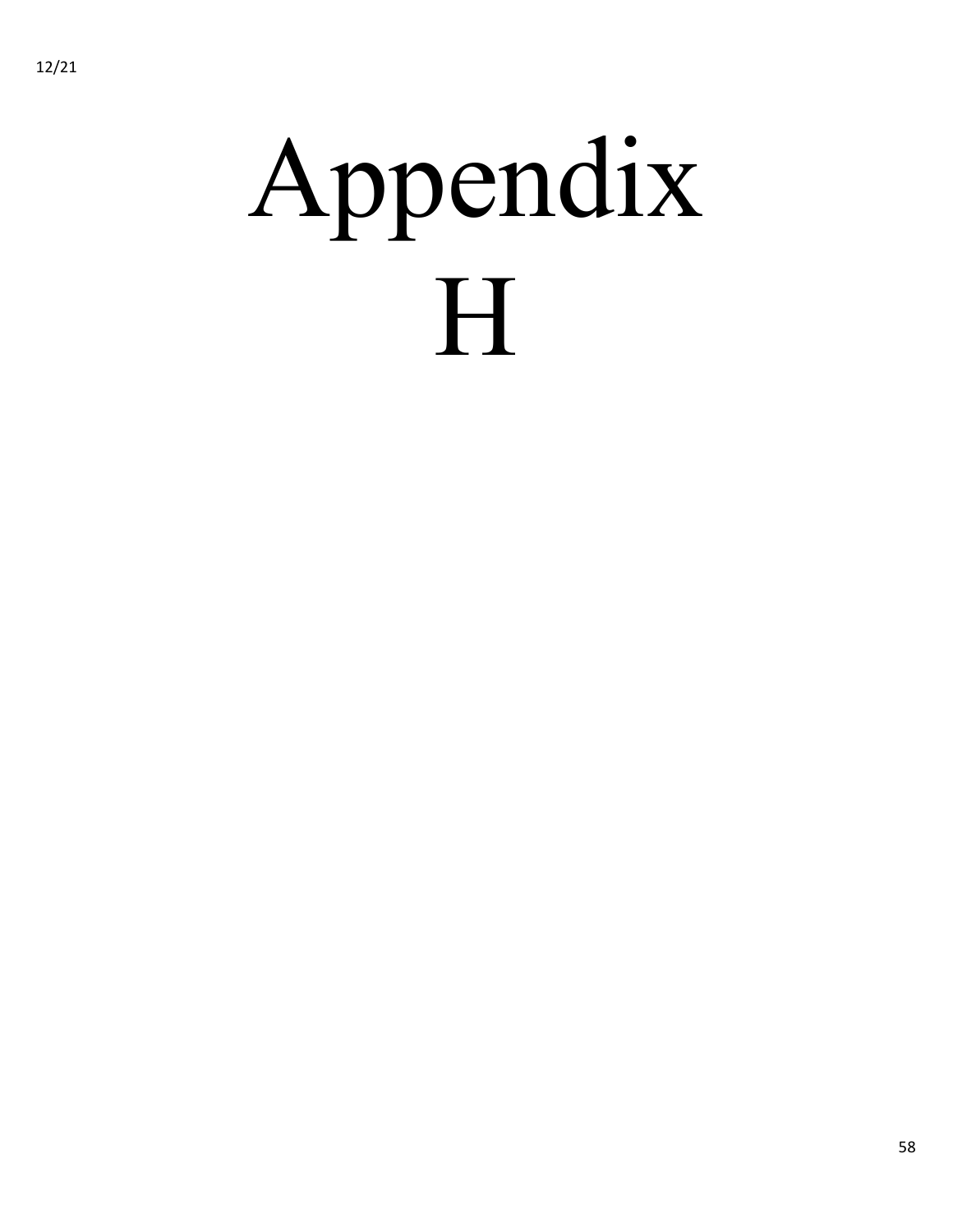# Appendix H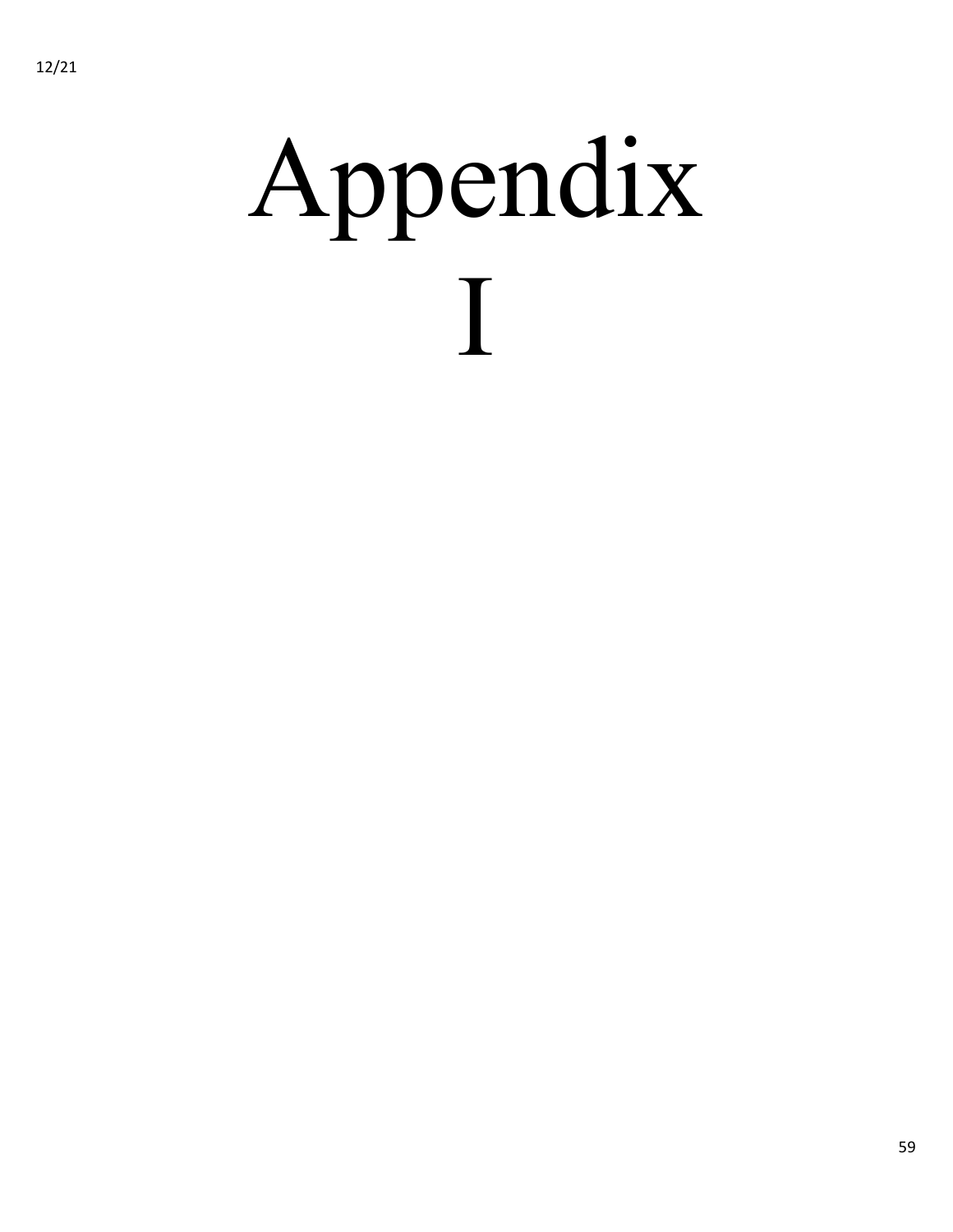# Appendix I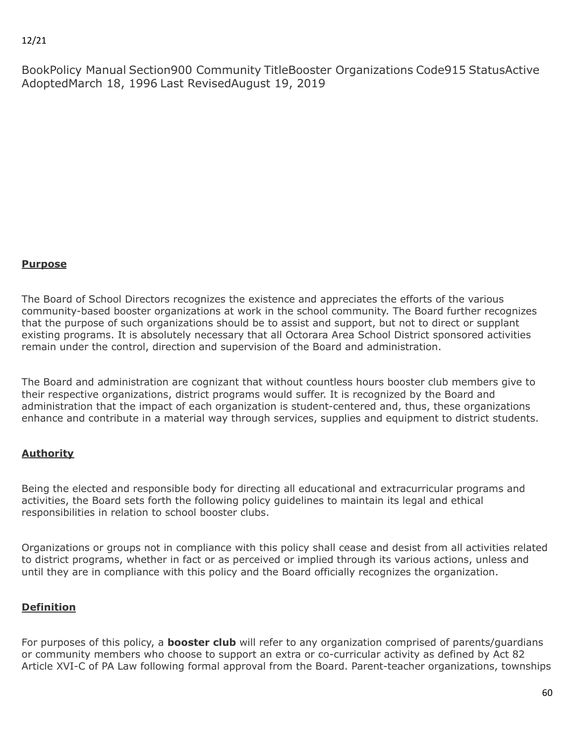BookPolicy Manual Section900 Community TitleBooster Organizations Code915 StatusActive AdoptedMarch 18, 1996 Last RevisedAugust 19, 2019

## Purpose

The Board of School Directors recognizes the existence and appreciates the efforts of the various community-based booster organizations at work in the school community. The Board further recognizes that the purpose of such organizations should be to assist and support, but not to direct or supplant existing programs. It is absolutely necessary that all Octorara Area School District sponsored activities remain under the control, direction and supervision of the Board and administration.

The Board and administration are cognizant that without countless hours booster club members give to their respective organizations, district programs would suffer. It is recognized by the Board and administration that the impact of each organization is student-centered and, thus, these organizations enhance and contribute in a material way through services, supplies and equipment to district students.

## Authority

Being the elected and responsible body for directing all educational and extracurricular programs and activities, the Board sets forth the following policy guidelines to maintain its legal and ethical responsibilities in relation to school booster clubs.

Organizations or groups not in compliance with this policy shall cease and desist from all activities related to district programs, whether in fact or as perceived or implied through its various actions, unless and until they are in compliance with this policy and the Board officially recognizes the organization.

## Definition

For purposes of this policy, a **booster club** will refer to any organization comprised of parents/guardians or community members who choose to support an extra or co-curricular activity as defined by Act 82 Article XVI-C of PA Law following formal approval from the Board. Parent-teacher organizations, townships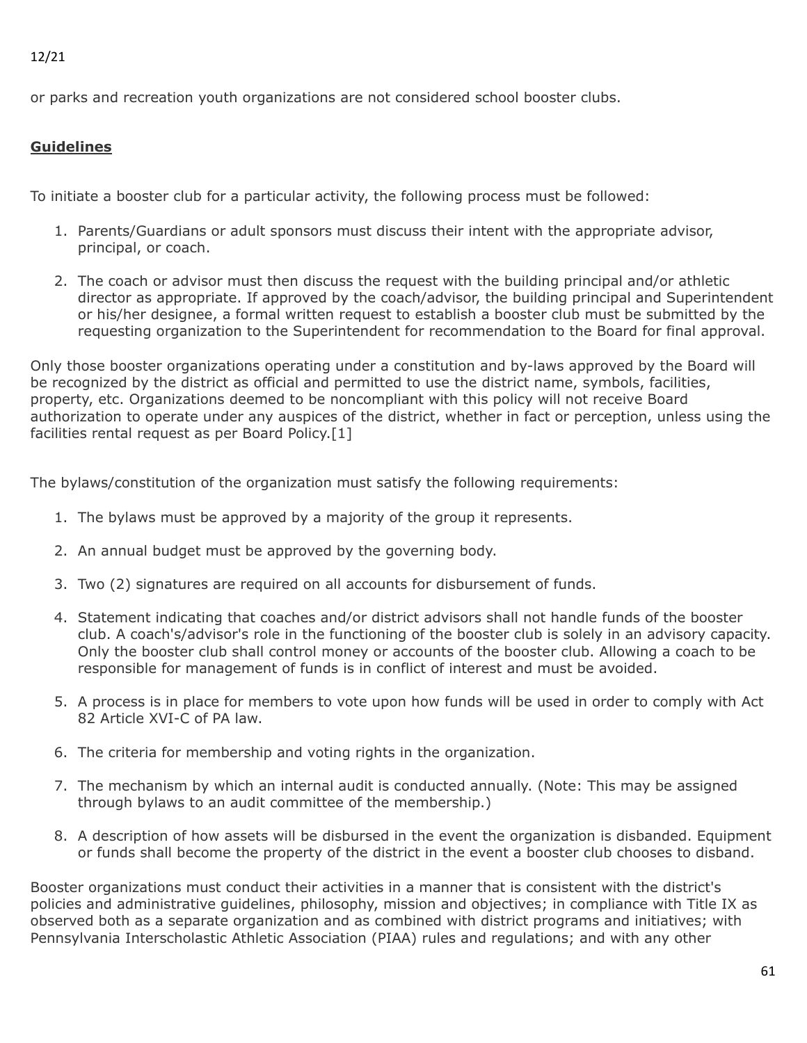or parks and recreation youth organizations are not considered school booster clubs.

## Guidelines

To initiate a booster club for a particular activity, the following process must be followed:

1. Parents/Guardians or adult sponsors must discuss their intent with the appropriate advisor, principal, or coach.

2. The coach or advisor must then discuss the request with the building principal and/or athletic director as appropriate. If approved by the coach/advisor, the building principal and Superintendent or his/her designee, a formal written request to establish a booster club must be submitted by the requesting organization to the Superintendent for recommendation to the Board for final approval.

Only those booster organizations operating under a constitution and by-laws approved by the Board will be recognized by the district as official and permitted to use the district name, symbols, facilities, property, etc. Organizations deemed to be noncompliant with this policy will not receive Board authorization to operate under any auspices of the district, whether in fact or perception, unless using the facilities rental request as per Board Policy.[1]

The bylaws/constitution of the organization must satisfy the following requirements:

1. The bylaws must be approved by a majority of the group it represents.

2. An annual budget must be approved by the governing body.

3. Two (2) signatures are required on all accounts for disbursement of funds.

4. Statement indicating that coaches and/or district advisors shall not handle funds of the booster club. A coach's/advisor's role in the functioning of the booster club is solely in an advisory capacity. Only the booster club shall control money or accounts of the booster club. Allowing a coach to be responsible for management of funds is in conflict of interest and must be avoided.

5. A process is in place for members to vote upon how funds will be used in order to comply with Act 82 Article XVI-C of PA law.

6. The criteria for membership and voting rights in the organization.

7. The mechanism by which an internal audit is conducted annually. (Note: This may be assigned through bylaws to an audit committee of the membership.)

8. A description of how assets will be disbursed in the event the organization is disbanded. Equipment or funds shall become the property of the district in the event a booster club chooses to disband.

Booster organizations must conduct their activities in a manner that is consistent with the district's policies and administrative guidelines, philosophy, mission and objectives; in compliance with Title IX as observed both as a separate organization and as combined with district programs and initiatives; with Pennsylvania Interscholastic Athletic Association (PIAA) rules and regulations; and with any other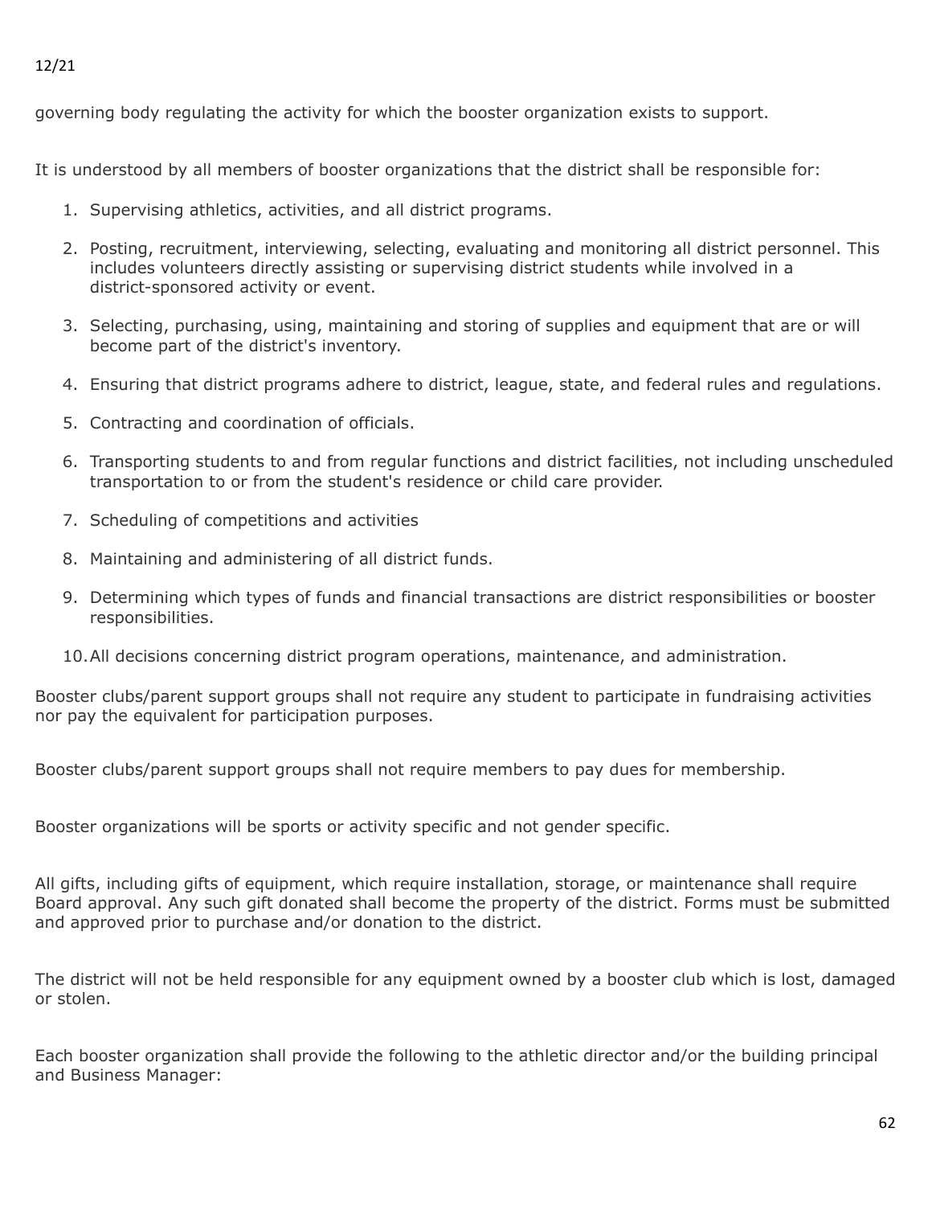governing body regulating the activity for which the booster organization exists to support.

It is understood by all members of booster organizations that the district shall be responsible for:

1. Supervising athletics, activities, and all district programs.
2. Posting, recruitment, interviewing, selecting, evaluating and monitoring all district personnel. This includes volunteers directly assisting or supervising district students while involved in a district-sponsored activity or event.
3. Selecting, purchasing, using, maintaining and storing of supplies and equipment that are or will become part of the district's inventory.
4. Ensuring that district programs adhere to district, league, state, and federal rules and regulations.
5. Contracting and coordination of officials.
6. Transporting students to and from regular functions and district facilities, not including unscheduled transportation to or from the student's residence or child care provider.
7. Scheduling of competitions and activities
8. Maintaining and administering of all district funds.
9. Determining which types of funds and financial transactions are district responsibilities or booster responsibilities.
10. All decisions concerning district program operations, maintenance, and administration.

Booster clubs/parent support groups shall not require any student to participate in fundraising activities nor pay the equivalent for participation purposes.

Booster clubs/parent support groups shall not require members to pay dues for membership.

Booster organizations will be sports or activity specific and not gender specific.

All gifts, including gifts of equipment, which require installation, storage, or maintenance shall require Board approval. Any such gift donated shall become the property of the district. Forms must be submitted and approved prior to purchase and/or donation to the district.

The district will not be held responsible for any equipment owned by a booster club which is lost, damaged or stolen.

Each booster organization shall provide the following to the athletic director and/or the building principal and Business Manager: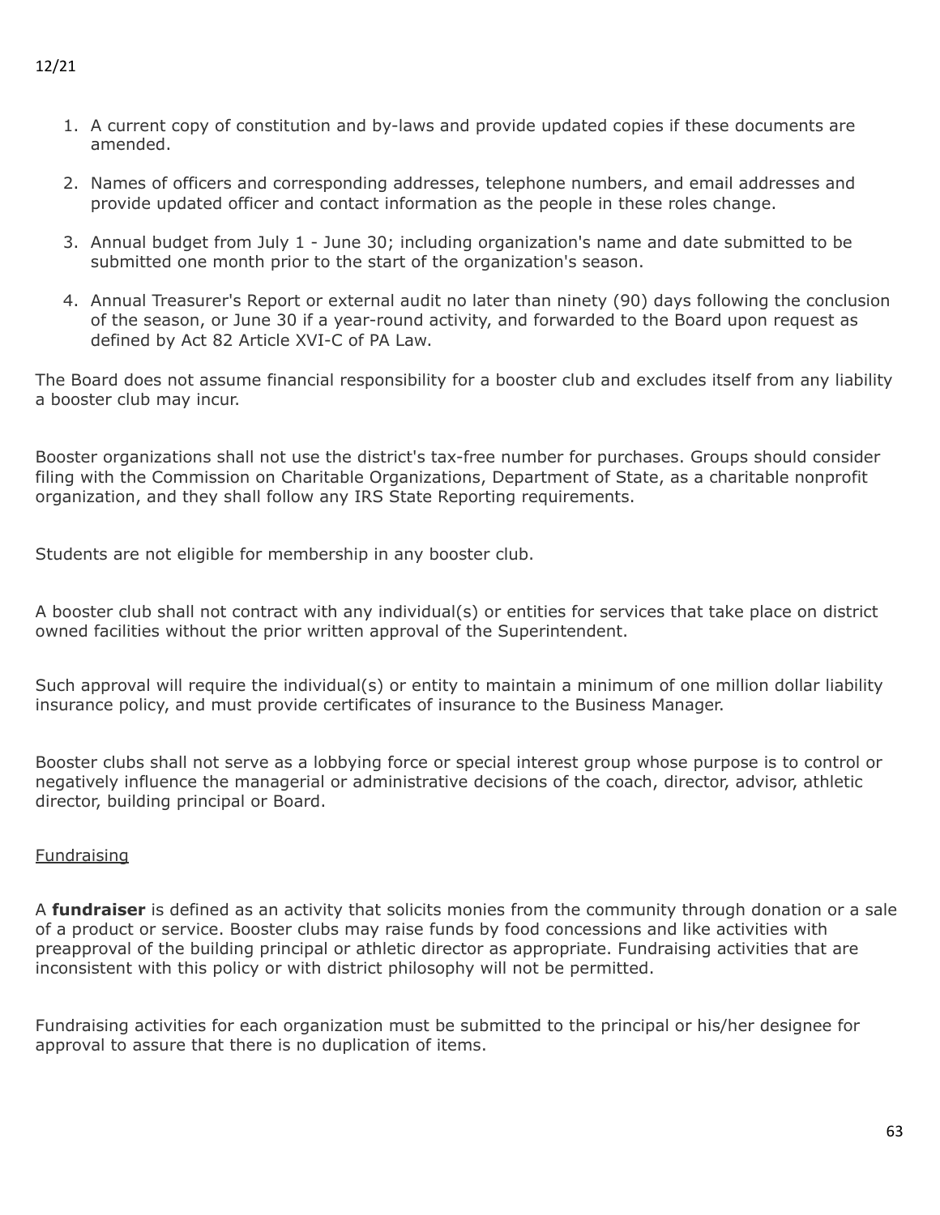1. A current copy of constitution and by-laws and provide updated copies if these documents are amended.

2. Names of officers and corresponding addresses, telephone numbers, and email addresses and provide updated officer and contact information as the people in these roles change.

3. Annual budget from July 1 - June 30; including organization's name and date submitted to be submitted one month prior to the start of the organization's season.

4. Annual Treasurer's Report or external audit no later than ninety (90) days following the conclusion of the season, or June 30 if a year-round activity, and forwarded to the Board upon request as defined by Act 82 Article XVI-C of PA Law.

The Board does not assume financial responsibility for a booster club and excludes itself from any liability a booster club may incur.

Booster organizations shall not use the district's tax-free number for purchases. Groups should consider filing with the Commission on Charitable Organizations, Department of State, as a charitable nonprofit organization, and they shall follow any IRS State Reporting requirements.

Students are not eligible for membership in any booster club.

A booster club shall not contract with any individual(s) or entities for services that take place on district owned facilities without the prior written approval of the Superintendent.

Such approval will require the individual(s) or entity to maintain a minimum of one million dollar liability insurance policy, and must provide certificates of insurance to the Business Manager.

Booster clubs shall not serve as a lobbying force or special interest group whose purpose is to control or negatively influence the managerial or administrative decisions of the coach, director, advisor, athletic director, building principal or Board.

Fundraising

A **fundraiser** is defined as an activity that solicits monies from the community through donation or a sale of a product or service. Booster clubs may raise funds by food concessions and like activities with preapproval of the building principal or athletic director as appropriate. Fundraising activities that are inconsistent with this policy or with district philosophy will not be permitted.

Fundraising activities for each organization must be submitted to the principal or his/her designee for approval to assure that there is no duplication of items.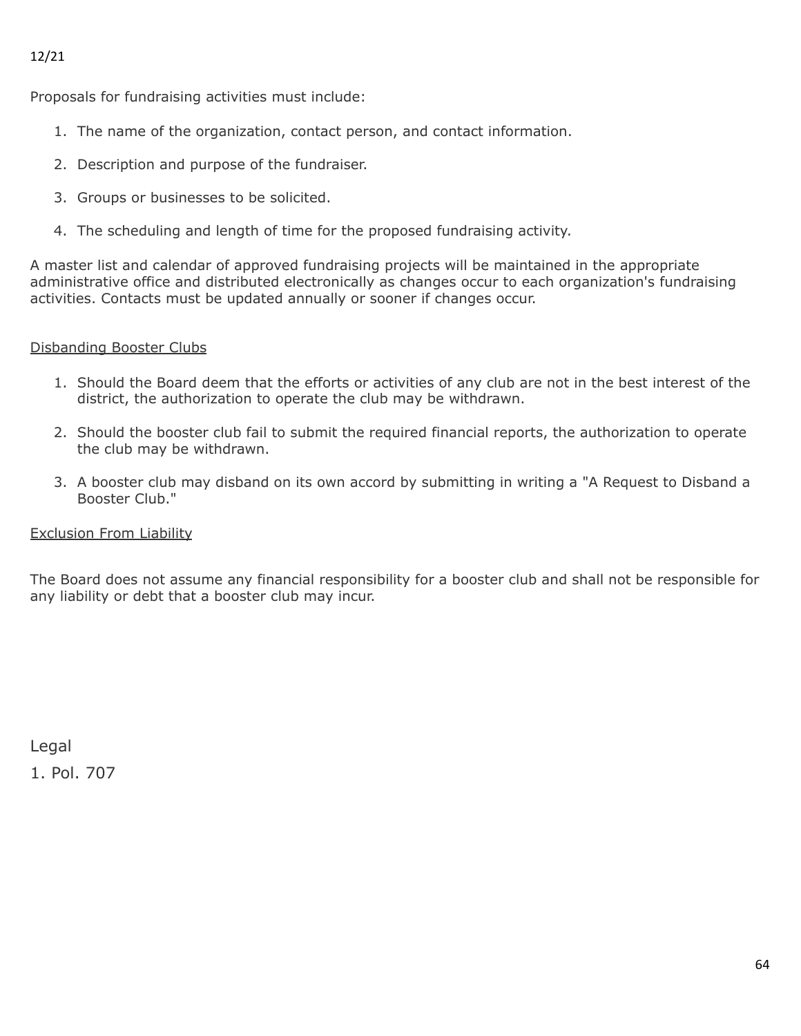12/21

Proposals for fundraising activities must include:

1. The name of the organization, contact person, and contact information.
2. Description and purpose of the fundraiser.
3. Groups or businesses to be solicited.
4. The scheduling and length of time for the proposed fundraising activity.

A master list and calendar of approved fundraising projects will be maintained in the appropriate administrative office and distributed electronically as changes occur to each organization's fundraising activities. Contacts must be updated annually or sooner if changes occur.

<u>Disbanding Booster Clubs</u>

1. Should the Board deem that the efforts or activities of any club are not in the best interest of the district, the authorization to operate the club may be withdrawn.
2. Should the booster club fail to submit the required financial reports, the authorization to operate the club may be withdrawn.
3. A booster club may disband on its own accord by submitting in writing a "A Request to Disband a Booster Club."

<u>Exclusion From Liability</u>

The Board does not assume any financial responsibility for a booster club and shall not be responsible for any liability or debt that a booster club may incur.

Legal

1. Pol. 707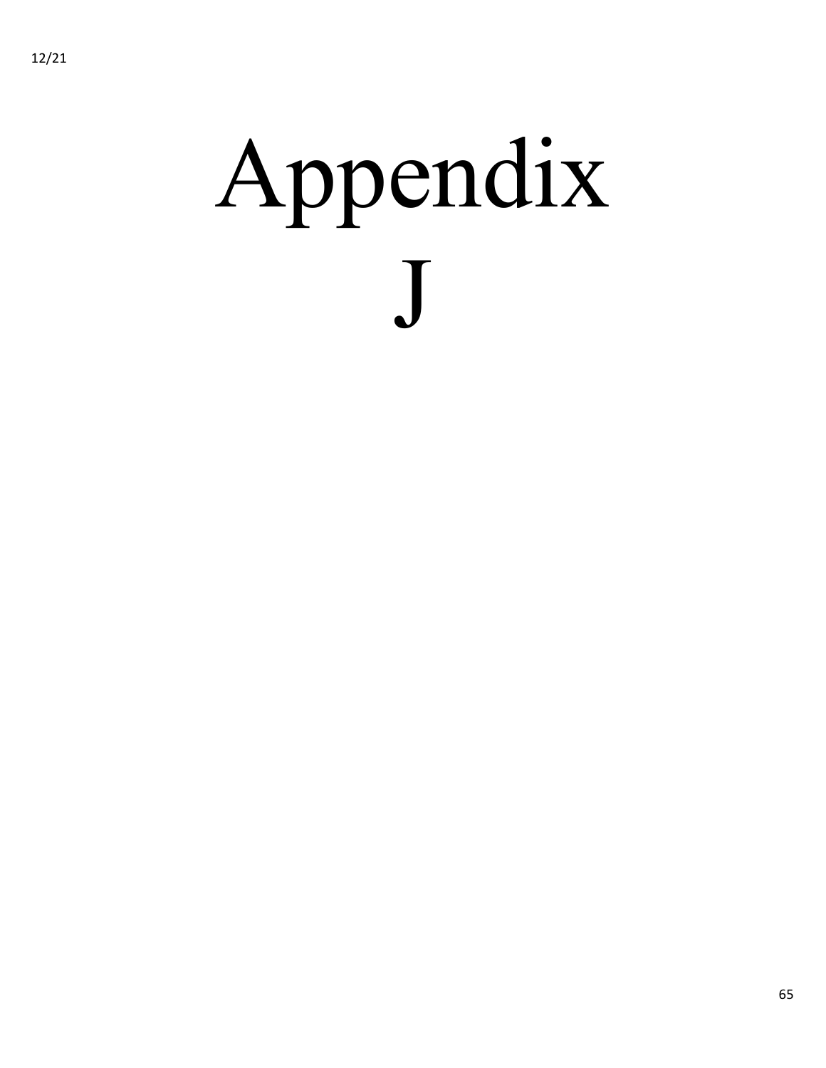# Appendix J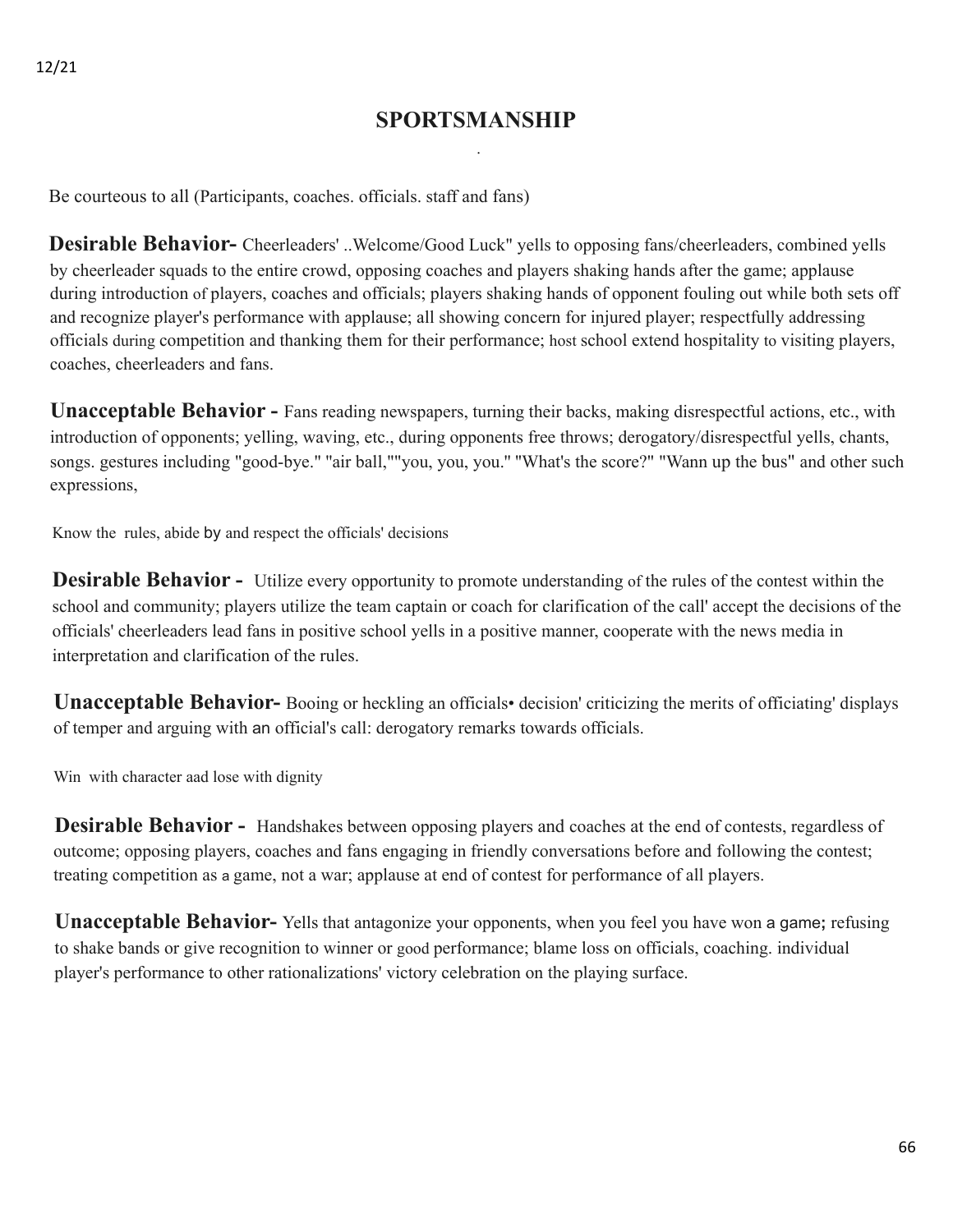## SPORTSMANSHIP

Be courteous to all (Participants, coaches. officials. staff and fans)

**Desirable Behavior-** Cheerleaders' ..Welcome/Good Luck" yells to opposing fans/cheerleaders, combined yells by cheerleader squads to the entire crowd, opposing coaches and players shaking hands after the game; applause during introduction of players, coaches and officials; players shaking hands of opponent fouling out while both sets off and recognize player's performance with applause; all showing concern for injured player; respectfully addressing officials during competition and thanking them for their performance; host school extend hospitality to visiting players, coaches, cheerleaders and fans.

**Unacceptable Behavior -** Fans reading newspapers, turning their backs, making disrespectful actions, etc., with introduction of opponents; yelling, waving, etc., during opponents free throws; derogatory/disrespectful yells, chants, songs. gestures including "good-bye." "air ball,""you, you, you." "What's the score?" "Wann up the bus" and other such expressions,

Know the rules, abide by and respect the officials' decisions

**Desirable Behavior -** Utilize every opportunity to promote understanding of the rules of the contest within the school and community; players utilize the team captain or coach for clarification of the call' accept the decisions of the officials' cheerleaders lead fans in positive school yells in a positive manner, cooperate with the news media in interpretation and clarification of the rules.

**Unacceptable Behavior-** Booing or heckling an officials• decision' criticizing the merits of officiating' displays of temper and arguing with an official's call: derogatory remarks towards officials.

Win with character aad lose with dignity

**Desirable Behavior -** Handshakes between opposing players and coaches at the end of contests, regardless of outcome; opposing players, coaches and fans engaging in friendly conversations before and following the contest; treating competition as a game, not a war; applause at end of contest for performance of all players.

**Unacceptable Behavior-** Yells that antagonize your opponents, when you feel you have won a game; refusing to shake bands or give recognition to winner or good performance; blame loss on officials, coaching. individual player's performance to other rationalizations' victory celebration on the playing surface.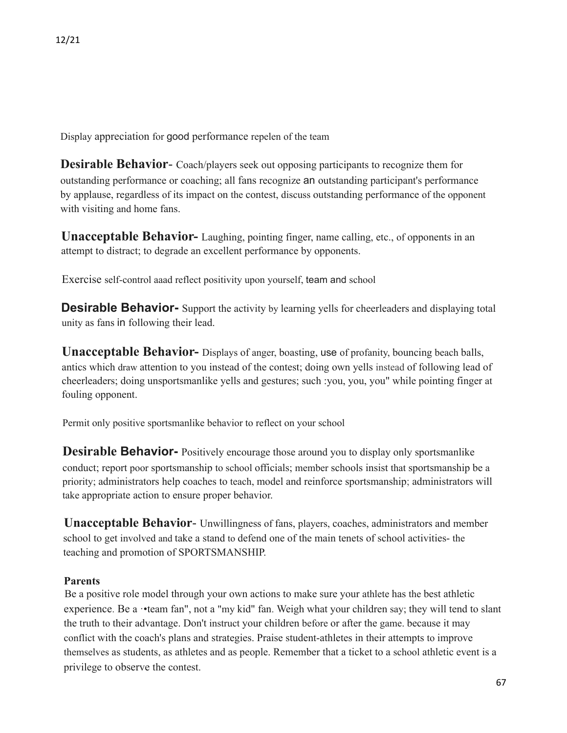Display appreciation for good performance repelen of the team

**Desirable Behavior**- Coach/players seek out opposing participants to recognize them for outstanding performance or coaching; all fans recognize an outstanding participant's performance by applause, regardless of its impact on the contest, discuss outstanding performance of the opponent with visiting and home fans.

**Unacceptable Behavior-** Laughing, pointing finger, name calling, etc., of opponents in an attempt to distract; to degrade an excellent performance by opponents.

Exercise self-control aaad reflect positivity upon yourself, team and school

**Desirable Behavior-** Support the activity by learning yells for cheerleaders and displaying total unity as fans in following their lead.

**Unacceptable Behavior-** Displays of anger, boasting, use of profanity, bouncing beach balls, antics which draw attention to you instead of the contest; doing own yells instead of following lead of cheerleaders; doing unsportsmanlike yells and gestures; such :you, you, you" while pointing finger at fouling opponent.

Permit only positive sportsmanlike behavior to reflect on your school

**Desirable Behavior-** Positively encourage those around you to display only sportsmanlike conduct; report poor sportsmanship to school officials; member schools insist that sportsmanship be a priority; administrators help coaches to teach, model and reinforce sportsmanship; administrators will take appropriate action to ensure proper behavior.

**Unacceptable Behavior**- Unwillingness of fans, players, coaches, administrators and member school to get involved and take a stand to defend one of the main tenets of school activities- the teaching and promotion of SPORTSMANSHIP.

**Parents**

Be a positive role model through your own actions to make sure your athlete has the best athletic experience. Be a ·•team fan", not a "my kid" fan. Weigh what your children say; they will tend to slant the truth to their advantage. Don't instruct your children before or after the game. because it may conflict with the coach's plans and strategies. Praise student-athletes in their attempts to improve themselves as students, as athletes and as people. Remember that a ticket to a school athletic event is a privilege to observe the contest.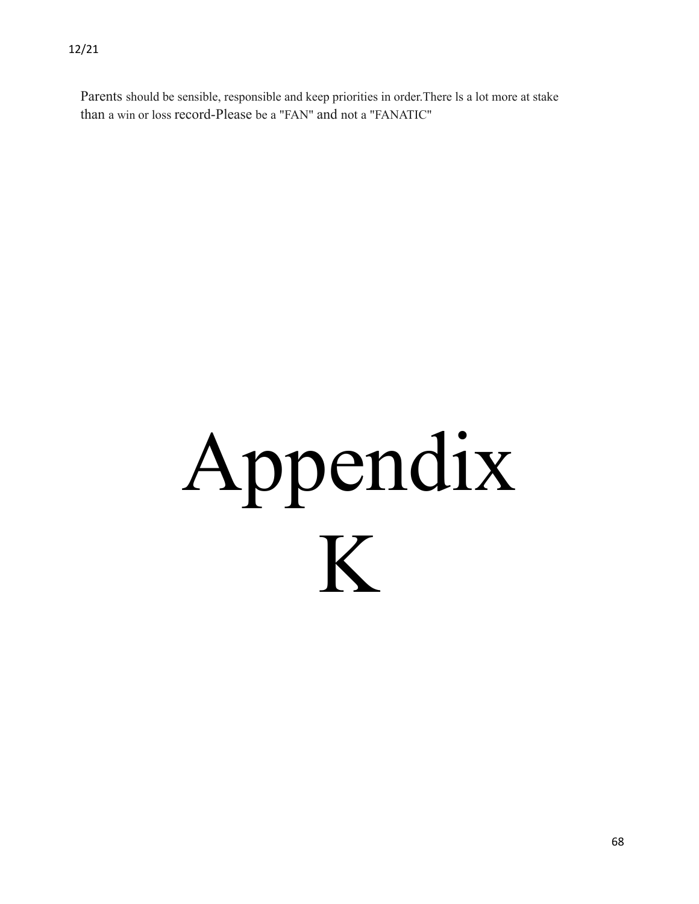Parents should be sensible, responsible and keep priorities in order.There ls a lot more at stake than a win or loss record-Please be a "FAN" and not a "FANATIC"

# Appendix K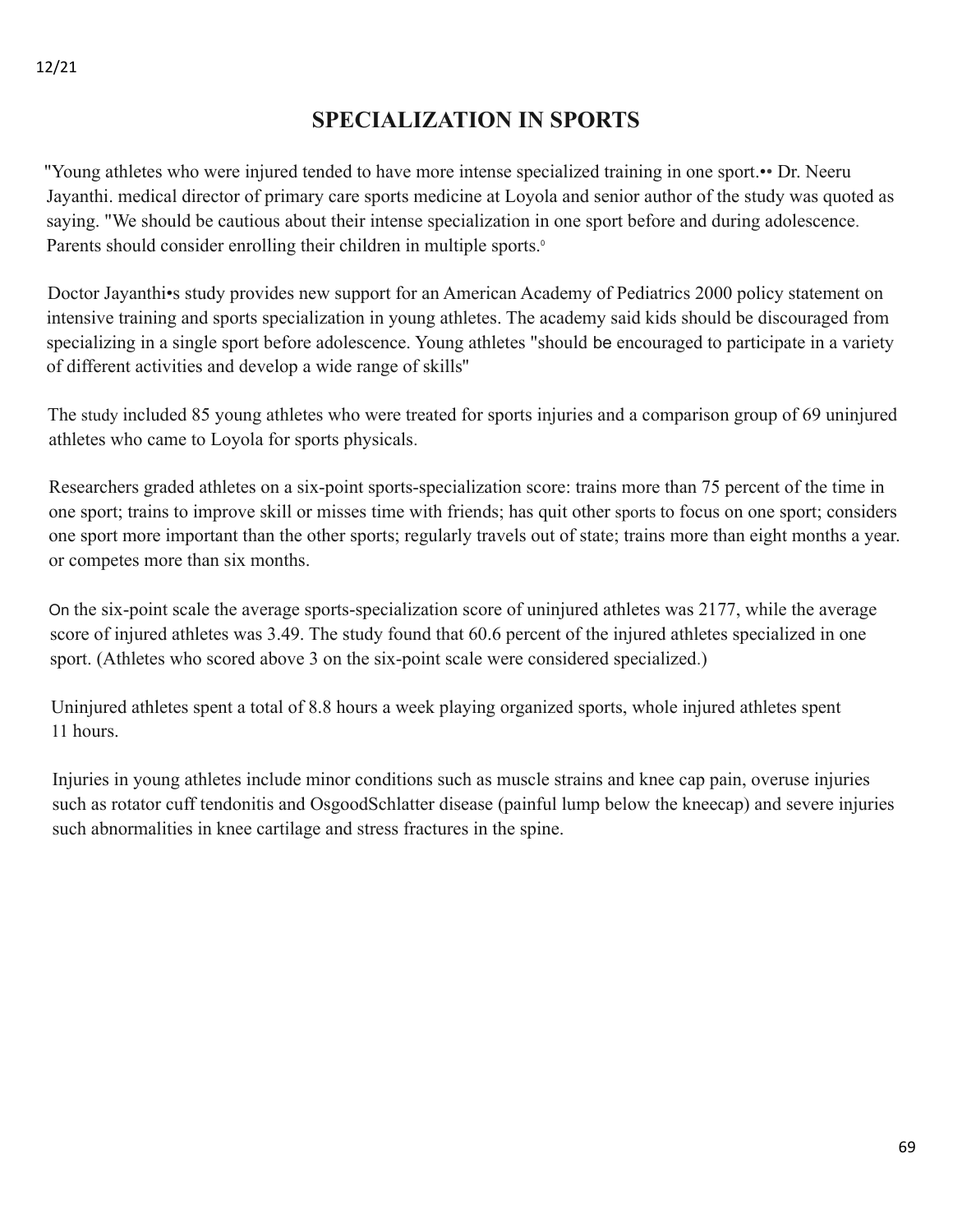# SPECIALIZATION IN SPORTS

"Young athletes who were injured tended to have more intense specialized training in one sport.•• Dr. Neeru Jayanthi. medical director of primary care sports medicine at Loyola and senior author of the study was quoted as saying. "We should be cautious about their intense specialization in one sport before and during adolescence. Parents should consider enrolling their children in multiple sports.⁰

Doctor Jayanthi•s study provides new support for an American Academy of Pediatrics 2000 policy statement on intensive training and sports specialization in young athletes. The academy said kids should be discouraged from specializing in a single sport before adolescence. Young athletes "should be encouraged to participate in a variety of different activities and develop a wide range of skills"

The study included 85 young athletes who were treated for sports injuries and a comparison group of 69 uninjured athletes who came to Loyola for sports physicals.

Researchers graded athletes on a six-point sports-specialization score: trains more than 75 percent of the time in one sport; trains to improve skill or misses time with friends; has quit other sports to focus on one sport; considers one sport more important than the other sports; regularly travels out of state; trains more than eight months a year. or competes more than six months.

On the six-point scale the average sports-specialization score of uninjured athletes was 2177, while the average score of injured athletes was 3.49. The study found that 60.6 percent of the injured athletes specialized in one sport. (Athletes who scored above 3 on the six-point scale were considered specialized.)

Uninjured athletes spent a total of 8.8 hours a week playing organized sports, whole injured athletes spent 11 hours.

Injuries in young athletes include minor conditions such as muscle strains and knee cap pain, overuse injuries such as rotator cuff tendonitis and OsgoodSchlatter disease (painful lump below the kneecap) and severe injuries such abnormalities in knee cartilage and stress fractures in the spine.